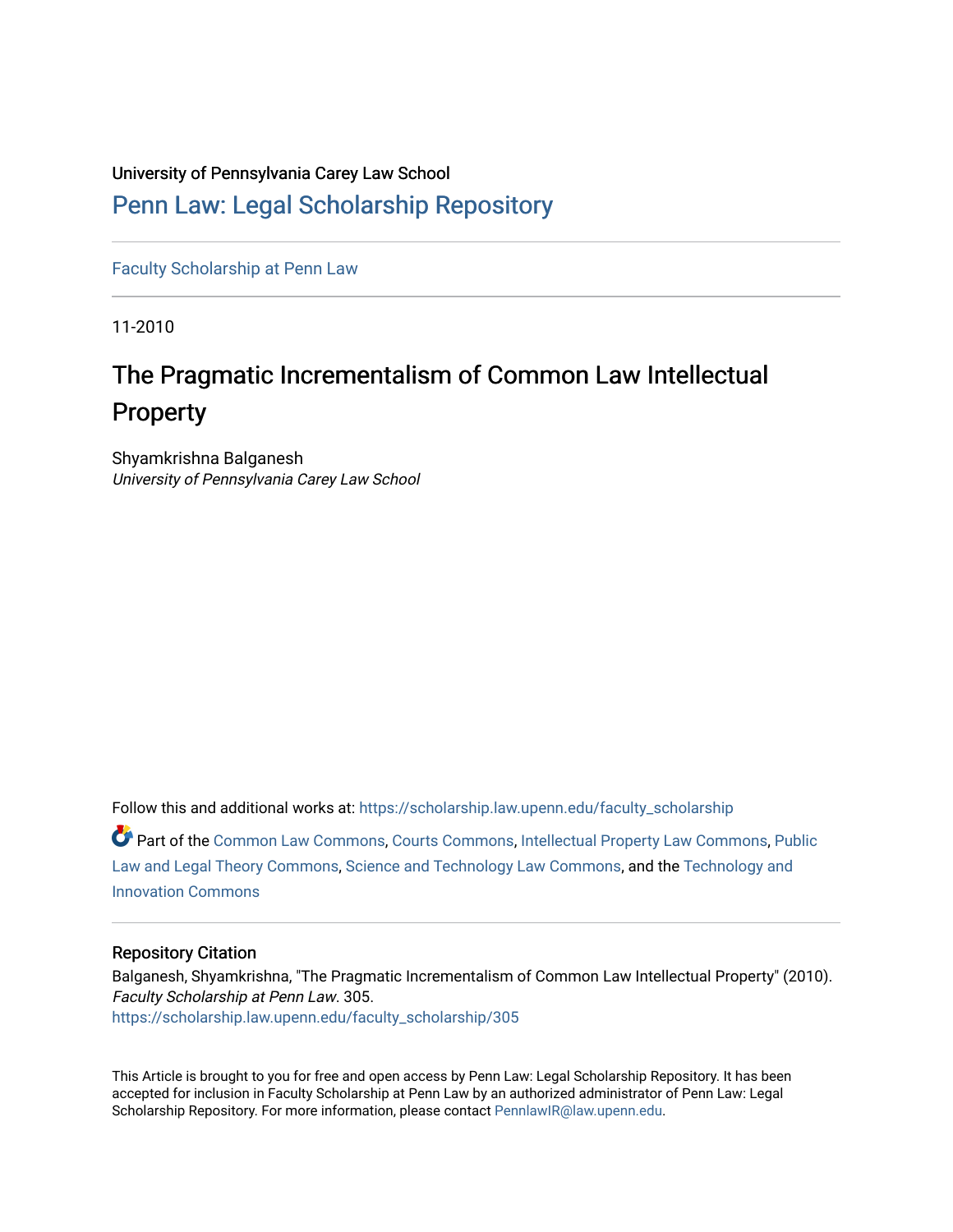University of Pennsylvania Carey Law School

# Penn Law: Legal Scholarship Repository

Faculty Scholarship at Penn Law

11-2010

# The Pragmatic Incrementalism of Common Law Intellectual Property

Shyamkrishna Balganesh
*University of Pennsylvania Carey Law School*

Follow this and additional works at: https://scholarship.law.upenn.edu/faculty_scholarship

Part of the Common Law Commons, Courts Commons, Intellectual Property Law Commons, Public Law and Legal Theory Commons, Science and Technology Law Commons, and the Technology and Innovation Commons

## Repository Citation

Balganesh, Shyamkrishna, "The Pragmatic Incrementalism of Common Law Intellectual Property" (2010). *Faculty Scholarship at Penn Law*. 305.
https://scholarship.law.upenn.edu/faculty_scholarship/305

This Article is brought to you for free and open access by Penn Law: Legal Scholarship Repository. It has been accepted for inclusion in Faculty Scholarship at Penn Law by an authorized administrator of Penn Law: Legal Scholarship Repository. For more information, please contact PennlawIR@law.upenn.edu.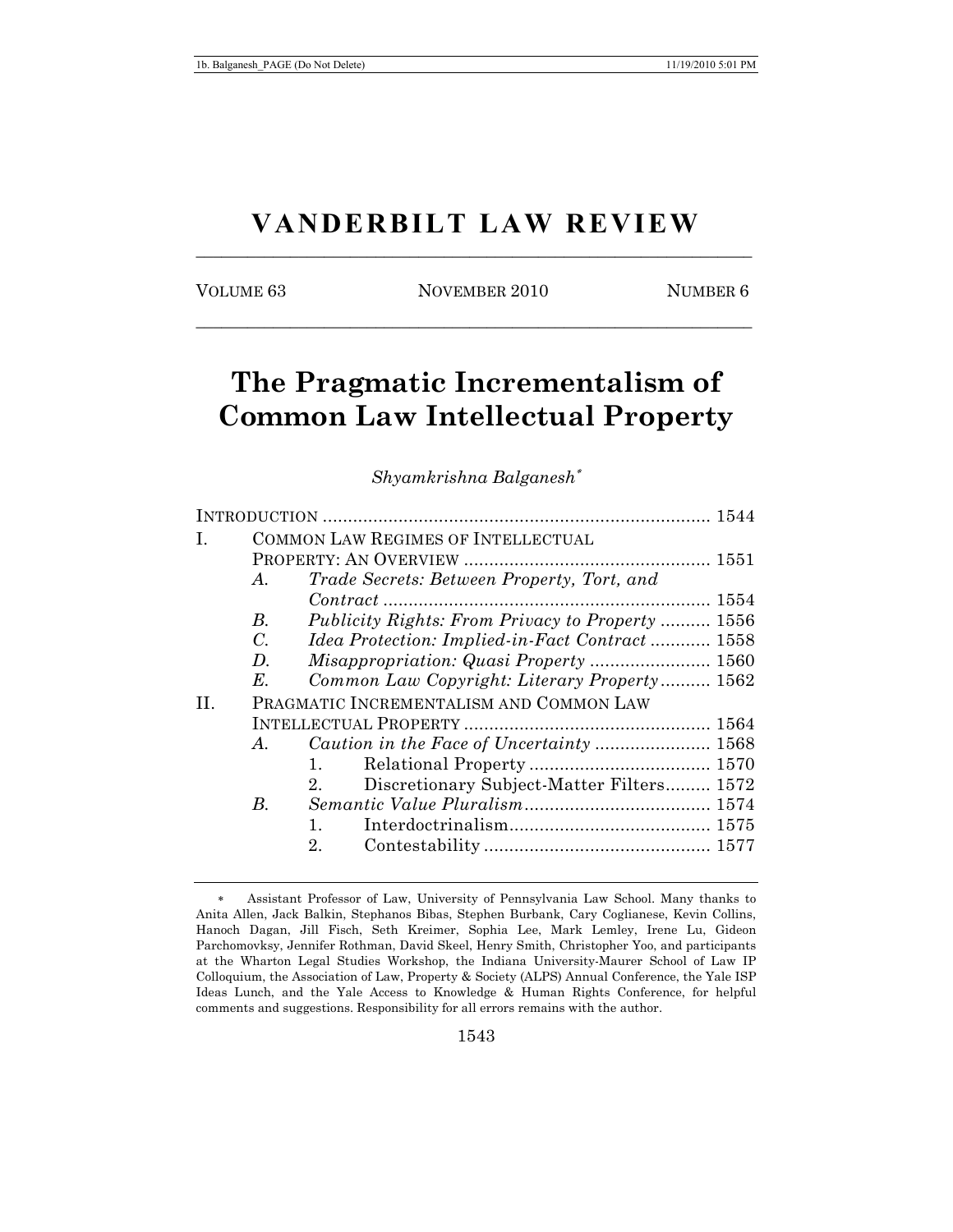# VANDERBILT LAW REVIEW

VOLUME 63 | NOVEMBER 2010 | NUMBER 6

# The Pragmatic Incrementalism of Common Law Intellectual Property

*Shyamkrishna Balganesh*[*]

INTRODUCTION ............................................................................ 1544

I. COMMON LAW REGIMES OF INTELLECTUAL PROPERTY: AN OVERVIEW ................................................ 1551

- A. *Trade Secrets: Between Property, Tort, and Contract* ................................................................ 1554
- B. *Publicity Rights: From Privacy to Property* .......... 1556
- C. *Idea Protection: Implied-in-Fact Contract* ............ 1558
- D. *Misappropriation: Quasi Property* ........................ 1560
- E. *Common Law Copyright: Literary Property* .......... 1562

II. PRAGMATIC INCREMENTALISM AND COMMON LAW INTELLECTUAL PROPERTY ................................................ 1564

- A. *Caution in the Face of Uncertainty* ....................... 1568
  - 1. Relational Property .................................... 1570
  - 2. Discretionary Subject-Matter Filters......... 1572
- B. *Semantic Value Pluralism* ..................................... 1574
  - 1. Interdoctrinalism........................................ 1575
  - 2. Contestability ............................................. 1577

[*] Assistant Professor of Law, University of Pennsylvania Law School. Many thanks to Anita Allen, Jack Balkin, Stephanos Bibas, Stephen Burbank, Cary Coglianese, Kevin Collins, Hanoch Dagan, Jill Fisch, Seth Kreimer, Sophia Lee, Mark Lemley, Irene Lu, Gideon Parchomovksy, Jennifer Rothman, David Skeel, Henry Smith, Christopher Yoo, and participants at the Wharton Legal Studies Workshop, the Indiana University-Maurer School of Law IP Colloquium, the Association of Law, Property & Society (ALPS) Annual Conference, the Yale ISP Ideas Lunch, and the Yale Access to Knowledge & Human Rights Conference, for helpful comments and suggestions. Responsibility for all errors remains with the author.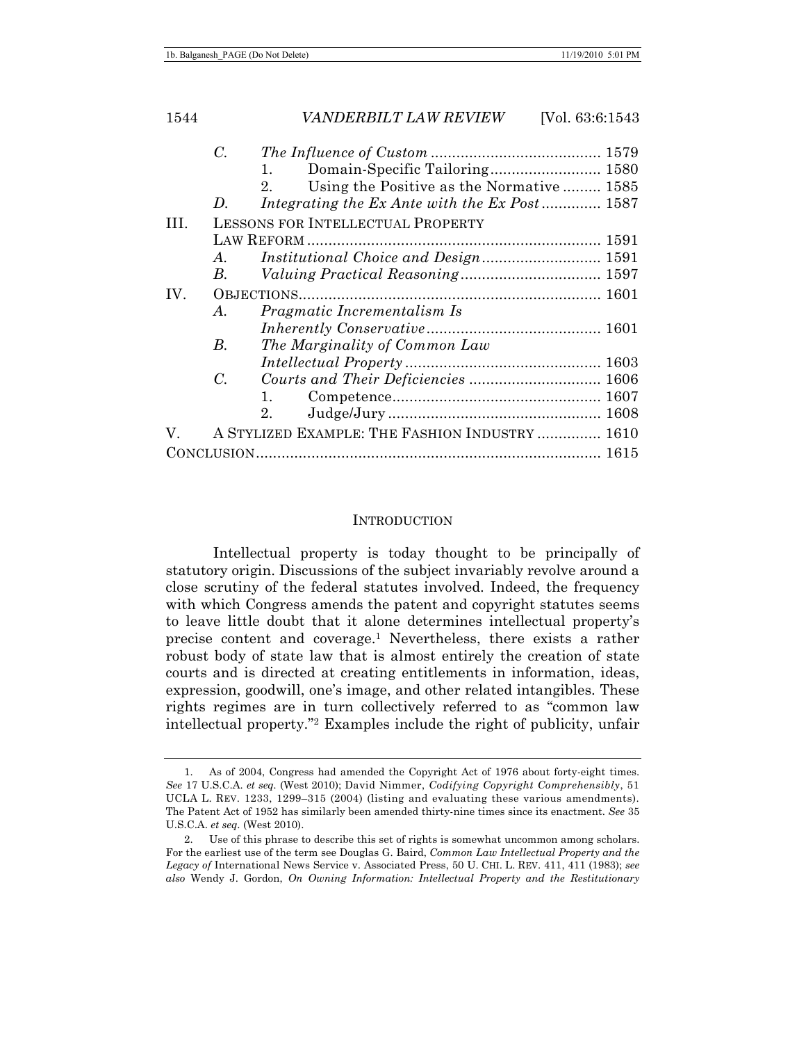| | | | |
|---|---|---|---|
| | C. | *The Influence of Custom* | 1579 |
| | | 1. Domain-Specific Tailoring | 1580 |
| | | 2. Using the Positive as the Normative | 1585 |
| | D. | *Integrating the Ex Ante with the Ex Post* | 1587 |
| III. | | LESSONS FOR INTELLECTUAL PROPERTY LAW REFORM | 1591 |
| | A. | *Institutional Choice and Design* | 1591 |
| | B. | *Valuing Practical Reasoning* | 1597 |
| IV. | | OBJECTIONS | 1601 |
| | A. | *Pragmatic Incrementalism Is Inherently Conservative* | 1601 |
| | B. | *The Marginality of Common Law Intellectual Property* | 1603 |
| | C. | *Courts and Their Deficiencies* | 1606 |
| | | 1. Competence | 1607 |
| | | 2. Judge/Jury | 1608 |
| V. | | A STYLIZED EXAMPLE: THE FASHION INDUSTRY | 1610 |
| CONCLUSION | | | 1615 |

## INTRODUCTION

Intellectual property is today thought to be principally of statutory origin. Discussions of the subject invariably revolve around a close scrutiny of the federal statutes involved. Indeed, the frequency with which Congress amends the patent and copyright statutes seems to leave little doubt that it alone determines intellectual property's precise content and coverage.[1] Nevertheless, there exists a rather robust body of state law that is almost entirely the creation of state courts and is directed at creating entitlements in information, ideas, expression, goodwill, one's image, and other related intangibles. These rights regimes are in turn collectively referred to as "common law intellectual property."[2] Examples include the right of publicity, unfair

---

1. As of 2004, Congress had amended the Copyright Act of 1976 about forty-eight times. *See* 17 U.S.C.A. *et seq.* (West 2010); David Nimmer, *Codifying Copyright Comprehensibly*, 51 UCLA L. REV. 1233, 1299–315 (2004) (listing and evaluating these various amendments). The Patent Act of 1952 has similarly been amended thirty-nine times since its enactment. *See* 35 U.S.C.A. *et seq.* (West 2010).

2. Use of this phrase to describe this set of rights is somewhat uncommon among scholars. For the earliest use of the term see Douglas G. Baird, *Common Law Intellectual Property and the Legacy of* International News Service v. Associated Press, 50 U. CHI. L. REV. 411, 411 (1983); *see also* Wendy J. Gordon, *On Owning Information: Intellectual Property and the Restitutionary*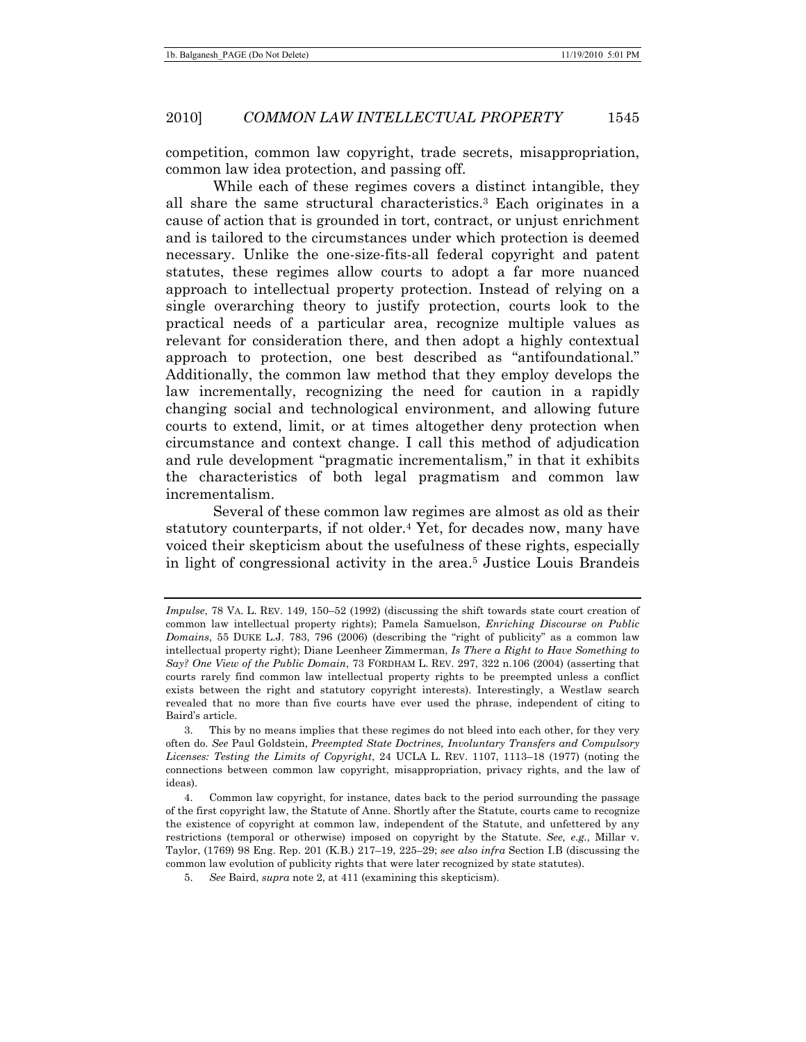competition, common law copyright, trade secrets, misappropriation, common law idea protection, and passing off.

While each of these regimes covers a distinct intangible, they all share the same structural characteristics.[3] Each originates in a cause of action that is grounded in tort, contract, or unjust enrichment and is tailored to the circumstances under which protection is deemed necessary. Unlike the one-size-fits-all federal copyright and patent statutes, these regimes allow courts to adopt a far more nuanced approach to intellectual property protection. Instead of relying on a single overarching theory to justify protection, courts look to the practical needs of a particular area, recognize multiple values as relevant for consideration there, and then adopt a highly contextual approach to protection, one best described as "antifoundational." Additionally, the common law method that they employ develops the law incrementally, recognizing the need for caution in a rapidly changing social and technological environment, and allowing future courts to extend, limit, or at times altogether deny protection when circumstance and context change. I call this method of adjudication and rule development "pragmatic incrementalism," in that it exhibits the characteristics of both legal pragmatism and common law incrementalism.

Several of these common law regimes are almost as old as their statutory counterparts, if not older.[4] Yet, for decades now, many have voiced their skepticism about the usefulness of these rights, especially in light of congressional activity in the area.[5] Justice Louis Brandeis

---

*Impulse*, 78 VA. L. REV. 149, 150–52 (1992) (discussing the shift towards state court creation of common law intellectual property rights); Pamela Samuelson, *Enriching Discourse on Public Domains*, 55 DUKE L.J. 783, 796 (2006) (describing the "right of publicity" as a common law intellectual property right); Diane Leenheer Zimmerman, *Is There a Right to Have Something to Say? One View of the Public Domain*, 73 FORDHAM L. REV. 297, 322 n.106 (2004) (asserting that courts rarely find common law intellectual property rights to be preempted unless a conflict exists between the right and statutory copyright interests). Interestingly, a Westlaw search revealed that no more than five courts have ever used the phrase, independent of citing to Baird's article.

3. This by no means implies that these regimes do not bleed into each other, for they very often do. *See* Paul Goldstein, *Preempted State Doctrines, Involuntary Transfers and Compulsory Licenses: Testing the Limits of Copyright*, 24 UCLA L. REV. 1107, 1113–18 (1977) (noting the connections between common law copyright, misappropriation, privacy rights, and the law of ideas).

4. Common law copyright, for instance, dates back to the period surrounding the passage of the first copyright law, the Statute of Anne. Shortly after the Statute, courts came to recognize the existence of copyright at common law, independent of the Statute, and unfettered by any restrictions (temporal or otherwise) imposed on copyright by the Statute. *See, e.g.*, Millar v. Taylor, (1769) 98 Eng. Rep. 201 (K.B.) 217–19, 225–29; *see also infra* Section I.B (discussing the common law evolution of publicity rights that were later recognized by state statutes).

5. *See* Baird, *supra* note 2, at 411 (examining this skepticism).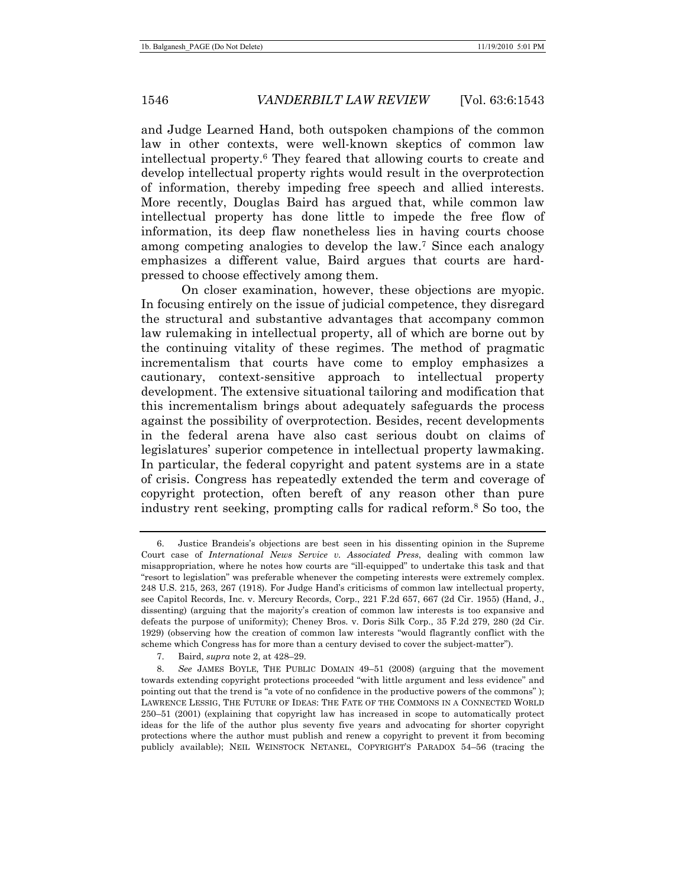and Judge Learned Hand, both outspoken champions of the common law in other contexts, were well-known skeptics of common law intellectual property.[6] They feared that allowing courts to create and develop intellectual property rights would result in the overprotection of information, thereby impeding free speech and allied interests. More recently, Douglas Baird has argued that, while common law intellectual property has done little to impede the free flow of information, its deep flaw nonetheless lies in having courts choose among competing analogies to develop the law.[7] Since each analogy emphasizes a different value, Baird argues that courts are hard-pressed to choose effectively among them.

On closer examination, however, these objections are myopic. In focusing entirely on the issue of judicial competence, they disregard the structural and substantive advantages that accompany common law rulemaking in intellectual property, all of which are borne out by the continuing vitality of these regimes. The method of pragmatic incrementalism that courts have come to employ emphasizes a cautionary, context-sensitive approach to intellectual property development. The extensive situational tailoring and modification that this incrementalism brings about adequately safeguards the process against the possibility of overprotection. Besides, recent developments in the federal arena have also cast serious doubt on claims of legislatures' superior competence in intellectual property lawmaking. In particular, the federal copyright and patent systems are in a state of crisis. Congress has repeatedly extended the term and coverage of copyright protection, often bereft of any reason other than pure industry rent seeking, prompting calls for radical reform.[8] So too, the

---

6. Justice Brandeis's objections are best seen in his dissenting opinion in the Supreme Court case of *International News Service v. Associated Press*, dealing with common law misappropriation, where he notes how courts are "ill-equipped" to undertake this task and that "resort to legislation" was preferable whenever the competing interests were extremely complex. 248 U.S. 215, 263, 267 (1918). For Judge Hand's criticisms of common law intellectual property, see Capitol Records, Inc. v. Mercury Records, Corp., 221 F.2d 657, 667 (2d Cir. 1955) (Hand, J., dissenting) (arguing that the majority's creation of common law interests is too expansive and defeats the purpose of uniformity); Cheney Bros. v. Doris Silk Corp., 35 F.2d 279, 280 (2d Cir. 1929) (observing how the creation of common law interests "would flagrantly conflict with the scheme which Congress has for more than a century devised to cover the subject-matter").

7. Baird, *supra* note 2, at 428–29.

8. *See* JAMES BOYLE, THE PUBLIC DOMAIN 49–51 (2008) (arguing that the movement towards extending copyright protections proceeded "with little argument and less evidence" and pointing out that the trend is "a vote of no confidence in the productive powers of the commons" ); LAWRENCE LESSIG, THE FUTURE OF IDEAS: THE FATE OF THE COMMONS IN A CONNECTED WORLD 250–51 (2001) (explaining that copyright law has increased in scope to automatically protect ideas for the life of the author plus seventy five years and advocating for shorter copyright protections where the author must publish and renew a copyright to prevent it from becoming publicly available); NEIL WEINSTOCK NETANEL, COPYRIGHT'S PARADOX 54–56 (tracing the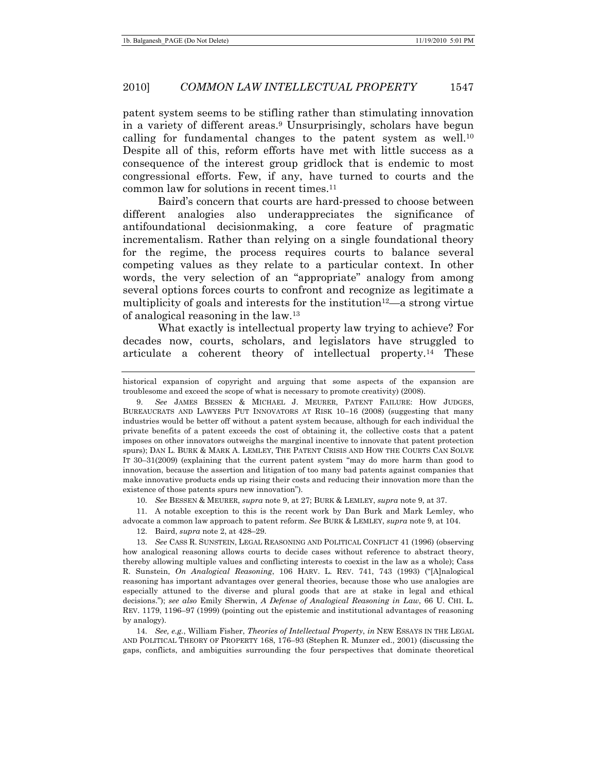patent system seems to be stifling rather than stimulating innovation in a variety of different areas.[9] Unsurprisingly, scholars have begun calling for fundamental changes to the patent system as well.[10] Despite all of this, reform efforts have met with little success as a consequence of the interest group gridlock that is endemic to most congressional efforts. Few, if any, have turned to courts and the common law for solutions in recent times.[11]

Baird's concern that courts are hard-pressed to choose between different analogies also underappreciates the significance of antifoundational decisionmaking, a core feature of pragmatic incrementalism. Rather than relying on a single foundational theory for the regime, the process requires courts to balance several competing values as they relate to a particular context. In other words, the very selection of an "appropriate" analogy from among several options forces courts to confront and recognize as legitimate a multiplicity of goals and interests for the institution[12]—a strong virtue of analogical reasoning in the law.[13]

What exactly is intellectual property law trying to achieve? For decades now, courts, scholars, and legislators have struggled to articulate a coherent theory of intellectual property.[14] These

---

historical expansion of copyright and arguing that some aspects of the expansion are troublesome and exceed the scope of what is necessary to promote creativity) (2008).

9. *See* JAMES BESSEN & MICHAEL J. MEURER, PATENT FAILURE: HOW JUDGES, BUREAUCRATS AND LAWYERS PUT INNOVATORS AT RISK 10–16 (2008) (suggesting that many industries would be better off without a patent system because, although for each individual the private benefits of a patent exceeds the cost of obtaining it, the collective costs that a patent imposes on other innovators outweighs the marginal incentive to innovate that patent protection spurs); DAN L. BURK & MARK A. LEMLEY, THE PATENT CRISIS AND HOW THE COURTS CAN SOLVE IT 30–31(2009) (explaining that the current patent system "may do more harm than good to innovation, because the assertion and litigation of too many bad patents against companies that make innovative products ends up rising their costs and reducing their innovation more than the existence of those patents spurs new innovation").

10. *See* BESSEN & MEURER, *supra* note 9, at 27; BURK & LEMLEY, *supra* note 9, at 37.

11. A notable exception to this is the recent work by Dan Burk and Mark Lemley, who advocate a common law approach to patent reform. *See* BURK & LEMLEY, *supra* note 9, at 104.

12. Baird, *supra* note 2, at 428–29.

13. *See* CASS R. SUNSTEIN, LEGAL REASONING AND POLITICAL CONFLICT 41 (1996) (observing how analogical reasoning allows courts to decide cases without reference to abstract theory, thereby allowing multiple values and conflicting interests to coexist in the law as a whole); Cass R. Sunstein, *On Analogical Reasoning*, 106 HARV. L. REV. 741, 743 (1993) ("[A]nalogical reasoning has important advantages over general theories, because those who use analogies are especially attuned to the diverse and plural goods that are at stake in legal and ethical decisions."); *see also* Emily Sherwin, *A Defense of Analogical Reasoning in Law*, 66 U. CHI. L. REV. 1179, 1196–97 (1999) (pointing out the epistemic and institutional advantages of reasoning by analogy).

14. *See, e.g.*, William Fisher, *Theories of Intellectual Property*, *in* NEW ESSAYS IN THE LEGAL AND POLITICAL THEORY OF PROPERTY 168, 176–93 (Stephen R. Munzer ed., 2001) (discussing the gaps, conflicts, and ambiguities surrounding the four perspectives that dominate theoretical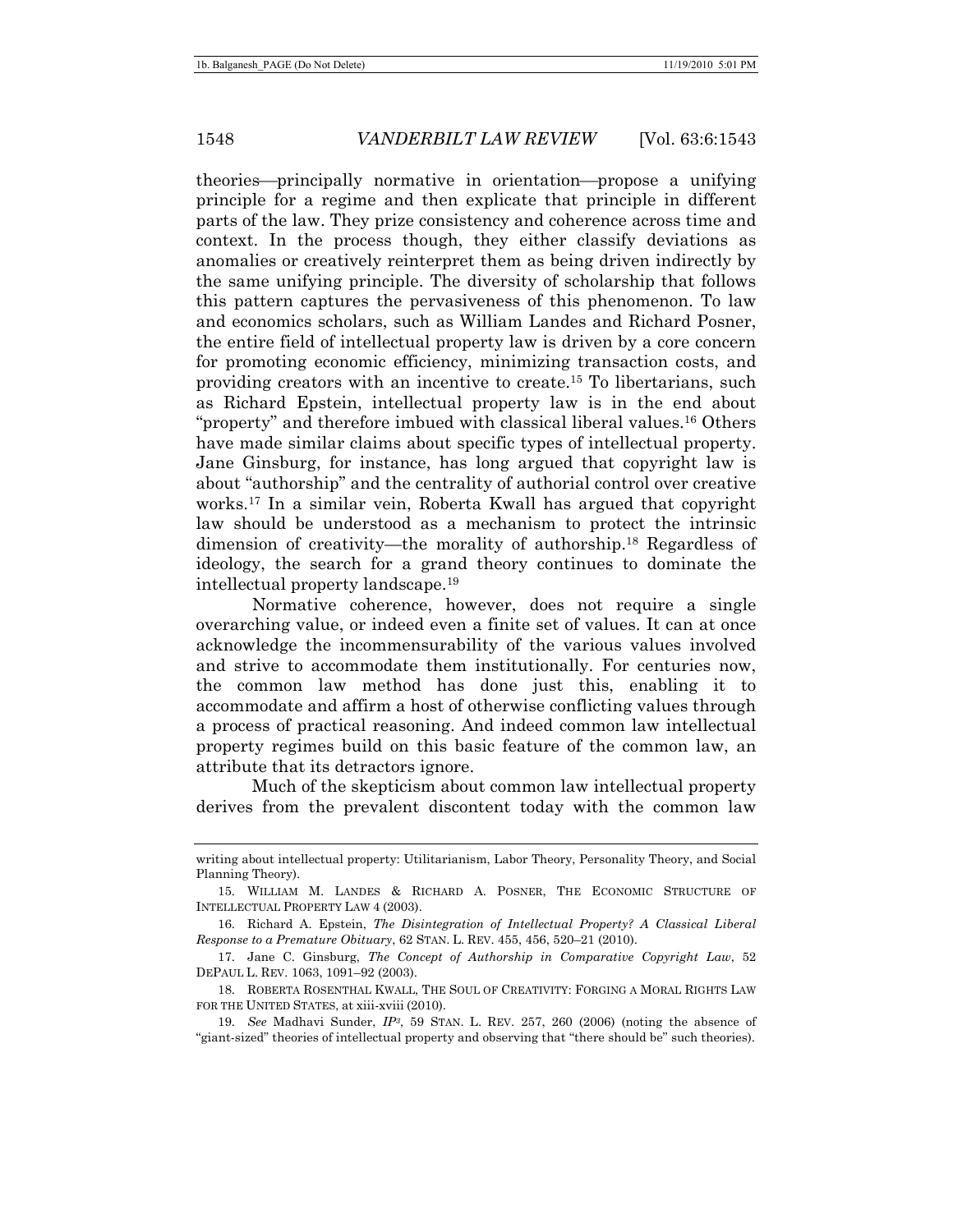theories—principally normative in orientation—propose a unifying principle for a regime and then explicate that principle in different parts of the law. They prize consistency and coherence across time and context. In the process though, they either classify deviations as anomalies or creatively reinterpret them as being driven indirectly by the same unifying principle. The diversity of scholarship that follows this pattern captures the pervasiveness of this phenomenon. To law and economics scholars, such as William Landes and Richard Posner, the entire field of intellectual property law is driven by a core concern for promoting economic efficiency, minimizing transaction costs, and providing creators with an incentive to create.[15] To libertarians, such as Richard Epstein, intellectual property law is in the end about "property" and therefore imbued with classical liberal values.[16] Others have made similar claims about specific types of intellectual property. Jane Ginsburg, for instance, has long argued that copyright law is about "authorship" and the centrality of authorial control over creative works.[17] In a similar vein, Roberta Kwall has argued that copyright law should be understood as a mechanism to protect the intrinsic dimension of creativity—the morality of authorship.[18] Regardless of ideology, the search for a grand theory continues to dominate the intellectual property landscape.[19]

Normative coherence, however, does not require a single overarching value, or indeed even a finite set of values. It can at once acknowledge the incommensurability of the various values involved and strive to accommodate them institutionally. For centuries now, the common law method has done just this, enabling it to accommodate and affirm a host of otherwise conflicting values through a process of practical reasoning. And indeed common law intellectual property regimes build on this basic feature of the common law, an attribute that its detractors ignore.

Much of the skepticism about common law intellectual property derives from the prevalent discontent today with the common law

---

writing about intellectual property: Utilitarianism, Labor Theory, Personality Theory, and Social Planning Theory).

15. WILLIAM M. LANDES & RICHARD A. POSNER, THE ECONOMIC STRUCTURE OF INTELLECTUAL PROPERTY LAW 4 (2003).

16. Richard A. Epstein, *The Disintegration of Intellectual Property? A Classical Liberal Response to a Premature Obituary*, 62 STAN. L. REV. 455, 456, 520–21 (2010).

17. Jane C. Ginsburg, *The Concept of Authorship in Comparative Copyright Law*, 52 DEPAUL L. REV. 1063, 1091–92 (2003).

18. ROBERTA ROSENTHAL KWALL, THE SOUL OF CREATIVITY: FORGING A MORAL RIGHTS LAW FOR THE UNITED STATES, at xiii-xviii (2010).

19. *See* Madhavi Sunder, *IP³*, 59 STAN. L. REV. 257, 260 (2006) (noting the absence of "giant-sized" theories of intellectual property and observing that "there should be" such theories).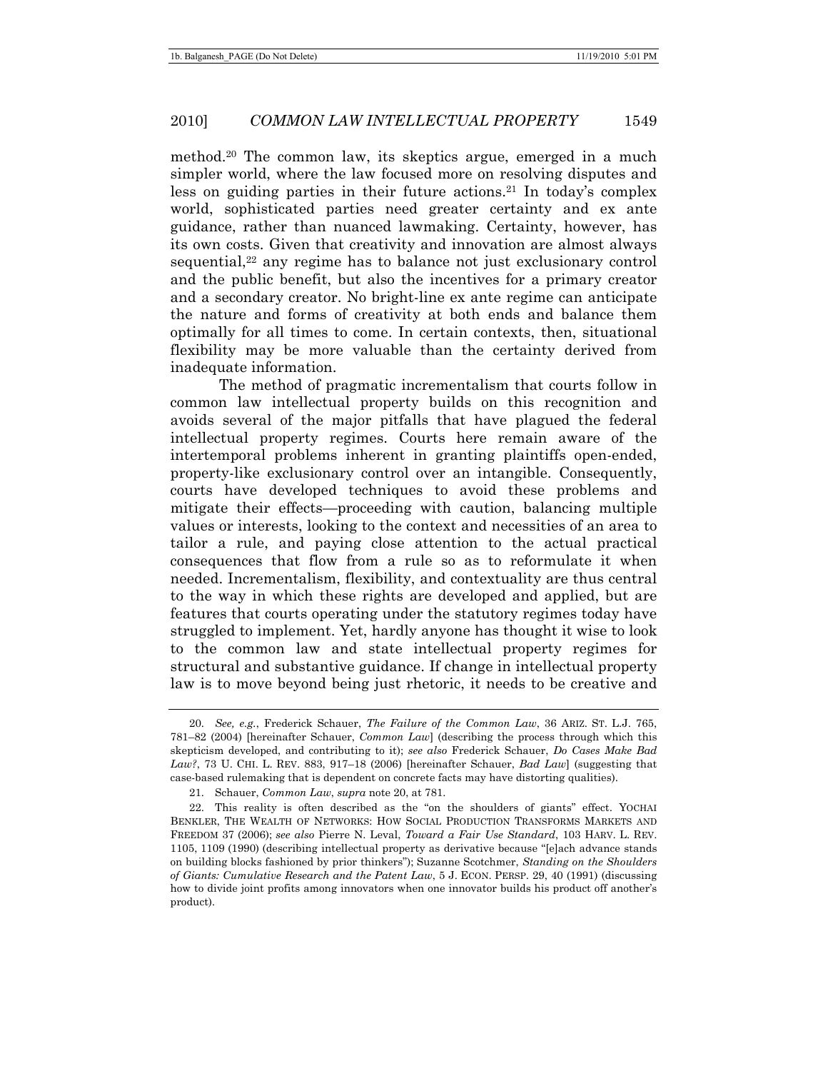method.[20] The common law, its skeptics argue, emerged in a much simpler world, where the law focused more on resolving disputes and less on guiding parties in their future actions.[21] In today's complex world, sophisticated parties need greater certainty and ex ante guidance, rather than nuanced lawmaking. Certainty, however, has its own costs. Given that creativity and innovation are almost always sequential,[22] any regime has to balance not just exclusionary control and the public benefit, but also the incentives for a primary creator and a secondary creator. No bright-line ex ante regime can anticipate the nature and forms of creativity at both ends and balance them optimally for all times to come. In certain contexts, then, situational flexibility may be more valuable than the certainty derived from inadequate information.

The method of pragmatic incrementalism that courts follow in common law intellectual property builds on this recognition and avoids several of the major pitfalls that have plagued the federal intellectual property regimes. Courts here remain aware of the intertemporal problems inherent in granting plaintiffs open-ended, property-like exclusionary control over an intangible. Consequently, courts have developed techniques to avoid these problems and mitigate their effects—proceeding with caution, balancing multiple values or interests, looking to the context and necessities of an area to tailor a rule, and paying close attention to the actual practical consequences that flow from a rule so as to reformulate it when needed. Incrementalism, flexibility, and contextuality are thus central to the way in which these rights are developed and applied, but are features that courts operating under the statutory regimes today have struggled to implement. Yet, hardly anyone has thought it wise to look to the common law and state intellectual property regimes for structural and substantive guidance. If change in intellectual property law is to move beyond being just rhetoric, it needs to be creative and

---

20. *See, e.g.*, Frederick Schauer, *The Failure of the Common Law*, 36 ARIZ. ST. L.J. 765, 781–82 (2004) [hereinafter Schauer, *Common Law*] (describing the process through which this skepticism developed, and contributing to it); *see also* Frederick Schauer, *Do Cases Make Bad Law?*, 73 U. CHI. L. REV. 883, 917–18 (2006) [hereinafter Schauer, *Bad Law*] (suggesting that case-based rulemaking that is dependent on concrete facts may have distorting qualities).

21. Schauer, *Common Law*, *supra* note 20, at 781.

22. This reality is often described as the "on the shoulders of giants" effect. YOCHAI BENKLER, THE WEALTH OF NETWORKS: HOW SOCIAL PRODUCTION TRANSFORMS MARKETS AND FREEDOM 37 (2006); *see also* Pierre N. Leval, *Toward a Fair Use Standard*, 103 HARV. L. REV. 1105, 1109 (1990) (describing intellectual property as derivative because "[e]ach advance stands on building blocks fashioned by prior thinkers"); Suzanne Scotchmer, *Standing on the Shoulders of Giants: Cumulative Research and the Patent Law*, 5 J. ECON. PERSP. 29, 40 (1991) (discussing how to divide joint profits among innovators when one innovator builds his product off another's product).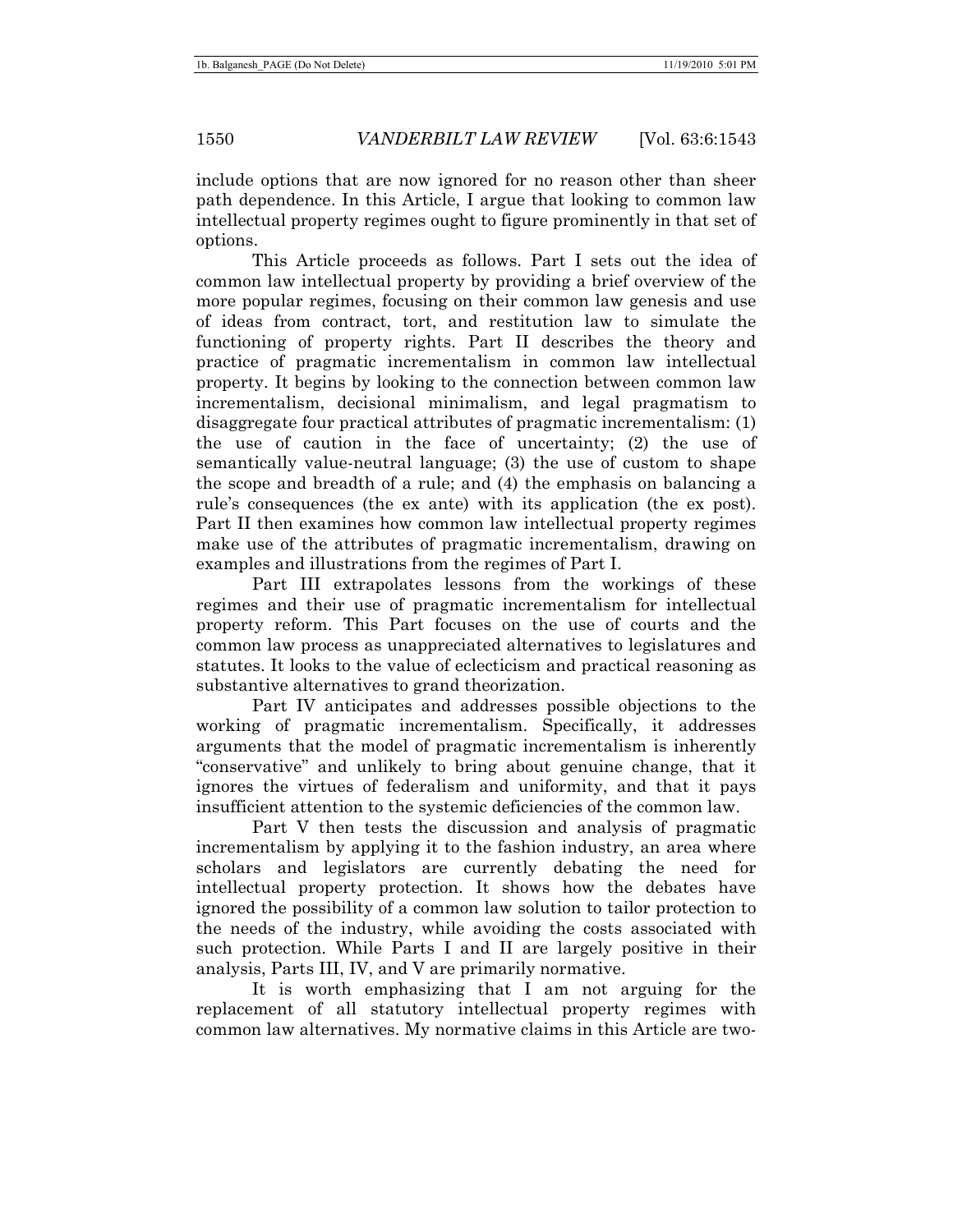include options that are now ignored for no reason other than sheer path dependence. In this Article, I argue that looking to common law intellectual property regimes ought to figure prominently in that set of options.

This Article proceeds as follows. Part I sets out the idea of common law intellectual property by providing a brief overview of the more popular regimes, focusing on their common law genesis and use of ideas from contract, tort, and restitution law to simulate the functioning of property rights. Part II describes the theory and practice of pragmatic incrementalism in common law intellectual property. It begins by looking to the connection between common law incrementalism, decisional minimalism, and legal pragmatism to disaggregate four practical attributes of pragmatic incrementalism: (1) the use of caution in the face of uncertainty; (2) the use of semantically value-neutral language; (3) the use of custom to shape the scope and breadth of a rule; and (4) the emphasis on balancing a rule's consequences (the ex ante) with its application (the ex post). Part II then examines how common law intellectual property regimes make use of the attributes of pragmatic incrementalism, drawing on examples and illustrations from the regimes of Part I.

Part III extrapolates lessons from the workings of these regimes and their use of pragmatic incrementalism for intellectual property reform. This Part focuses on the use of courts and the common law process as unappreciated alternatives to legislatures and statutes. It looks to the value of eclecticism and practical reasoning as substantive alternatives to grand theorization.

Part IV anticipates and addresses possible objections to the working of pragmatic incrementalism. Specifically, it addresses arguments that the model of pragmatic incrementalism is inherently "conservative" and unlikely to bring about genuine change, that it ignores the virtues of federalism and uniformity, and that it pays insufficient attention to the systemic deficiencies of the common law.

Part V then tests the discussion and analysis of pragmatic incrementalism by applying it to the fashion industry, an area where scholars and legislators are currently debating the need for intellectual property protection. It shows how the debates have ignored the possibility of a common law solution to tailor protection to the needs of the industry, while avoiding the costs associated with such protection. While Parts I and II are largely positive in their analysis, Parts III, IV, and V are primarily normative.

It is worth emphasizing that I am not arguing for the replacement of all statutory intellectual property regimes with common law alternatives. My normative claims in this Article are two-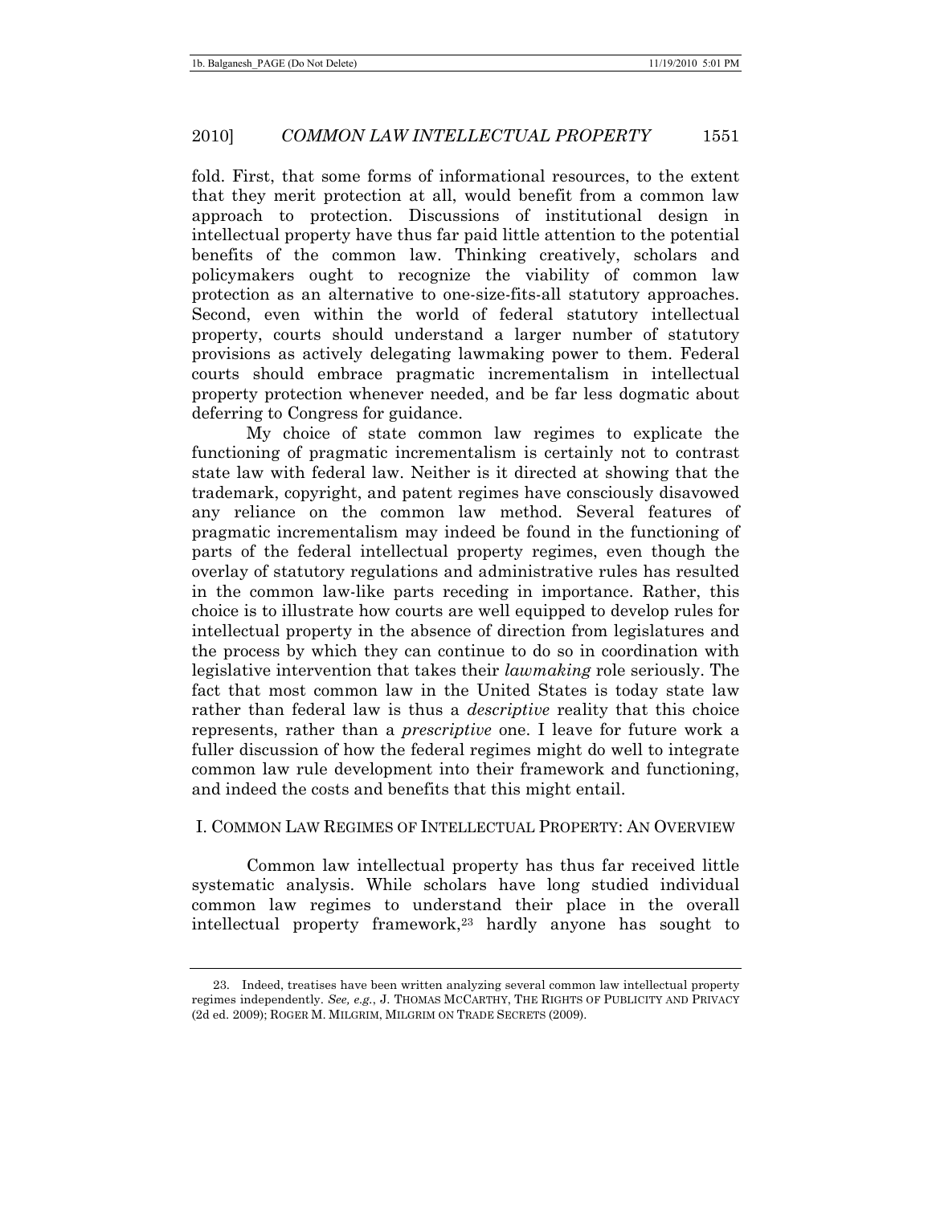fold. First, that some forms of informational resources, to the extent that they merit protection at all, would benefit from a common law approach to protection. Discussions of institutional design in intellectual property have thus far paid little attention to the potential benefits of the common law. Thinking creatively, scholars and policymakers ought to recognize the viability of common law protection as an alternative to one-size-fits-all statutory approaches. Second, even within the world of federal statutory intellectual property, courts should understand a larger number of statutory provisions as actively delegating lawmaking power to them. Federal courts should embrace pragmatic incrementalism in intellectual property protection whenever needed, and be far less dogmatic about deferring to Congress for guidance.

My choice of state common law regimes to explicate the functioning of pragmatic incrementalism is certainly not to contrast state law with federal law. Neither is it directed at showing that the trademark, copyright, and patent regimes have consciously disavowed any reliance on the common law method. Several features of pragmatic incrementalism may indeed be found in the functioning of parts of the federal intellectual property regimes, even though the overlay of statutory regulations and administrative rules has resulted in the common law-like parts receding in importance. Rather, this choice is to illustrate how courts are well equipped to develop rules for intellectual property in the absence of direction from legislatures and the process by which they can continue to do so in coordination with legislative intervention that takes their *lawmaking* role seriously. The fact that most common law in the United States is today state law rather than federal law is thus a *descriptive* reality that this choice represents, rather than a *prescriptive* one. I leave for future work a fuller discussion of how the federal regimes might do well to integrate common law rule development into their framework and functioning, and indeed the costs and benefits that this might entail.

## I. Common Law Regimes of Intellectual Property: An Overview

Common law intellectual property has thus far received little systematic analysis. While scholars have long studied individual common law regimes to understand their place in the overall intellectual property framework,[23] hardly anyone has sought to

---

23. Indeed, treatises have been written analyzing several common law intellectual property regimes independently. *See, e.g.*, J. THOMAS MCCARTHY, THE RIGHTS OF PUBLICITY AND PRIVACY (2d ed. 2009); ROGER M. MILGRIM, MILGRIM ON TRADE SECRETS (2009).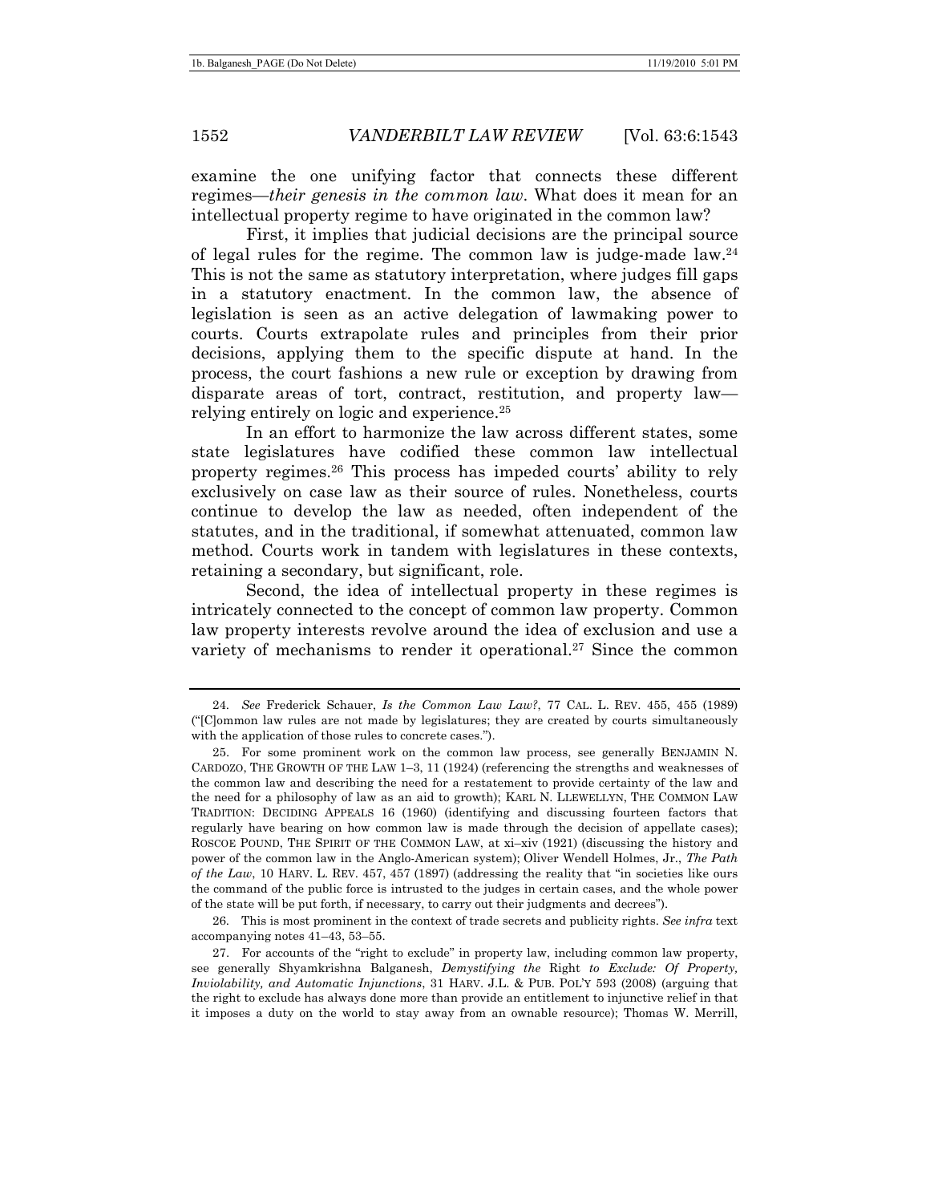examine the one unifying factor that connects these different regimes—*their genesis in the common law*. What does it mean for an intellectual property regime to have originated in the common law?

First, it implies that judicial decisions are the principal source of legal rules for the regime. The common law is judge-made law.[24] This is not the same as statutory interpretation, where judges fill gaps in a statutory enactment. In the common law, the absence of legislation is seen as an active delegation of lawmaking power to courts. Courts extrapolate rules and principles from their prior decisions, applying them to the specific dispute at hand. In the process, the court fashions a new rule or exception by drawing from disparate areas of tort, contract, restitution, and property law—relying entirely on logic and experience.[25]

In an effort to harmonize the law across different states, some state legislatures have codified these common law intellectual property regimes.[26] This process has impeded courts' ability to rely exclusively on case law as their source of rules. Nonetheless, courts continue to develop the law as needed, often independent of the statutes, and in the traditional, if somewhat attenuated, common law method. Courts work in tandem with legislatures in these contexts, retaining a secondary, but significant, role.

Second, the idea of intellectual property in these regimes is intricately connected to the concept of common law property. Common law property interests revolve around the idea of exclusion and use a variety of mechanisms to render it operational.[27] Since the common

---

24. *See* Frederick Schauer, *Is the Common Law Law?*, 77 CAL. L. REV. 455, 455 (1989) ("[C]ommon law rules are not made by legislatures; they are created by courts simultaneously with the application of those rules to concrete cases.").

25. For some prominent work on the common law process, see generally BENJAMIN N. CARDOZO, THE GROWTH OF THE LAW 1–3, 11 (1924) (referencing the strengths and weaknesses of the common law and describing the need for a restatement to provide certainty of the law and the need for a philosophy of law as an aid to growth); KARL N. LLEWELLYN, THE COMMON LAW TRADITION: DECIDING APPEALS 16 (1960) (identifying and discussing fourteen factors that regularly have bearing on how common law is made through the decision of appellate cases); ROSCOE POUND, THE SPIRIT OF THE COMMON LAW, at xi–xiv (1921) (discussing the history and power of the common law in the Anglo-American system); Oliver Wendell Holmes, Jr., *The Path of the Law*, 10 HARV. L. REV. 457, 457 (1897) (addressing the reality that "in societies like ours the command of the public force is intrusted to the judges in certain cases, and the whole power of the state will be put forth, if necessary, to carry out their judgments and decrees").

26. This is most prominent in the context of trade secrets and publicity rights. *See infra* text accompanying notes 41–43, 53–55.

27. For accounts of the "right to exclude" in property law, including common law property, see generally Shyamkrishna Balganesh, *Demystifying the* Right *to Exclude: Of Property, Inviolability, and Automatic Injunctions*, 31 HARV. J.L. & PUB. POL'Y 593 (2008) (arguing that the right to exclude has always done more than provide an entitlement to injunctive relief in that it imposes a duty on the world to stay away from an ownable resource); Thomas W. Merrill,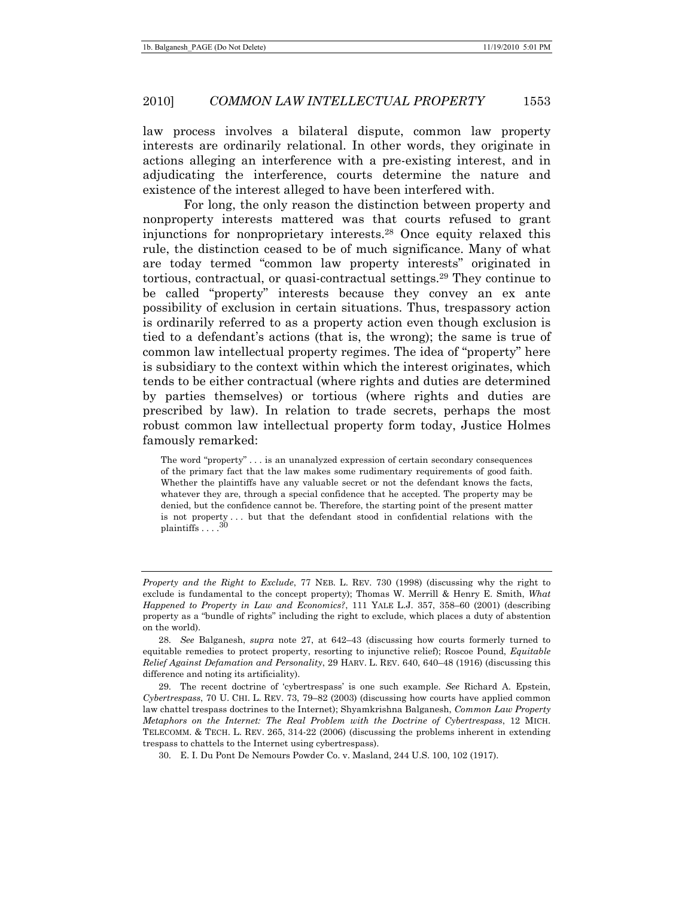law process involves a bilateral dispute, common law property interests are ordinarily relational. In other words, they originate in actions alleging an interference with a pre-existing interest, and in adjudicating the interference, courts determine the nature and existence of the interest alleged to have been interfered with.

For long, the only reason the distinction between property and nonproperty interests mattered was that courts refused to grant injunctions for nonproprietary interests.[28] Once equity relaxed this rule, the distinction ceased to be of much significance. Many of what are today termed "common law property interests" originated in tortious, contractual, or quasi-contractual settings.[29] They continue to be called "property" interests because they convey an ex ante possibility of exclusion in certain situations. Thus, trespassory action is ordinarily referred to as a property action even though exclusion is tied to a defendant's actions (that is, the wrong); the same is true of common law intellectual property regimes. The idea of "property" here is subsidiary to the context within which the interest originates, which tends to be either contractual (where rights and duties are determined by parties themselves) or tortious (where rights and duties are prescribed by law). In relation to trade secrets, perhaps the most robust common law intellectual property form today, Justice Holmes famously remarked:

> The word "property" . . . is an unanalyzed expression of certain secondary consequences of the primary fact that the law makes some rudimentary requirements of good faith. Whether the plaintiffs have any valuable secret or not the defendant knows the facts, whatever they are, through a special confidence that he accepted. The property may be denied, but the confidence cannot be. Therefore, the starting point of the present matter is not property . . . but that the defendant stood in confidential relations with the plaintiffs . . . .[30]

---

*Property and the Right to Exclude*, 77 NEB. L. REV. 730 (1998) (discussing why the right to exclude is fundamental to the concept property); Thomas W. Merrill & Henry E. Smith, *What Happened to Property in Law and Economics?*, 111 YALE L.J. 357, 358–60 (2001) (describing property as a "bundle of rights" including the right to exclude, which places a duty of abstention on the world).

28. *See* Balganesh, *supra* note 27, at 642–43 (discussing how courts formerly turned to equitable remedies to protect property, resorting to injunctive relief); Roscoe Pound, *Equitable Relief Against Defamation and Personality*, 29 HARV. L. REV. 640, 640–48 (1916) (discussing this difference and noting its artificiality).

29. The recent doctrine of 'cybertrespass' is one such example. *See* Richard A. Epstein, *Cybertrespass*, 70 U. CHI. L. REV. 73, 79–82 (2003) (discussing how courts have applied common law chattel trespass doctrines to the Internet); Shyamkrishna Balganesh, *Common Law Property Metaphors on the Internet: The Real Problem with the Doctrine of Cybertrespass*, 12 MICH. TELECOMM. & TECH. L. REV. 265, 314-22 (2006) (discussing the problems inherent in extending trespass to chattels to the Internet using cybertrespass).

30. E. I. Du Pont De Nemours Powder Co. v. Masland, 244 U.S. 100, 102 (1917).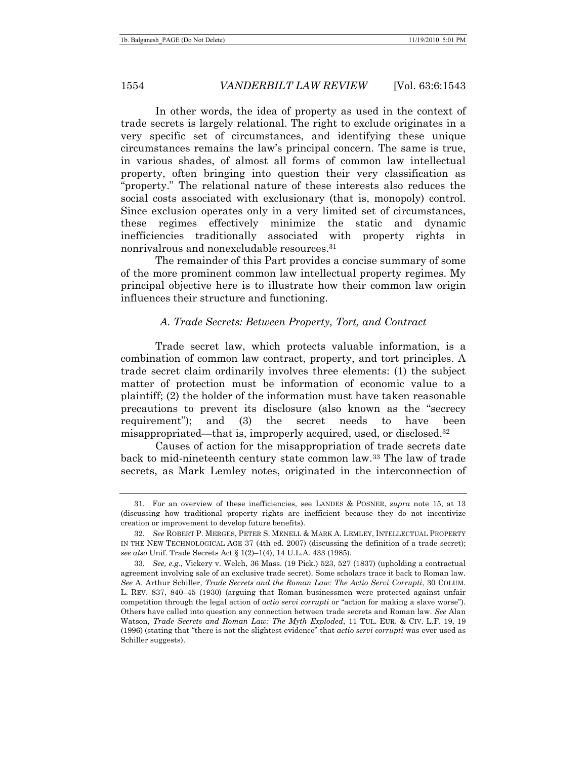In other words, the idea of property as used in the context of trade secrets is largely relational. The right to exclude originates in a very specific set of circumstances, and identifying these unique circumstances remains the law's principal concern. The same is true, in various shades, of almost all forms of common law intellectual property, often bringing into question their very classification as "property." The relational nature of these interests also reduces the social costs associated with exclusionary (that is, monopoly) control. Since exclusion operates only in a very limited set of circumstances, these regimes effectively minimize the static and dynamic inefficiencies traditionally associated with property rights in nonrivalrous and nonexcludable resources.[31]

The remainder of this Part provides a concise summary of some of the more prominent common law intellectual property regimes. My principal objective here is to illustrate how their common law origin influences their structure and functioning.

### *A. Trade Secrets: Between Property, Tort, and Contract*

Trade secret law, which protects valuable information, is a combination of common law contract, property, and tort principles. A trade secret claim ordinarily involves three elements: (1) the subject matter of protection must be information of economic value to a plaintiff; (2) the holder of the information must have taken reasonable precautions to prevent its disclosure (also known as the "secrecy requirement"); and (3) the secret needs to have been misappropriated—that is, improperly acquired, used, or disclosed.[32]

Causes of action for the misappropriation of trade secrets date back to mid-nineteenth century state common law.[33] The law of trade secrets, as Mark Lemley notes, originated in the interconnection of

---

31. For an overview of these inefficiencies, see LANDES & POSNER, *supra* note 15, at 13 (discussing how traditional property rights are inefficient because they do not incentivize creation or improvement to develop future benefits).

32. *See* ROBERT P. MERGES, PETER S. MENELL & MARK A. LEMLEY, INTELLECTUAL PROPERTY IN THE NEW TECHNOLOGICAL AGE 37 (4th ed. 2007) (discussing the definition of a trade secret); *see also* Unif. Trade Secrets Act § 1(2)–1(4), 14 U.L.A. 433 (1985).

33. *See, e.g.*, Vickery v. Welch, 36 Mass. (19 Pick.) 523, 527 (1837) (upholding a contractual agreement involving sale of an exclusive trade secret). Some scholars trace it back to Roman law. *See* A. Arthur Schiller, *Trade Secrets and the Roman Law: The Actio Servi Corrupti*, 30 COLUM. L. REV. 837, 840–45 (1930) (arguing that Roman businessmen were protected against unfair competition through the legal action of *actio servi corrupti* or "action for making a slave worse"). Others have called into question any connection between trade secrets and Roman law. *See* Alan Watson, *Trade Secrets and Roman Law: The Myth Exploded*, 11 TUL. EUR. & CIV. L.F. 19, 19 (1996) (stating that "there is not the slightest evidence" that *actio servi corrupti* was ever used as Schiller suggests).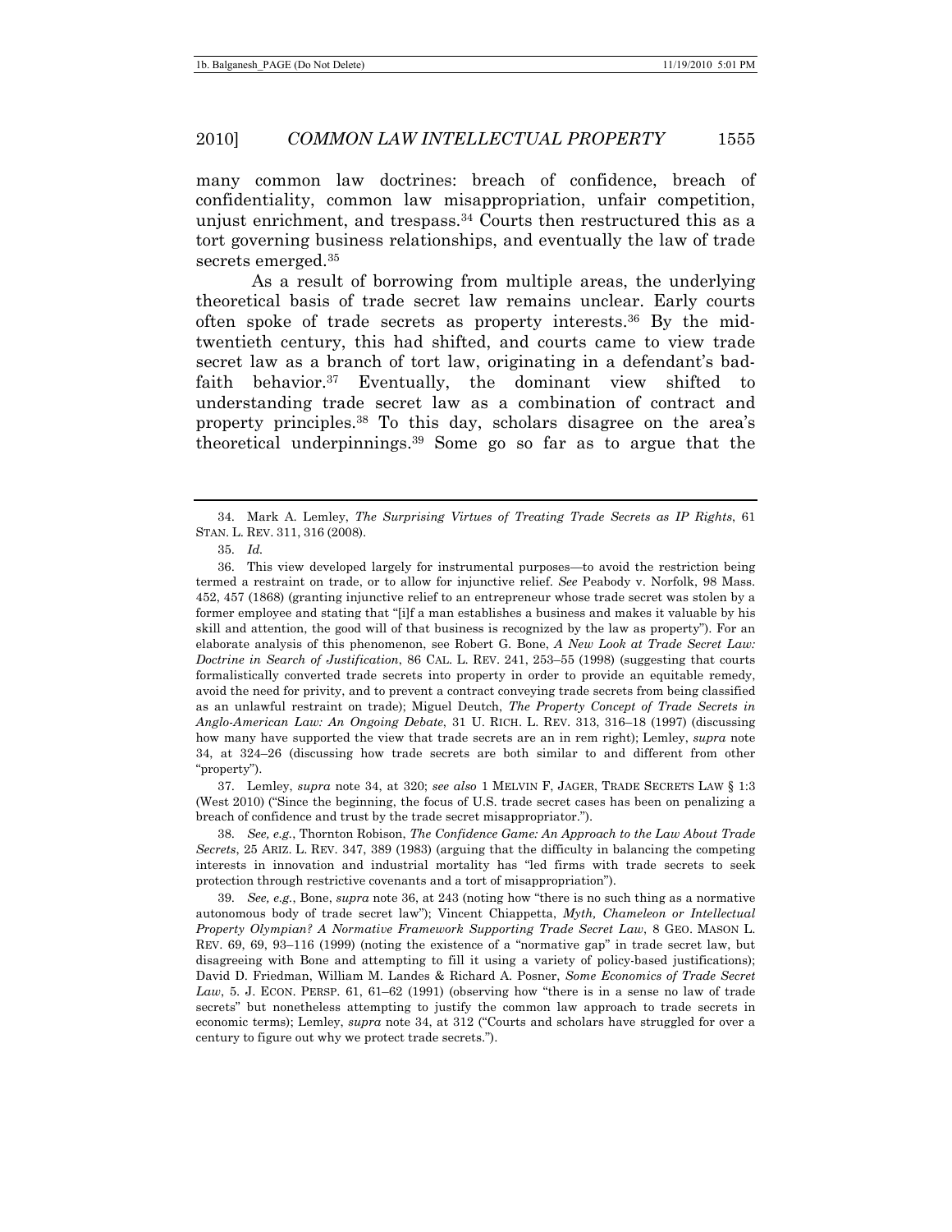many common law doctrines: breach of confidence, breach of confidentiality, common law misappropriation, unfair competition, unjust enrichment, and trespass.[34] Courts then restructured this as a tort governing business relationships, and eventually the law of trade secrets emerged.[35]

As a result of borrowing from multiple areas, the underlying theoretical basis of trade secret law remains unclear. Early courts often spoke of trade secrets as property interests.[36] By the mid-twentieth century, this had shifted, and courts came to view trade secret law as a branch of tort law, originating in a defendant's bad-faith behavior.[37] Eventually, the dominant view shifted to understanding trade secret law as a combination of contract and property principles.[38] To this day, scholars disagree on the area's theoretical underpinnings.[39] Some go so far as to argue that the

---

34. Mark A. Lemley, *The Surprising Virtues of Treating Trade Secrets as IP Rights*, 61 STAN. L. REV. 311, 316 (2008).

35. *Id.*

36. This view developed largely for instrumental purposes—to avoid the restriction being termed a restraint on trade, or to allow for injunctive relief. *See* Peabody v. Norfolk, 98 Mass. 452, 457 (1868) (granting injunctive relief to an entrepreneur whose trade secret was stolen by a former employee and stating that "[i]f a man establishes a business and makes it valuable by his skill and attention, the good will of that business is recognized by the law as property"). For an elaborate analysis of this phenomenon, see Robert G. Bone, *A New Look at Trade Secret Law: Doctrine in Search of Justification*, 86 CAL. L. REV. 241, 253–55 (1998) (suggesting that courts formalistically converted trade secrets into property in order to provide an equitable remedy, avoid the need for privity, and to prevent a contract conveying trade secrets from being classified as an unlawful restraint on trade); Miguel Deutch, *The Property Concept of Trade Secrets in Anglo-American Law: An Ongoing Debate*, 31 U. RICH. L. REV. 313, 316–18 (1997) (discussing how many have supported the view that trade secrets are an in rem right); Lemley, *supra* note 34, at 324–26 (discussing how trade secrets are both similar to and different from other "property").

37. Lemley, *supra* note 34, at 320; *see also* 1 MELVIN F, JAGER, TRADE SECRETS LAW § 1:3 (West 2010) ("Since the beginning, the focus of U.S. trade secret cases has been on penalizing a breach of confidence and trust by the trade secret misappropriator.").

38. *See, e.g.*, Thornton Robison, *The Confidence Game: An Approach to the Law About Trade Secrets*, 25 ARIZ. L. REV. 347, 389 (1983) (arguing that the difficulty in balancing the competing interests in innovation and industrial mortality has "led firms with trade secrets to seek protection through restrictive covenants and a tort of misappropriation").

39. *See, e.g.*, Bone, *supra* note 36, at 243 (noting how "there is no such thing as a normative autonomous body of trade secret law"); Vincent Chiappetta, *Myth, Chameleon or Intellectual Property Olympian? A Normative Framework Supporting Trade Secret Law*, 8 GEO. MASON L. REV. 69, 69, 93–116 (1999) (noting the existence of a "normative gap" in trade secret law, but disagreeing with Bone and attempting to fill it using a variety of policy-based justifications); David D. Friedman, William M. Landes & Richard A. Posner, *Some Economics of Trade Secret Law*, 5. J. ECON. PERSP. 61, 61–62 (1991) (observing how "there is in a sense no law of trade secrets" but nonetheless attempting to justify the common law approach to trade secrets in economic terms); Lemley, *supra* note 34, at 312 ("Courts and scholars have struggled for over a century to figure out why we protect trade secrets.").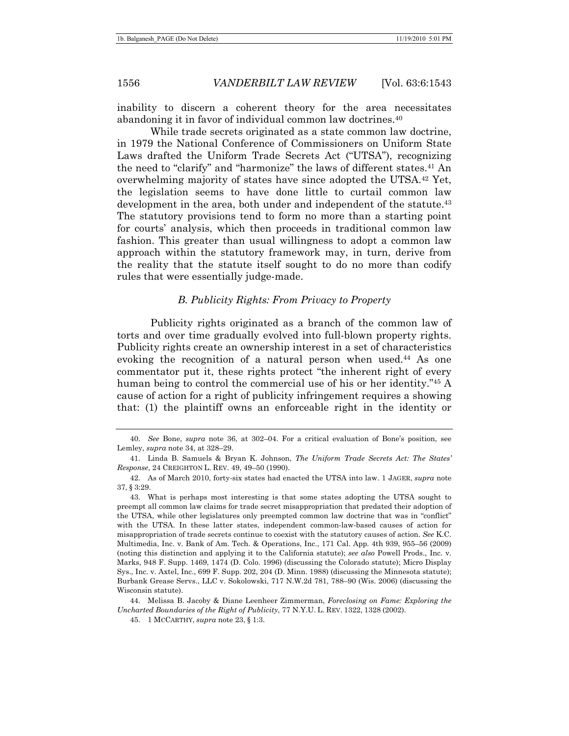inability to discern a coherent theory for the area necessitates abandoning it in favor of individual common law doctrines.[40]

While trade secrets originated as a state common law doctrine, in 1979 the National Conference of Commissioners on Uniform State Laws drafted the Uniform Trade Secrets Act ("UTSA"), recognizing the need to "clarify" and "harmonize" the laws of different states.[41] An overwhelming majority of states have since adopted the UTSA.[42] Yet, the legislation seems to have done little to curtail common law development in the area, both under and independent of the statute.[43] The statutory provisions tend to form no more than a starting point for courts' analysis, which then proceeds in traditional common law fashion. This greater than usual willingness to adopt a common law approach within the statutory framework may, in turn, derive from the reality that the statute itself sought to do no more than codify rules that were essentially judge-made.

### *B. Publicity Rights: From Privacy to Property*

Publicity rights originated as a branch of the common law of torts and over time gradually evolved into full-blown property rights. Publicity rights create an ownership interest in a set of characteristics evoking the recognition of a natural person when used.[44] As one commentator put it, these rights protect "the inherent right of every human being to control the commercial use of his or her identity."[45] A cause of action for a right of publicity infringement requires a showing that: (1) the plaintiff owns an enforceable right in the identity or

---

40. *See* Bone, *supra* note 36, at 302–04. For a critical evaluation of Bone's position, see Lemley, *supra* note 34, at 328–29.

41. Linda B. Samuels & Bryan K. Johnson, *The Uniform Trade Secrets Act: The States' Response*, 24 CREIGHTON L. REV. 49, 49–50 (1990).

42. As of March 2010, forty-six states had enacted the UTSA into law. 1 JAGER, *supra* note 37, § 3:29.

43. What is perhaps most interesting is that some states adopting the UTSA sought to preempt all common law claims for trade secret misappropriation that predated their adoption of the UTSA, while other legislatures only preempted common law doctrine that was in "conflict" with the UTSA. In these latter states, independent common-law-based causes of action for misappropriation of trade secrets continue to coexist with the statutory causes of action. *See* K.C. Multimedia, Inc. v. Bank of Am. Tech. & Operations, Inc., 171 Cal. App. 4th 939, 955–56 (2009) (noting this distinction and applying it to the California statute); *see also* Powell Prods., Inc. v. Marks, 948 F. Supp. 1469, 1474 (D. Colo. 1996) (discussing the Colorado statute); Micro Display Sys., Inc. v. Axtel, Inc., 699 F. Supp. 202, 204 (D. Minn. 1988) (discussing the Minnesota statute); Burbank Grease Servs., LLC v. Sokolowski, 717 N.W.2d 781, 788–90 (Wis. 2006) (discussing the Wisconsin statute).

44. Melissa B. Jacoby & Diane Leenheer Zimmerman, *Foreclosing on Fame: Exploring the Uncharted Boundaries of the Right of Publicity*, 77 N.Y.U. L. REV. 1322, 1328 (2002).

45. 1 MCCARTHY, *supra* note 23, § 1:3.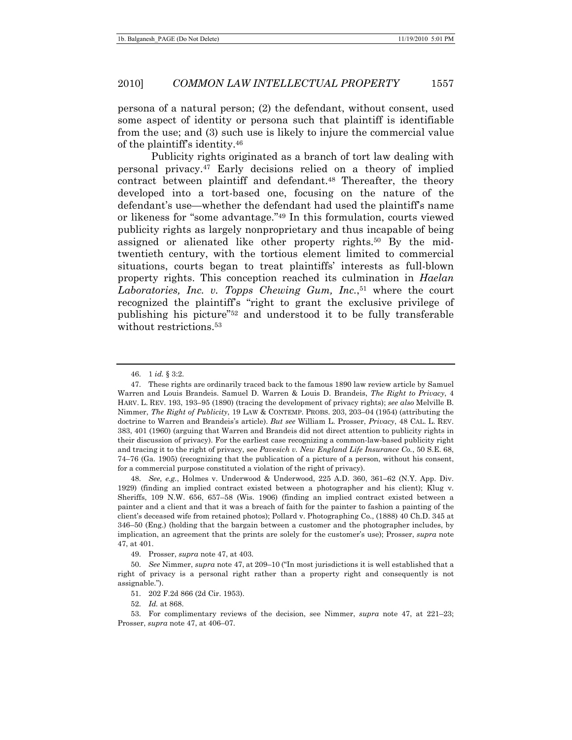persona of a natural person; (2) the defendant, without consent, used some aspect of identity or persona such that plaintiff is identifiable from the use; and (3) such use is likely to injure the commercial value of the plaintiff's identity.[46]

Publicity rights originated as a branch of tort law dealing with personal privacy.[47] Early decisions relied on a theory of implied contract between plaintiff and defendant.[48] Thereafter, the theory developed into a tort-based one, focusing on the nature of the defendant's use—whether the defendant had used the plaintiff's name or likeness for "some advantage."[49] In this formulation, courts viewed publicity rights as largely nonproprietary and thus incapable of being assigned or alienated like other property rights.[50] By the mid-twentieth century, with the tortious element limited to commercial situations, courts began to treat plaintiffs' interests as full-blown property rights. This conception reached its culmination in *Haelan Laboratories, Inc. v. Topps Chewing Gum, Inc.*,[51] where the court recognized the plaintiff's "right to grant the exclusive privilege of publishing his picture"[52] and understood it to be fully transferable without restrictions.[53]

---

46. 1 *id.* § 3:2.

47. These rights are ordinarily traced back to the famous 1890 law review article by Samuel Warren and Louis Brandeis. Samuel D. Warren & Louis D. Brandeis, *The Right to Privacy*, 4 HARV. L. REV. 193, 193–95 (1890) (tracing the development of privacy rights); *see also* Melville B. Nimmer, *The Right of Publicity*, 19 LAW & CONTEMP. PROBS. 203, 203–04 (1954) (attributing the doctrine to Warren and Brandeis's article). *But see* William L. Prosser, *Privacy*, 48 CAL. L. REV. 383, 401 (1960) (arguing that Warren and Brandeis did not direct attention to publicity rights in their discussion of privacy). For the earliest case recognizing a common-law-based publicity right and tracing it to the right of privacy, see *Pavesich v. New England Life Insurance Co.*, 50 S.E. 68, 74–76 (Ga. 1905) (recognizing that the publication of a picture of a person, without his consent, for a commercial purpose constituted a violation of the right of privacy).

48. *See, e.g.*, Holmes v. Underwood & Underwood, 225 A.D. 360, 361–62 (N.Y. App. Div. 1929) (finding an implied contract existed between a photographer and his client); Klug v. Sheriffs, 109 N.W. 656, 657–58 (Wis. 1906) (finding an implied contract existed between a painter and a client and that it was a breach of faith for the painter to fashion a painting of the client's deceased wife from retained photos); Pollard v. Photographing Co., (1888) 40 Ch.D. 345 at 346–50 (Eng.) (holding that the bargain between a customer and the photographer includes, by implication, an agreement that the prints are solely for the customer's use); Prosser, *supra* note 47, at 401.

49. Prosser, *supra* note 47, at 403.

50. *See* Nimmer, *supra* note 47, at 209–10 ("In most jurisdictions it is well established that a right of privacy is a personal right rather than a property right and consequently is not assignable.").

51. 202 F.2d 866 (2d Cir. 1953).

52. *Id.* at 868.

53. For complimentary reviews of the decision, see Nimmer, *supra* note 47, at 221–23; Prosser, *supra* note 47, at 406–07.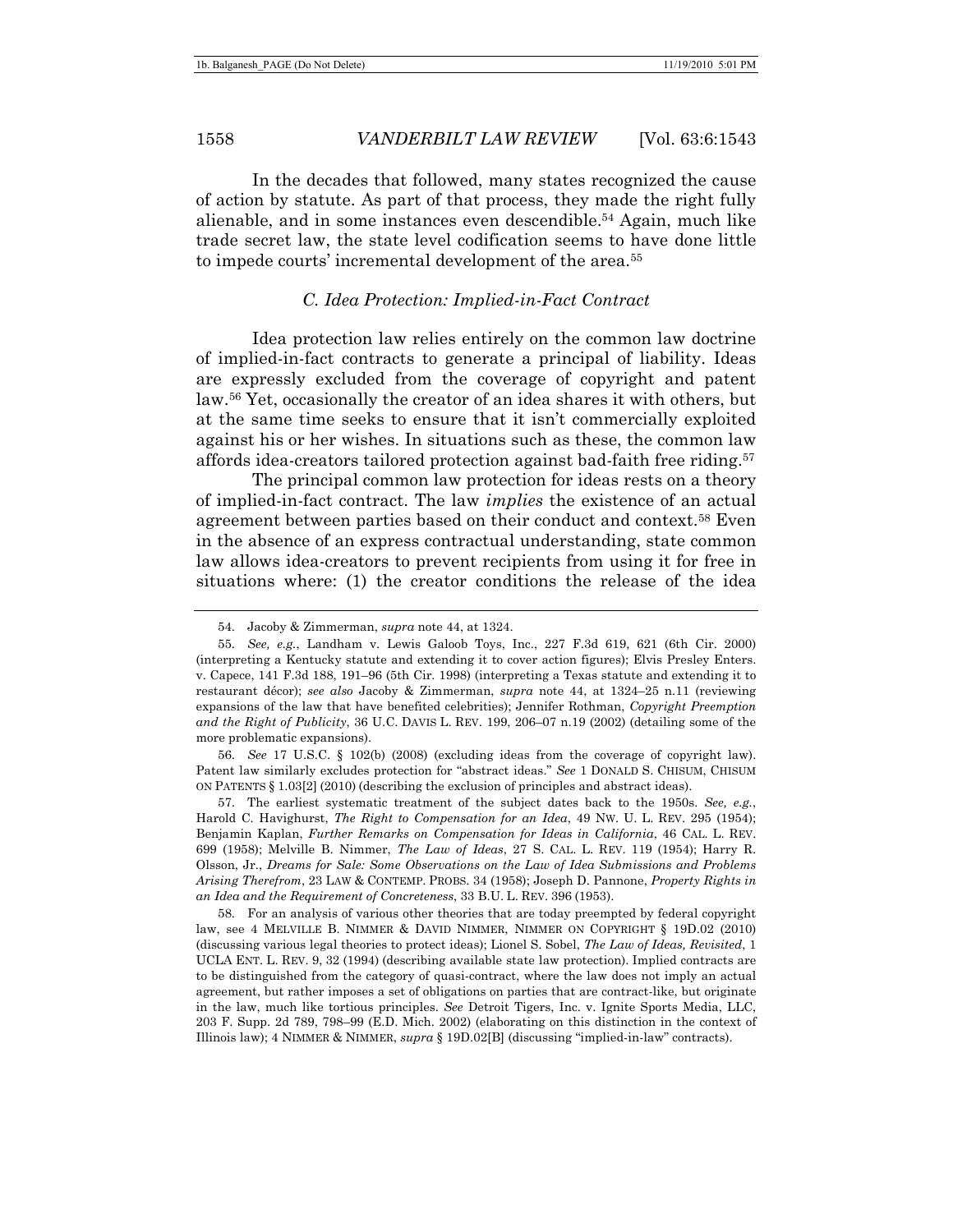In the decades that followed, many states recognized the cause of action by statute. As part of that process, they made the right fully alienable, and in some instances even descendible.[54] Again, much like trade secret law, the state level codification seems to have done little to impede courts' incremental development of the area.[55]

### *C. Idea Protection: Implied-in-Fact Contract*

Idea protection law relies entirely on the common law doctrine of implied-in-fact contracts to generate a principal of liability. Ideas are expressly excluded from the coverage of copyright and patent law.[56] Yet, occasionally the creator of an idea shares it with others, but at the same time seeks to ensure that it isn't commercially exploited against his or her wishes. In situations such as these, the common law affords idea-creators tailored protection against bad-faith free riding.[57]

The principal common law protection for ideas rests on a theory of implied-in-fact contract. The law *implies* the existence of an actual agreement between parties based on their conduct and context.[58] Even in the absence of an express contractual understanding, state common law allows idea-creators to prevent recipients from using it for free in situations where: (1) the creator conditions the release of the idea

---

54. Jacoby & Zimmerman, *supra* note 44, at 1324.

55. *See, e.g.*, Landham v. Lewis Galoob Toys, Inc., 227 F.3d 619, 621 (6th Cir. 2000) (interpreting a Kentucky statute and extending it to cover action figures); Elvis Presley Enters. v. Capece, 141 F.3d 188, 191–96 (5th Cir. 1998) (interpreting a Texas statute and extending it to restaurant décor); *see also* Jacoby & Zimmerman, *supra* note 44, at 1324–25 n.11 (reviewing expansions of the law that have benefited celebrities); Jennifer Rothman, *Copyright Preemption and the Right of Publicity*, 36 U.C. DAVIS L. REV. 199, 206–07 n.19 (2002) (detailing some of the more problematic expansions).

56. *See* 17 U.S.C. § 102(b) (2008) (excluding ideas from the coverage of copyright law). Patent law similarly excludes protection for "abstract ideas." *See* 1 DONALD S. CHISUM, CHISUM ON PATENTS § 1.03[2] (2010) (describing the exclusion of principles and abstract ideas).

57. The earliest systematic treatment of the subject dates back to the 1950s. *See, e.g.*, Harold C. Havighurst, *The Right to Compensation for an Idea*, 49 NW. U. L. REV. 295 (1954); Benjamin Kaplan, *Further Remarks on Compensation for Ideas in California*, 46 CAL. L. REV. 699 (1958); Melville B. Nimmer, *The Law of Ideas*, 27 S. CAL. L. REV. 119 (1954); Harry R. Olsson, Jr., *Dreams for Sale: Some Observations on the Law of Idea Submissions and Problems Arising Therefrom*, 23 LAW & CONTEMP. PROBS. 34 (1958); Joseph D. Pannone, *Property Rights in an Idea and the Requirement of Concreteness*, 33 B.U. L. REV. 396 (1953).

58. For an analysis of various other theories that are today preempted by federal copyright law, see 4 MELVILLE B. NIMMER & DAVID NIMMER, NIMMER ON COPYRIGHT § 19D.02 (2010) (discussing various legal theories to protect ideas); Lionel S. Sobel, *The Law of Ideas, Revisited*, 1 UCLA ENT. L. REV. 9, 32 (1994) (describing available state law protection). Implied contracts are to be distinguished from the category of quasi-contract, where the law does not imply an actual agreement, but rather imposes a set of obligations on parties that are contract-like, but originate in the law, much like tortious principles. *See* Detroit Tigers, Inc. v. Ignite Sports Media, LLC, 203 F. Supp. 2d 789, 798–99 (E.D. Mich. 2002) (elaborating on this distinction in the context of Illinois law); 4 NIMMER & NIMMER, *supra* § 19D.02[B] (discussing "implied-in-law" contracts).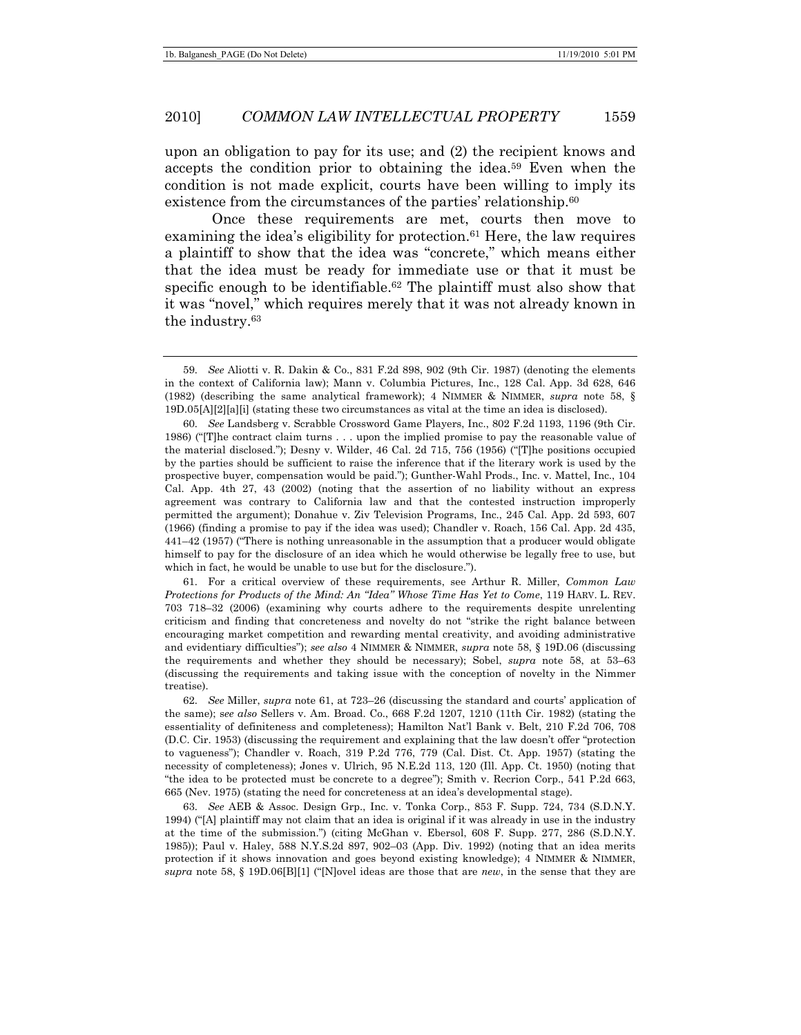upon an obligation to pay for its use; and (2) the recipient knows and accepts the condition prior to obtaining the idea.[59] Even when the condition is not made explicit, courts have been willing to imply its existence from the circumstances of the parties' relationship.[60]

Once these requirements are met, courts then move to examining the idea's eligibility for protection.[61] Here, the law requires a plaintiff to show that the idea was "concrete," which means either that the idea must be ready for immediate use or that it must be specific enough to be identifiable.[62] The plaintiff must also show that it was "novel," which requires merely that it was not already known in the industry.[63]

---

59. *See* Aliotti v. R. Dakin & Co., 831 F.2d 898, 902 (9th Cir. 1987) (denoting the elements in the context of California law); Mann v. Columbia Pictures, Inc., 128 Cal. App. 3d 628, 646 (1982) (describing the same analytical framework); 4 NIMMER & NIMMER, *supra* note 58, § 19D.05[A][2][a][i] (stating these two circumstances as vital at the time an idea is disclosed).

60. *See* Landsberg v. Scrabble Crossword Game Players, Inc., 802 F.2d 1193, 1196 (9th Cir. 1986) ("[T]he contract claim turns . . . upon the implied promise to pay the reasonable value of the material disclosed."); Desny v. Wilder, 46 Cal. 2d 715, 756 (1956) ("[T]he positions occupied by the parties should be sufficient to raise the inference that if the literary work is used by the prospective buyer, compensation would be paid."); Gunther-Wahl Prods., Inc. v. Mattel, Inc., 104 Cal. App. 4th 27, 43 (2002) (noting that the assertion of no liability without an express agreement was contrary to California law and that the contested instruction improperly permitted the argument); Donahue v. Ziv Television Programs, Inc., 245 Cal. App. 2d 593, 607 (1966) (finding a promise to pay if the idea was used); Chandler v. Roach, 156 Cal. App. 2d 435, 441–42 (1957) ("There is nothing unreasonable in the assumption that a producer would obligate himself to pay for the disclosure of an idea which he would otherwise be legally free to use, but which in fact, he would be unable to use but for the disclosure.").

61. For a critical overview of these requirements, see Arthur R. Miller, *Common Law Protections for Products of the Mind: An "Idea" Whose Time Has Yet to Come*, 119 HARV. L. REV. 703 718–32 (2006) (examining why courts adhere to the requirements despite unrelenting criticism and finding that concreteness and novelty do not "strike the right balance between encouraging market competition and rewarding mental creativity, and avoiding administrative and evidentiary difficulties"); *see also* 4 NIMMER & NIMMER, *supra* note 58, § 19D.06 (discussing the requirements and whether they should be necessary); Sobel, *supra* note 58, at 53–63 (discussing the requirements and taking issue with the conception of novelty in the Nimmer treatise).

62. *See* Miller, *supra* note 61, at 723–26 (discussing the standard and courts' application of the same); *see also* Sellers v. Am. Broad. Co., 668 F.2d 1207, 1210 (11th Cir. 1982) (stating the essentiality of definiteness and completeness); Hamilton Nat'l Bank v. Belt, 210 F.2d 706, 708 (D.C. Cir. 1953) (discussing the requirement and explaining that the law doesn't offer "protection to vagueness"); Chandler v. Roach, 319 P.2d 776, 779 (Cal. Dist. Ct. App. 1957) (stating the necessity of completeness); Jones v. Ulrich, 95 N.E.2d 113, 120 (Ill. App. Ct. 1950) (noting that "the idea to be protected must be concrete to a degree"); Smith v. Recrion Corp., 541 P.2d 663, 665 (Nev. 1975) (stating the need for concreteness at an idea's developmental stage).

63. *See* AEB & Assoc. Design Grp., Inc. v. Tonka Corp., 853 F. Supp. 724, 734 (S.D.N.Y. 1994) ("[A] plaintiff may not claim that an idea is original if it was already in use in the industry at the time of the submission.") (citing McGhan v. Ebersol, 608 F. Supp. 277, 286 (S.D.N.Y. 1985)); Paul v. Haley, 588 N.Y.S.2d 897, 902–03 (App. Div. 1992) (noting that an idea merits protection if it shows innovation and goes beyond existing knowledge); 4 NIMMER & NIMMER, *supra* note 58, § 19D.06[B][1] ("[N]ovel ideas are those that are *new*, in the sense that they are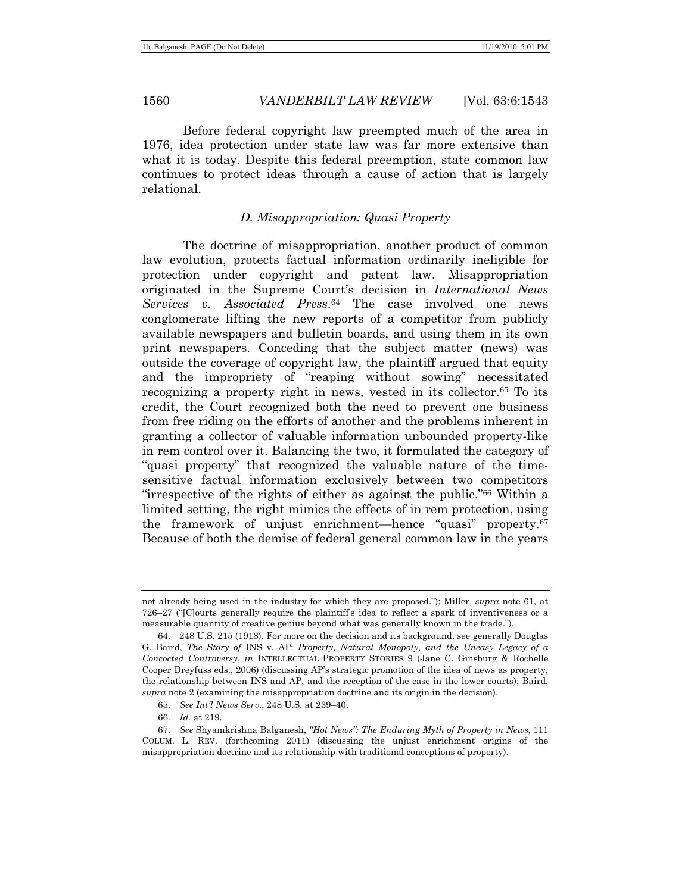Before federal copyright law preempted much of the area in 1976, idea protection under state law was far more extensive than what it is today. Despite this federal preemption, state common law continues to protect ideas through a cause of action that is largely relational.

### *D. Misappropriation: Quasi Property*

The doctrine of misappropriation, another product of common law evolution, protects factual information ordinarily ineligible for protection under copyright and patent law. Misappropriation originated in the Supreme Court's decision in *International News Services v. Associated Press*.[64] The case involved one news conglomerate lifting the new reports of a competitor from publicly available newspapers and bulletin boards, and using them in its own print newspapers. Conceding that the subject matter (news) was outside the coverage of copyright law, the plaintiff argued that equity and the impropriety of "reaping without sowing" necessitated recognizing a property right in news, vested in its collector.[65] To its credit, the Court recognized both the need to prevent one business from free riding on the efforts of another and the problems inherent in granting a collector of valuable information unbounded property-like in rem control over it. Balancing the two, it formulated the category of "quasi property" that recognized the valuable nature of the time-sensitive factual information exclusively between two competitors "irrespective of the rights of either as against the public."[66] Within a limited setting, the right mimics the effects of in rem protection, using the framework of unjust enrichment—hence "quasi" property.[67] Because of both the demise of federal general common law in the years

---

not already being used in the industry for which they are proposed."); Miller, *supra* note 61, at 726–27 ("[C]ourts generally require the plaintiff's idea to reflect a spark of inventiveness or a measurable quantity of creative genius beyond what was generally known in the trade.").

64. 248 U.S. 215 (1918). For more on the decision and its background, see generally Douglas G. Baird, *The Story of* INS v. AP: *Property, Natural Monopoly, and the Uneasy Legacy of a Concocted Controversy*, *in* INTELLECTUAL PROPERTY STORIES 9 (Jane C. Ginsburg & Rochelle Cooper Dreyfuss eds., 2006) (discussing AP's strategic promotion of the idea of news as property, the relationship between INS and AP, and the reception of the case in the lower courts); Baird, *supra* note 2 (examining the misappropriation doctrine and its origin in the decision).

65. *See Int'l News Serv.*, 248 U.S. at 239–40.

66. *Id.* at 219.

67. *See* Shyamkrishna Balganesh, *"Hot News": The Enduring Myth of Property in News*, 111 COLUM. L. REV. (forthcoming 2011) (discussing the unjust enrichment origins of the misappropriation doctrine and its relationship with traditional conceptions of property).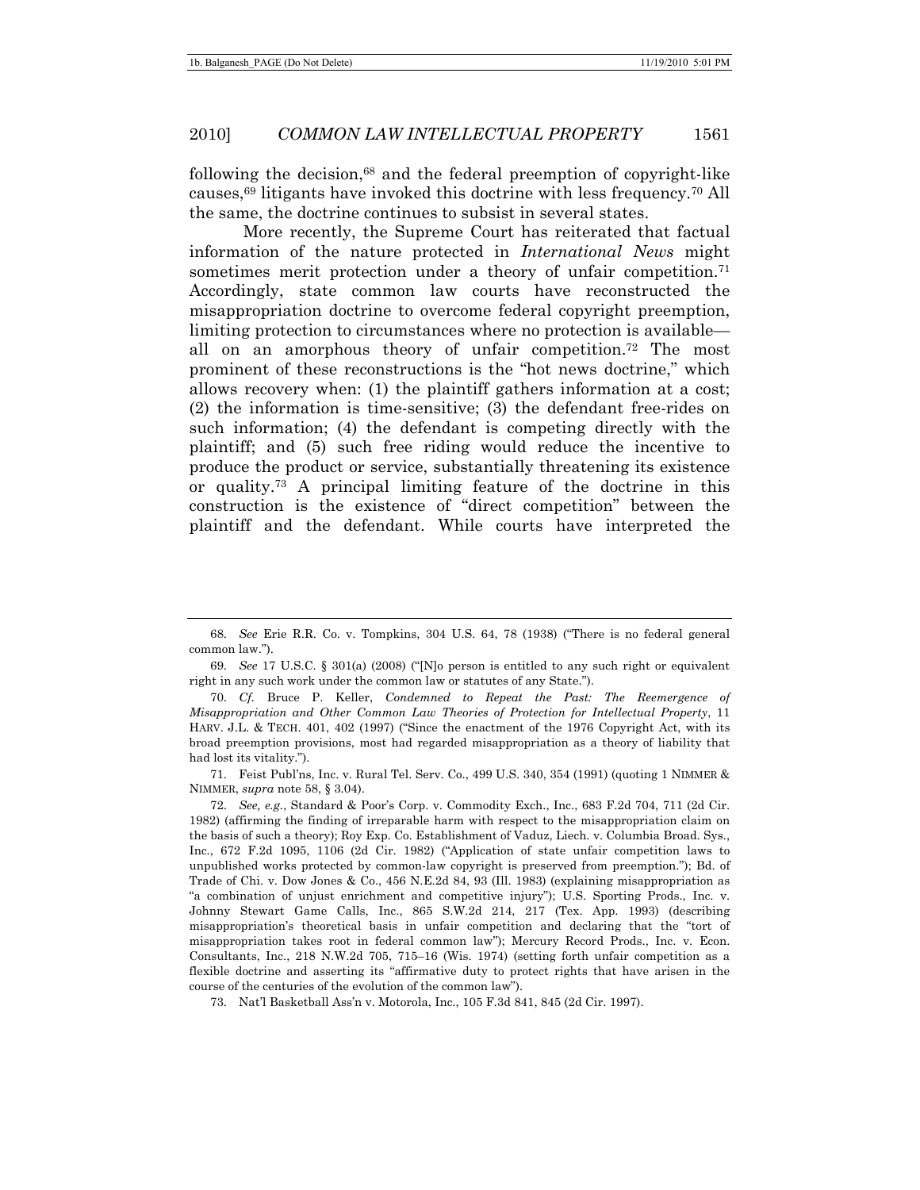following the decision,[68] and the federal preemption of copyright-like causes,[69] litigants have invoked this doctrine with less frequency.[70] All the same, the doctrine continues to subsist in several states.

More recently, the Supreme Court has reiterated that factual information of the nature protected in *International News* might sometimes merit protection under a theory of unfair competition.[71] Accordingly, state common law courts have reconstructed the misappropriation doctrine to overcome federal copyright preemption, limiting protection to circumstances where no protection is available—all on an amorphous theory of unfair competition.[72] The most prominent of these reconstructions is the "hot news doctrine," which allows recovery when: (1) the plaintiff gathers information at a cost; (2) the information is time-sensitive; (3) the defendant free-rides on such information; (4) the defendant is competing directly with the plaintiff; and (5) such free riding would reduce the incentive to produce the product or service, substantially threatening its existence or quality.[73] A principal limiting feature of the doctrine in this construction is the existence of "direct competition" between the plaintiff and the defendant. While courts have interpreted the

---

68. *See* Erie R.R. Co. v. Tompkins, 304 U.S. 64, 78 (1938) ("There is no federal general common law.").

69. *See* 17 U.S.C. § 301(a) (2008) ("[N]o person is entitled to any such right or equivalent right in any such work under the common law or statutes of any State.").

70. *Cf.* Bruce P. Keller, *Condemned to Repeat the Past: The Reemergence of Misappropriation and Other Common Law Theories of Protection for Intellectual Property*, 11 HARV. J.L. & TECH. 401, 402 (1997) ("Since the enactment of the 1976 Copyright Act, with its broad preemption provisions, most had regarded misappropriation as a theory of liability that had lost its vitality.").

71. Feist Publ'ns, Inc. v. Rural Tel. Serv. Co., 499 U.S. 340, 354 (1991) (quoting 1 NIMMER & NIMMER, *supra* note 58, § 3.04).

72. *See, e.g.*, Standard & Poor's Corp. v. Commodity Exch., Inc., 683 F.2d 704, 711 (2d Cir. 1982) (affirming the finding of irreparable harm with respect to the misappropriation claim on the basis of such a theory); Roy Exp. Co. Establishment of Vaduz, Liech. v. Columbia Broad. Sys., Inc., 672 F.2d 1095, 1106 (2d Cir. 1982) ("Application of state unfair competition laws to unpublished works protected by common-law copyright is preserved from preemption."); Bd. of Trade of Chi. v. Dow Jones & Co., 456 N.E.2d 84, 93 (Ill. 1983) (explaining misappropriation as "a combination of unjust enrichment and competitive injury"); U.S. Sporting Prods., Inc. v. Johnny Stewart Game Calls, Inc., 865 S.W.2d 214, 217 (Tex. App. 1993) (describing misappropriation's theoretical basis in unfair competition and declaring that the "tort of misappropriation takes root in federal common law"); Mercury Record Prods., Inc. v. Econ. Consultants, Inc., 218 N.W.2d 705, 715–16 (Wis. 1974) (setting forth unfair competition as a flexible doctrine and asserting its "affirmative duty to protect rights that have arisen in the course of the centuries of the evolution of the common law").

73. Nat'l Basketball Ass'n v. Motorola, Inc., 105 F.3d 841, 845 (2d Cir. 1997).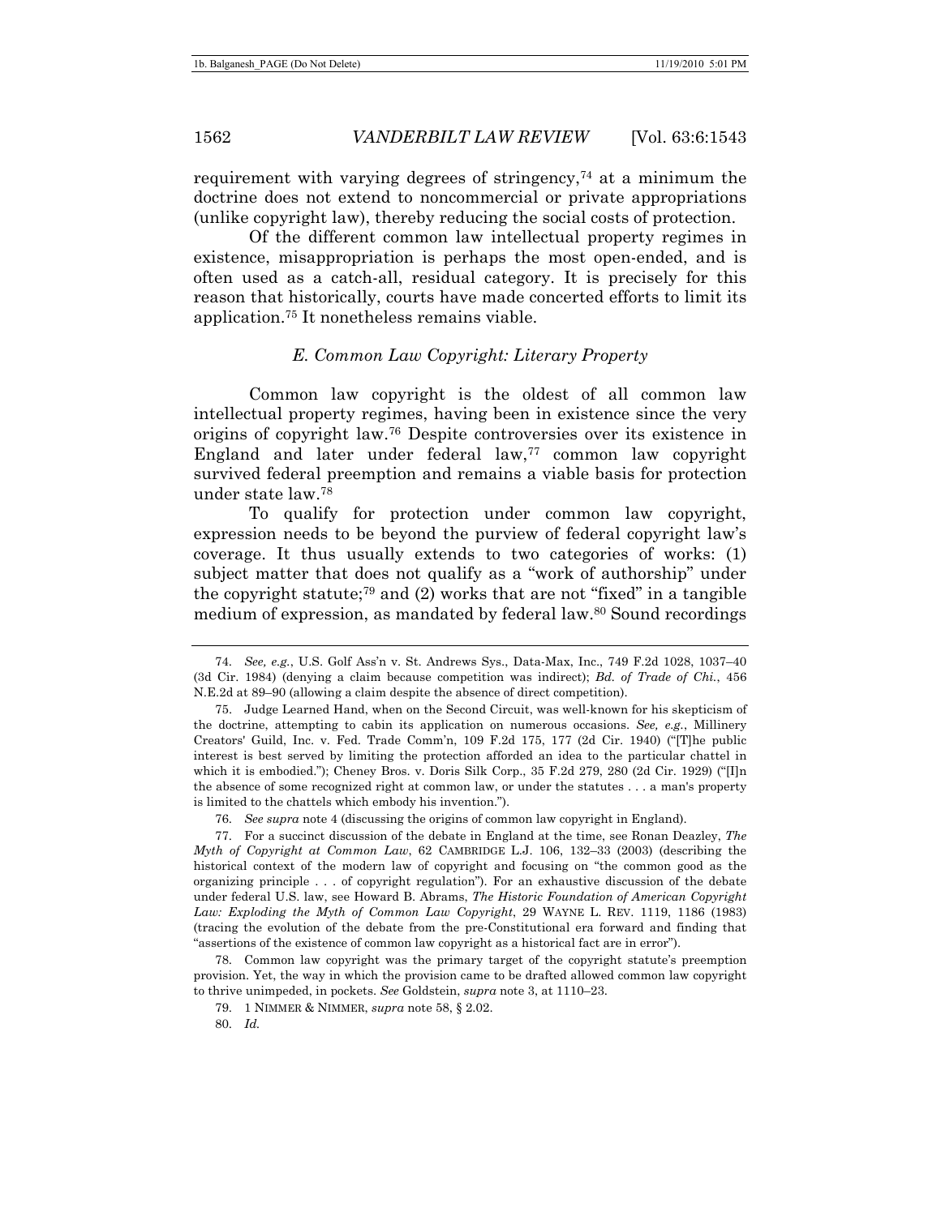requirement with varying degrees of stringency,[74] at a minimum the doctrine does not extend to noncommercial or private appropriations (unlike copyright law), thereby reducing the social costs of protection.

Of the different common law intellectual property regimes in existence, misappropriation is perhaps the most open-ended, and is often used as a catch-all, residual category. It is precisely for this reason that historically, courts have made concerted efforts to limit its application.[75] It nonetheless remains viable.

### *E. Common Law Copyright: Literary Property*

Common law copyright is the oldest of all common law intellectual property regimes, having been in existence since the very origins of copyright law.[76] Despite controversies over its existence in England and later under federal law,[77] common law copyright survived federal preemption and remains a viable basis for protection under state law.[78]

To qualify for protection under common law copyright, expression needs to be beyond the purview of federal copyright law's coverage. It thus usually extends to two categories of works: (1) subject matter that does not qualify as a "work of authorship" under the copyright statute;[79] and (2) works that are not "fixed" in a tangible medium of expression, as mandated by federal law.[80] Sound recordings

---

74. *See, e.g.*, U.S. Golf Ass'n v. St. Andrews Sys., Data-Max, Inc., 749 F.2d 1028, 1037–40 (3d Cir. 1984) (denying a claim because competition was indirect); *Bd. of Trade of Chi.*, 456 N.E.2d at 89–90 (allowing a claim despite the absence of direct competition).

75. Judge Learned Hand, when on the Second Circuit, was well-known for his skepticism of the doctrine, attempting to cabin its application on numerous occasions. *See, e.g.*, Millinery Creators' Guild, Inc. v. Fed. Trade Comm'n, 109 F.2d 175, 177 (2d Cir. 1940) ("[T]he public interest is best served by limiting the protection afforded an idea to the particular chattel in which it is embodied."); Cheney Bros. v. Doris Silk Corp., 35 F.2d 279, 280 (2d Cir. 1929) ("[I]n the absence of some recognized right at common law, or under the statutes . . . a man's property is limited to the chattels which embody his invention.").

76. *See supra* note 4 (discussing the origins of common law copyright in England).

77. For a succinct discussion of the debate in England at the time, see Ronan Deazley, *The Myth of Copyright at Common Law*, 62 CAMBRIDGE L.J. 106, 132–33 (2003) (describing the historical context of the modern law of copyright and focusing on "the common good as the organizing principle . . . of copyright regulation"). For an exhaustive discussion of the debate under federal U.S. law, see Howard B. Abrams, *The Historic Foundation of American Copyright Law: Exploding the Myth of Common Law Copyright*, 29 WAYNE L. REV. 1119, 1186 (1983) (tracing the evolution of the debate from the pre-Constitutional era forward and finding that "assertions of the existence of common law copyright as a historical fact are in error").

78. Common law copyright was the primary target of the copyright statute's preemption provision. Yet, the way in which the provision came to be drafted allowed common law copyright to thrive unimpeded, in pockets. *See* Goldstein, *supra* note 3, at 1110–23.

79. 1 NIMMER & NIMMER, *supra* note 58, § 2.02.

80. *Id.*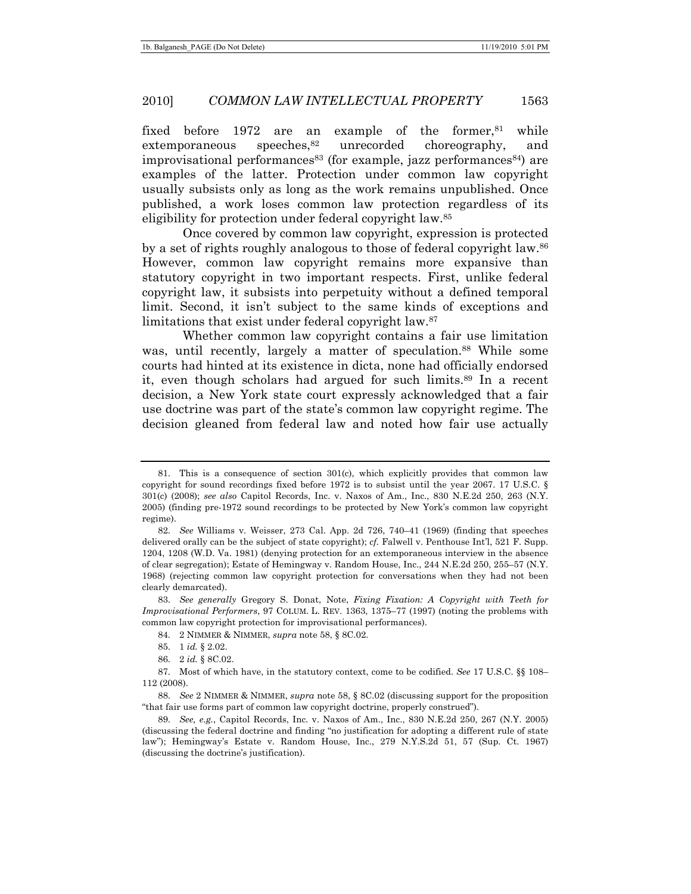fixed before 1972 are an example of the former,[81] while extemporaneous speeches,[82] unrecorded choreography, and improvisational performances[83] (for example, jazz performances[84]) are examples of the latter. Protection under common law copyright usually subsists only as long as the work remains unpublished. Once published, a work loses common law protection regardless of its eligibility for protection under federal copyright law.[85]

Once covered by common law copyright, expression is protected by a set of rights roughly analogous to those of federal copyright law.[86] However, common law copyright remains more expansive than statutory copyright in two important respects. First, unlike federal copyright law, it subsists into perpetuity without a defined temporal limit. Second, it isn't subject to the same kinds of exceptions and limitations that exist under federal copyright law.[87]

Whether common law copyright contains a fair use limitation was, until recently, largely a matter of speculation.[88] While some courts had hinted at its existence in dicta, none had officially endorsed it, even though scholars had argued for such limits.[89] In a recent decision, a New York state court expressly acknowledged that a fair use doctrine was part of the state's common law copyright regime. The decision gleaned from federal law and noted how fair use actually

---

81. This is a consequence of section 301(c), which explicitly provides that common law copyright for sound recordings fixed before 1972 is to subsist until the year 2067. 17 U.S.C. § 301(c) (2008); *see also* Capitol Records, Inc. v. Naxos of Am., Inc., 830 N.E.2d 250, 263 (N.Y. 2005) (finding pre-1972 sound recordings to be protected by New York's common law copyright regime).

82. *See* Williams v. Weisser, 273 Cal. App. 2d 726, 740–41 (1969) (finding that speeches delivered orally can be the subject of state copyright); *cf.* Falwell v. Penthouse Int'l, 521 F. Supp. 1204, 1208 (W.D. Va. 1981) (denying protection for an extemporaneous interview in the absence of clear segregation); Estate of Hemingway v. Random House, Inc., 244 N.E.2d 250, 255–57 (N.Y. 1968) (rejecting common law copyright protection for conversations when they had not been clearly demarcated).

83. *See generally* Gregory S. Donat, Note, *Fixing Fixation: A Copyright with Teeth for Improvisational Performers*, 97 COLUM. L. REV. 1363, 1375–77 (1997) (noting the problems with common law copyright protection for improvisational performances).

84. 2 NIMMER & NIMMER, *supra* note 58, § 8C.02.

85. 1 *id.* § 2.02.

86. 2 *id.* § 8C.02.

87. Most of which have, in the statutory context, come to be codified. *See* 17 U.S.C. §§ 108–112 (2008).

88. *See* 2 NIMMER & NIMMER, *supra* note 58, § 8C.02 (discussing support for the proposition "that fair use forms part of common law copyright doctrine, properly construed").

89. *See, e.g.*, Capitol Records, Inc. v. Naxos of Am., Inc., 830 N.E.2d 250, 267 (N.Y. 2005) (discussing the federal doctrine and finding "no justification for adopting a different rule of state law"); Hemingway's Estate v. Random House, Inc., 279 N.Y.S.2d 51, 57 (Sup. Ct. 1967) (discussing the doctrine's justification).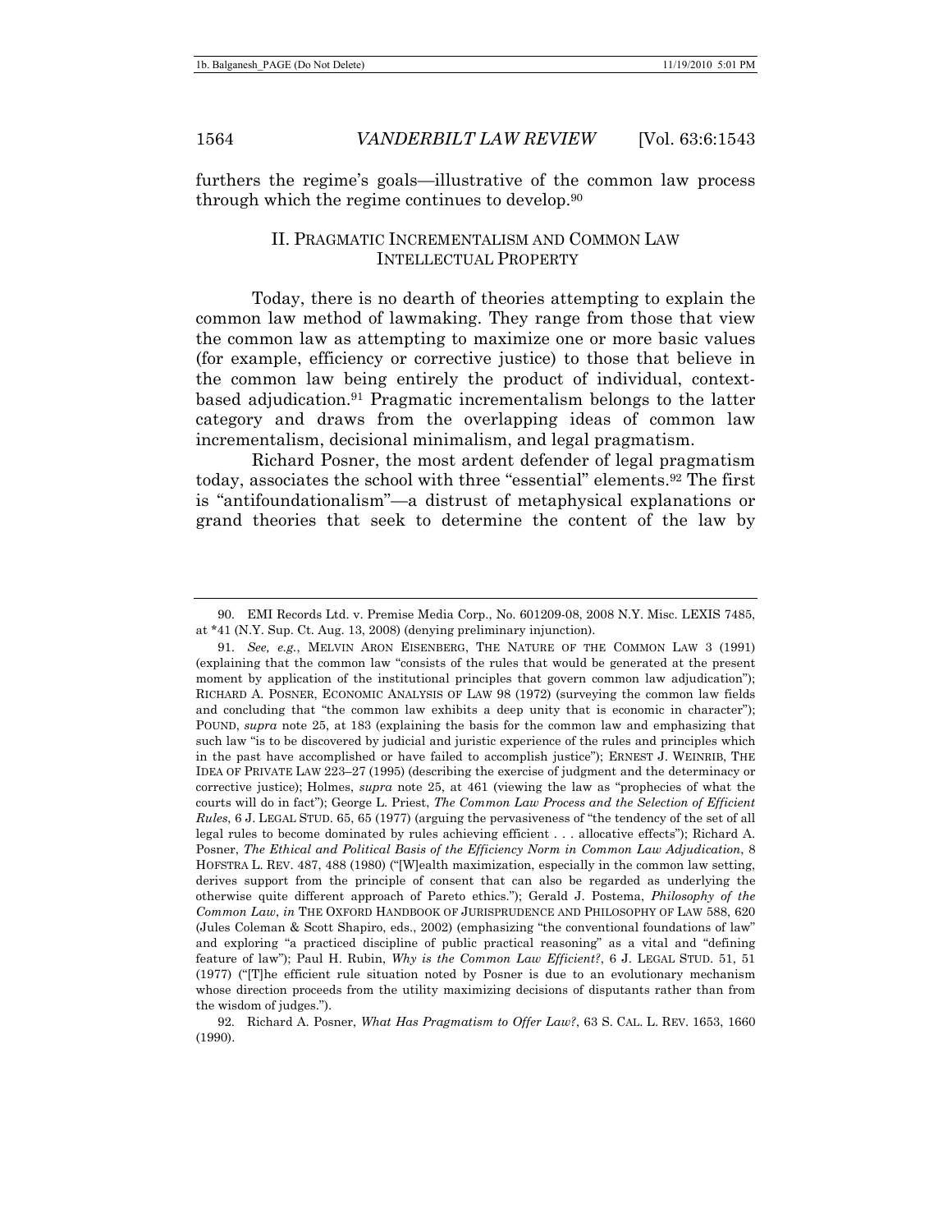furthers the regime's goals—illustrative of the common law process through which the regime continues to develop.[90]

## II. Pragmatic Incrementalism and Common Law Intellectual Property

Today, there is no dearth of theories attempting to explain the common law method of lawmaking. They range from those that view the common law as attempting to maximize one or more basic values (for example, efficiency or corrective justice) to those that believe in the common law being entirely the product of individual, context-based adjudication.[91] Pragmatic incrementalism belongs to the latter category and draws from the overlapping ideas of common law incrementalism, decisional minimalism, and legal pragmatism.

Richard Posner, the most ardent defender of legal pragmatism today, associates the school with three "essential" elements.[92] The first is "antifoundationalism"—a distrust of metaphysical explanations or grand theories that seek to determine the content of the law by

---

90. EMI Records Ltd. v. Premise Media Corp., No. 601209-08, 2008 N.Y. Misc. LEXIS 7485, at *41 (N.Y. Sup. Ct. Aug. 13, 2008) (denying preliminary injunction).

91. *See, e.g.*, Melvin Aron Eisenberg, The Nature of the Common Law 3 (1991) (explaining that the common law "consists of the rules that would be generated at the present moment by application of the institutional principles that govern common law adjudication"); Richard A. Posner, Economic Analysis of Law 98 (1972) (surveying the common law fields and concluding that "the common law exhibits a deep unity that is economic in character"); Pound, *supra* note 25, at 183 (explaining the basis for the common law and emphasizing that such law "is to be discovered by judicial and juristic experience of the rules and principles which in the past have accomplished or have failed to accomplish justice"); Ernest J. Weinrib, The Idea of Private Law 223–27 (1995) (describing the exercise of judgment and the determinacy or corrective justice); Holmes, *supra* note 25, at 461 (viewing the law as "prophecies of what the courts will do in fact"); George L. Priest, *The Common Law Process and the Selection of Efficient Rules*, 6 J. Legal Stud. 65, 65 (1977) (arguing the pervasiveness of "the tendency of the set of all legal rules to become dominated by rules achieving efficient . . . allocative effects"); Richard A. Posner, *The Ethical and Political Basis of the Efficiency Norm in Common Law Adjudication*, 8 Hofstra L. Rev. 487, 488 (1980) ("[W]ealth maximization, especially in the common law setting, derives support from the principle of consent that can also be regarded as underlying the otherwise quite different approach of Pareto ethics."); Gerald J. Postema, *Philosophy of the Common Law*, *in* The Oxford Handbook of Jurisprudence and Philosophy of Law 588, 620 (Jules Coleman & Scott Shapiro, eds., 2002) (emphasizing "the conventional foundations of law" and exploring "a practiced discipline of public practical reasoning" as a vital and "defining feature of law"); Paul H. Rubin, *Why is the Common Law Efficient?*, 6 J. Legal Stud. 51, 51 (1977) ("[T]he efficient rule situation noted by Posner is due to an evolutionary mechanism whose direction proceeds from the utility maximizing decisions of disputants rather than from the wisdom of judges.").

92. Richard A. Posner, *What Has Pragmatism to Offer Law?*, 63 S. Cal. L. Rev. 1653, 1660 (1990).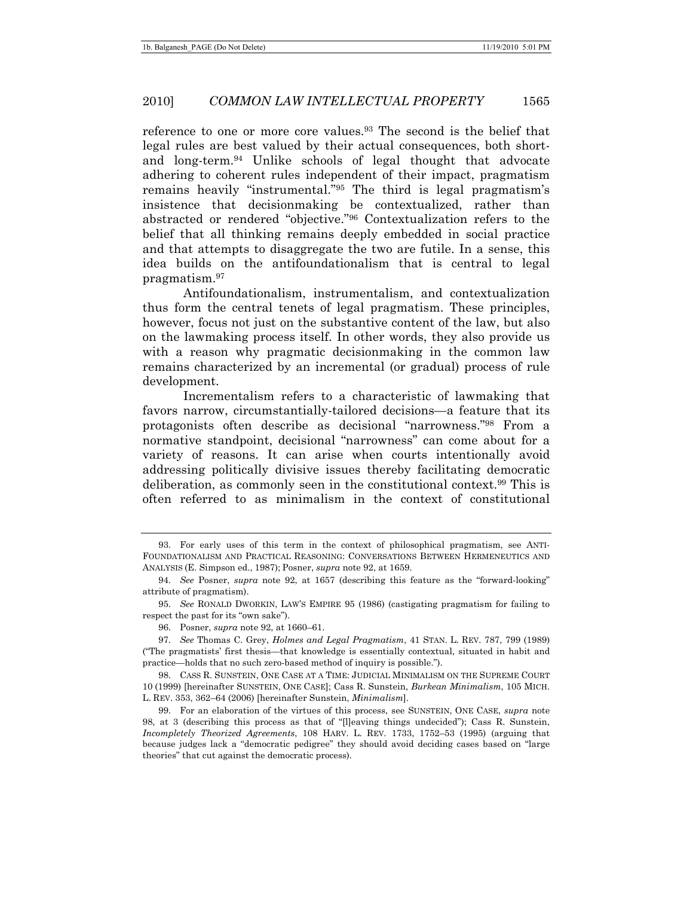reference to one or more core values.[93] The second is the belief that legal rules are best valued by their actual consequences, both short- and long-term.[94] Unlike schools of legal thought that advocate adhering to coherent rules independent of their impact, pragmatism remains heavily "instrumental."[95] The third is legal pragmatism's insistence that decisionmaking be contextualized, rather than abstracted or rendered "objective."[96] Contextualization refers to the belief that all thinking remains deeply embedded in social practice and that attempts to disaggregate the two are futile. In a sense, this idea builds on the antifoundationalism that is central to legal pragmatism.[97]

Antifoundationalism, instrumentalism, and contextualization thus form the central tenets of legal pragmatism. These principles, however, focus not just on the substantive content of the law, but also on the lawmaking process itself. In other words, they also provide us with a reason why pragmatic decisionmaking in the common law remains characterized by an incremental (or gradual) process of rule development.

Incrementalism refers to a characteristic of lawmaking that favors narrow, circumstantially-tailored decisions—a feature that its protagonists often describe as decisional "narrowness."[98] From a normative standpoint, decisional "narrowness" can come about for a variety of reasons. It can arise when courts intentionally avoid addressing politically divisive issues thereby facilitating democratic deliberation, as commonly seen in the constitutional context.[99] This is often referred to as minimalism in the context of constitutional

---

93. For early uses of this term in the context of philosophical pragmatism, see ANTI-FOUNDATIONALISM AND PRACTICAL REASONING: CONVERSATIONS BETWEEN HERMENEUTICS AND ANALYSIS (E. Simpson ed., 1987); Posner, *supra* note 92, at 1659.

94. *See* Posner, *supra* note 92, at 1657 (describing this feature as the "forward-looking" attribute of pragmatism).

95. *See* RONALD DWORKIN, LAW'S EMPIRE 95 (1986) (castigating pragmatism for failing to respect the past for its "own sake").

96. Posner, *supra* note 92, at 1660–61.

97. *See* Thomas C. Grey, *Holmes and Legal Pragmatism*, 41 STAN. L. REV. 787, 799 (1989) ("The pragmatists' first thesis—that knowledge is essentially contextual, situated in habit and practice—holds that no such zero-based method of inquiry is possible.").

98. CASS R. SUNSTEIN, ONE CASE AT A TIME: JUDICIAL MINIMALISM ON THE SUPREME COURT 10 (1999) [hereinafter SUNSTEIN, ONE CASE]; Cass R. Sunstein, *Burkean Minimalism*, 105 MICH. L. REV. 353, 362–64 (2006) [hereinafter Sunstein, *Minimalism*].

99. For an elaboration of the virtues of this process, see SUNSTEIN, ONE CASE, *supra* note 98, at 3 (describing this process as that of "[l]eaving things undecided"); Cass R. Sunstein, *Incompletely Theorized Agreements*, 108 HARV. L. REV. 1733, 1752–53 (1995) (arguing that because judges lack a "democratic pedigree" they should avoid deciding cases based on "large theories" that cut against the democratic process).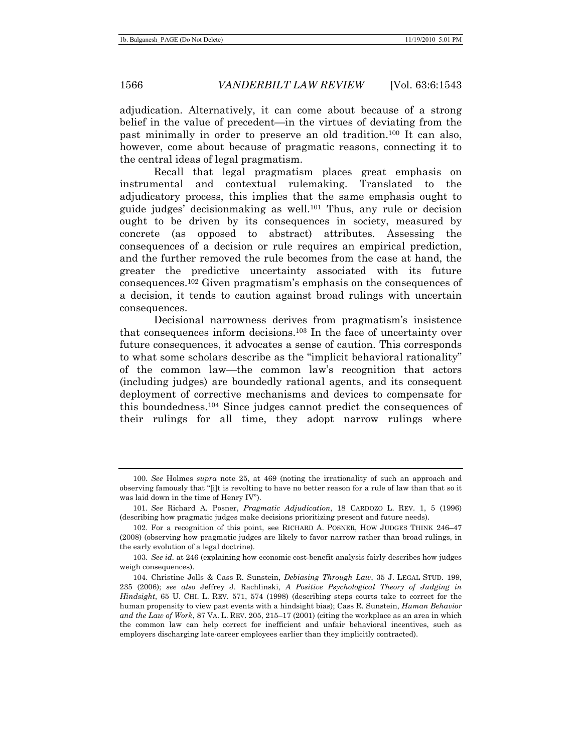adjudication. Alternatively, it can come about because of a strong belief in the value of precedent—in the virtues of deviating from the past minimally in order to preserve an old tradition.[100] It can also, however, come about because of pragmatic reasons, connecting it to the central ideas of legal pragmatism.

Recall that legal pragmatism places great emphasis on instrumental and contextual rulemaking. Translated to the adjudicatory process, this implies that the same emphasis ought to guide judges' decisionmaking as well.[101] Thus, any rule or decision ought to be driven by its consequences in society, measured by concrete (as opposed to abstract) attributes. Assessing the consequences of a decision or rule requires an empirical prediction, and the further removed the rule becomes from the case at hand, the greater the predictive uncertainty associated with its future consequences.[102] Given pragmatism's emphasis on the consequences of a decision, it tends to caution against broad rulings with uncertain consequences.

Decisional narrowness derives from pragmatism's insistence that consequences inform decisions.[103] In the face of uncertainty over future consequences, it advocates a sense of caution. This corresponds to what some scholars describe as the "implicit behavioral rationality" of the common law—the common law's recognition that actors (including judges) are boundedly rational agents, and its consequent deployment of corrective mechanisms and devices to compensate for this boundedness.[104] Since judges cannot predict the consequences of their rulings for all time, they adopt narrow rulings where

---

100. *See* Holmes *supra* note 25, at 469 (noting the irrationality of such an approach and observing famously that "[i]t is revolting to have no better reason for a rule of law than that so it was laid down in the time of Henry IV").

101. *See* Richard A. Posner, *Pragmatic Adjudication*, 18 CARDOZO L. REV. 1, 5 (1996) (describing how pragmatic judges make decisions prioritizing present and future needs).

102. For a recognition of this point, see RICHARD A. POSNER, HOW JUDGES THINK 246–47 (2008) (observing how pragmatic judges are likely to favor narrow rather than broad rulings, in the early evolution of a legal doctrine).

103. *See id.* at 246 (explaining how economic cost-benefit analysis fairly describes how judges weigh consequences).

104. Christine Jolls & Cass R. Sunstein, *Debiasing Through Law*, 35 J. LEGAL STUD. 199, 235 (2006); *see also* Jeffrey J. Rachlinski, *A Positive Psychological Theory of Judging in Hindsight*, 65 U. CHI. L. REV. 571, 574 (1998) (describing steps courts take to correct for the human propensity to view past events with a hindsight bias); Cass R. Sunstein, *Human Behavior and the Law of Work*, 87 VA. L. REV. 205, 215–17 (2001) (citing the workplace as an area in which the common law can help correct for inefficient and unfair behavioral incentives, such as employers discharging late-career employees earlier than they implicitly contracted).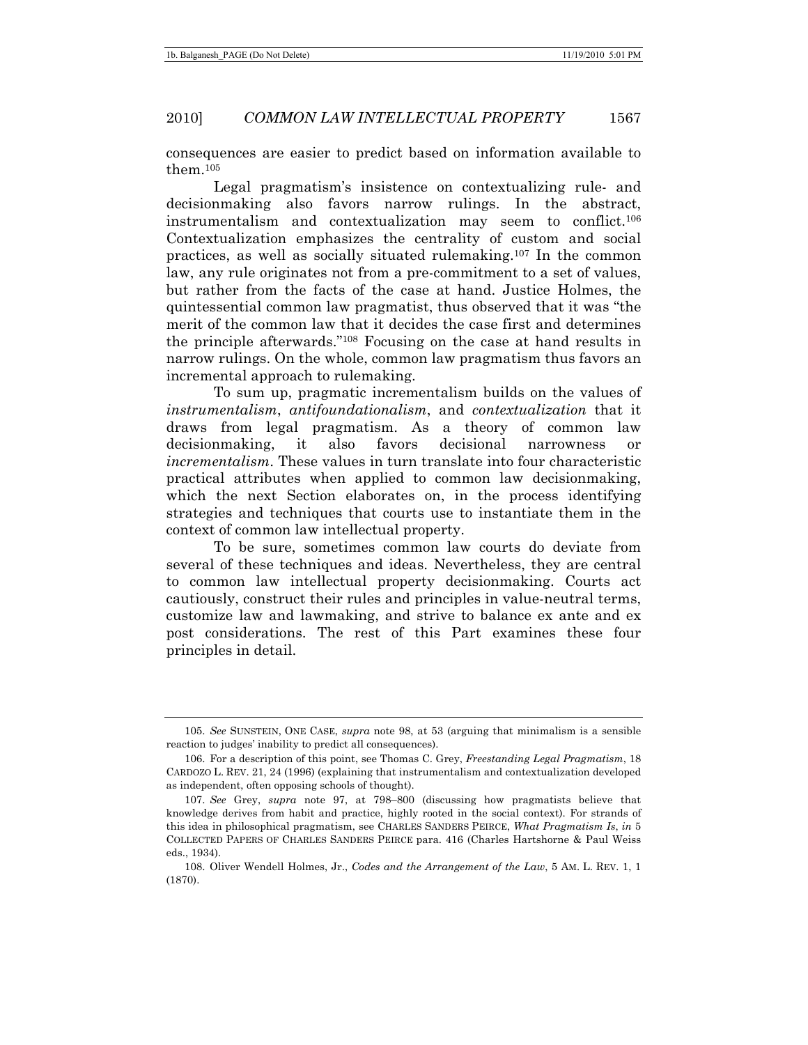consequences are easier to predict based on information available to them.[105]

Legal pragmatism's insistence on contextualizing rule- and decisionmaking also favors narrow rulings. In the abstract, instrumentalism and contextualization may seem to conflict.[106] Contextualization emphasizes the centrality of custom and social practices, as well as socially situated rulemaking.[107] In the common law, any rule originates not from a pre-commitment to a set of values, but rather from the facts of the case at hand. Justice Holmes, the quintessential common law pragmatist, thus observed that it was "the merit of the common law that it decides the case first and determines the principle afterwards."[108] Focusing on the case at hand results in narrow rulings. On the whole, common law pragmatism thus favors an incremental approach to rulemaking.

To sum up, pragmatic incrementalism builds on the values of *instrumentalism*, *antifoundationalism*, and *contextualization* that it draws from legal pragmatism. As a theory of common law decisionmaking, it also favors decisional narrowness or *incrementalism*. These values in turn translate into four characteristic practical attributes when applied to common law decisionmaking, which the next Section elaborates on, in the process identifying strategies and techniques that courts use to instantiate them in the context of common law intellectual property.

To be sure, sometimes common law courts do deviate from several of these techniques and ideas. Nevertheless, they are central to common law intellectual property decisionmaking. Courts act cautiously, construct their rules and principles in value-neutral terms, customize law and lawmaking, and strive to balance ex ante and ex post considerations. The rest of this Part examines these four principles in detail.

---

105. *See* SUNSTEIN, ONE CASE, *supra* note 98, at 53 (arguing that minimalism is a sensible reaction to judges' inability to predict all consequences).

106. For a description of this point, see Thomas C. Grey, *Freestanding Legal Pragmatism*, 18 CARDOZO L. REV. 21, 24 (1996) (explaining that instrumentalism and contextualization developed as independent, often opposing schools of thought).

107. *See* Grey, *supra* note 97, at 798–800 (discussing how pragmatists believe that knowledge derives from habit and practice, highly rooted in the social context). For strands of this idea in philosophical pragmatism, see CHARLES SANDERS PEIRCE, *What Pragmatism Is*, *in* 5 COLLECTED PAPERS OF CHARLES SANDERS PEIRCE para. 416 (Charles Hartshorne & Paul Weiss eds., 1934).

108. Oliver Wendell Holmes, Jr., *Codes and the Arrangement of the Law*, 5 AM. L. REV. 1, 1 (1870).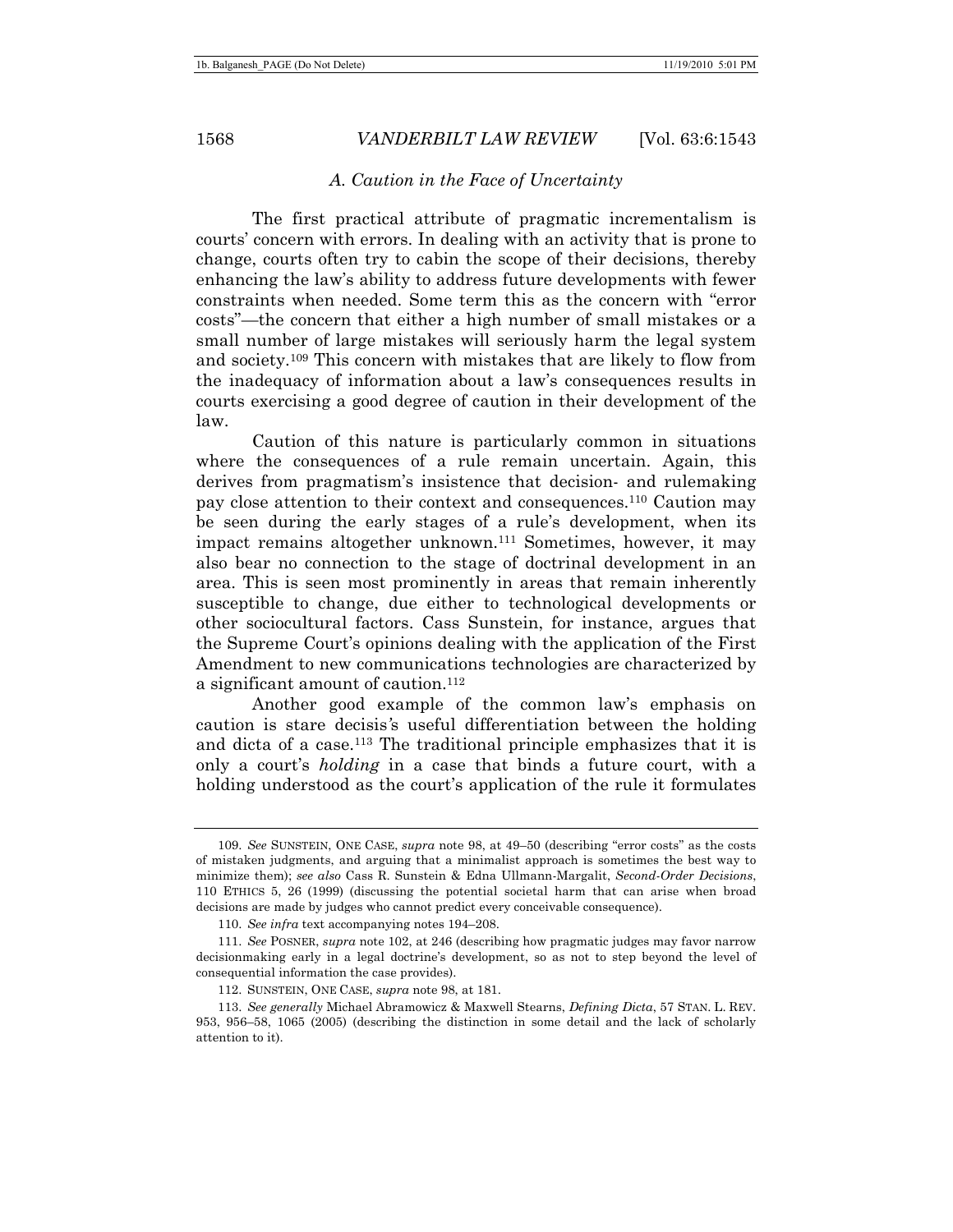### *A. Caution in the Face of Uncertainty*

The first practical attribute of pragmatic incrementalism is courts' concern with errors. In dealing with an activity that is prone to change, courts often try to cabin the scope of their decisions, thereby enhancing the law's ability to address future developments with fewer constraints when needed. Some term this as the concern with "error costs"—the concern that either a high number of small mistakes or a small number of large mistakes will seriously harm the legal system and society.[109] This concern with mistakes that are likely to flow from the inadequacy of information about a law's consequences results in courts exercising a good degree of caution in their development of the law.

Caution of this nature is particularly common in situations where the consequences of a rule remain uncertain. Again, this derives from pragmatism's insistence that decision- and rulemaking pay close attention to their context and consequences.[110] Caution may be seen during the early stages of a rule's development, when its impact remains altogether unknown.[111] Sometimes, however, it may also bear no connection to the stage of doctrinal development in an area. This is seen most prominently in areas that remain inherently susceptible to change, due either to technological developments or other sociocultural factors. Cass Sunstein, for instance, argues that the Supreme Court's opinions dealing with the application of the First Amendment to new communications technologies are characterized by a significant amount of caution.[112]

Another good example of the common law's emphasis on caution is stare decisis's useful differentiation between the holding and dicta of a case.[113] The traditional principle emphasizes that it is only a court's *holding* in a case that binds a future court, with a holding understood as the court's application of the rule it formulates

---

109. *See* SUNSTEIN, ONE CASE, *supra* note 98, at 49–50 (describing "error costs" as the costs of mistaken judgments, and arguing that a minimalist approach is sometimes the best way to minimize them); *see also* Cass R. Sunstein & Edna Ullmann-Margalit, *Second-Order Decisions*, 110 ETHICS 5, 26 (1999) (discussing the potential societal harm that can arise when broad decisions are made by judges who cannot predict every conceivable consequence).

110. *See infra* text accompanying notes 194–208.

111. *See* POSNER, *supra* note 102, at 246 (describing how pragmatic judges may favor narrow decisionmaking early in a legal doctrine's development, so as not to step beyond the level of consequential information the case provides).

112. SUNSTEIN, ONE CASE, *supra* note 98, at 181.

113. *See generally* Michael Abramowicz & Maxwell Stearns, *Defining Dicta*, 57 STAN. L. REV. 953, 956–58, 1065 (2005) (describing the distinction in some detail and the lack of scholarly attention to it).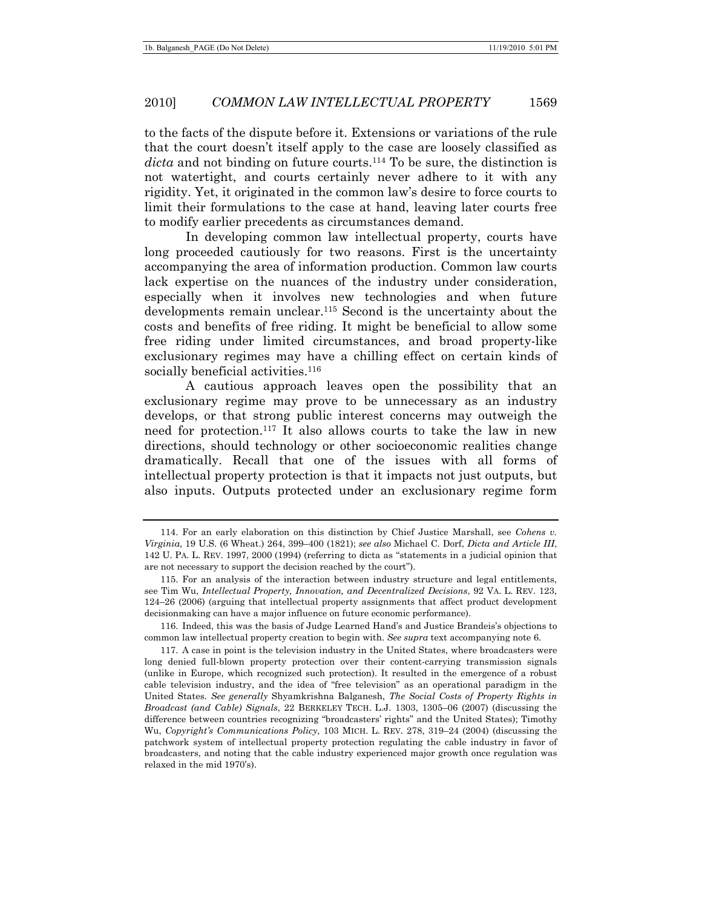to the facts of the dispute before it. Extensions or variations of the rule that the court doesn't itself apply to the case are loosely classified as *dicta* and not binding on future courts.[114] To be sure, the distinction is not watertight, and courts certainly never adhere to it with any rigidity. Yet, it originated in the common law's desire to force courts to limit their formulations to the case at hand, leaving later courts free to modify earlier precedents as circumstances demand.

In developing common law intellectual property, courts have long proceeded cautiously for two reasons. First is the uncertainty accompanying the area of information production. Common law courts lack expertise on the nuances of the industry under consideration, especially when it involves new technologies and when future developments remain unclear.[115] Second is the uncertainty about the costs and benefits of free riding. It might be beneficial to allow some free riding under limited circumstances, and broad property-like exclusionary regimes may have a chilling effect on certain kinds of socially beneficial activities.[116]

A cautious approach leaves open the possibility that an exclusionary regime may prove to be unnecessary as an industry develops, or that strong public interest concerns may outweigh the need for protection.[117] It also allows courts to take the law in new directions, should technology or other socioeconomic realities change dramatically. Recall that one of the issues with all forms of intellectual property protection is that it impacts not just outputs, but also inputs. Outputs protected under an exclusionary regime form

---

114. For an early elaboration on this distinction by Chief Justice Marshall, see *Cohens v. Virginia*, 19 U.S. (6 Wheat.) 264, 399–400 (1821); *see also* Michael C. Dorf, *Dicta and Article III*, 142 U. PA. L. REV. 1997, 2000 (1994) (referring to dicta as "statements in a judicial opinion that are not necessary to support the decision reached by the court").

115. For an analysis of the interaction between industry structure and legal entitlements, see Tim Wu, *Intellectual Property, Innovation, and Decentralized Decisions*, 92 VA. L. REV. 123, 124–26 (2006) (arguing that intellectual property assignments that affect product development decisionmaking can have a major influence on future economic performance).

116. Indeed, this was the basis of Judge Learned Hand's and Justice Brandeis's objections to common law intellectual property creation to begin with. *See supra* text accompanying note 6.

117. A case in point is the television industry in the United States, where broadcasters were long denied full-blown property protection over their content-carrying transmission signals (unlike in Europe, which recognized such protection). It resulted in the emergence of a robust cable television industry, and the idea of "free television" as an operational paradigm in the United States. *See generally* Shyamkrishna Balganesh, *The Social Costs of Property Rights in Broadcast (and Cable) Signals*, 22 BERKELEY TECH. L.J. 1303, 1305–06 (2007) (discussing the difference between countries recognizing "broadcasters' rights" and the United States); Timothy Wu, *Copyright's Communications Policy*, 103 MICH. L. REV. 278, 319–24 (2004) (discussing the patchwork system of intellectual property protection regulating the cable industry in favor of broadcasters, and noting that the cable industry experienced major growth once regulation was relaxed in the mid 1970's).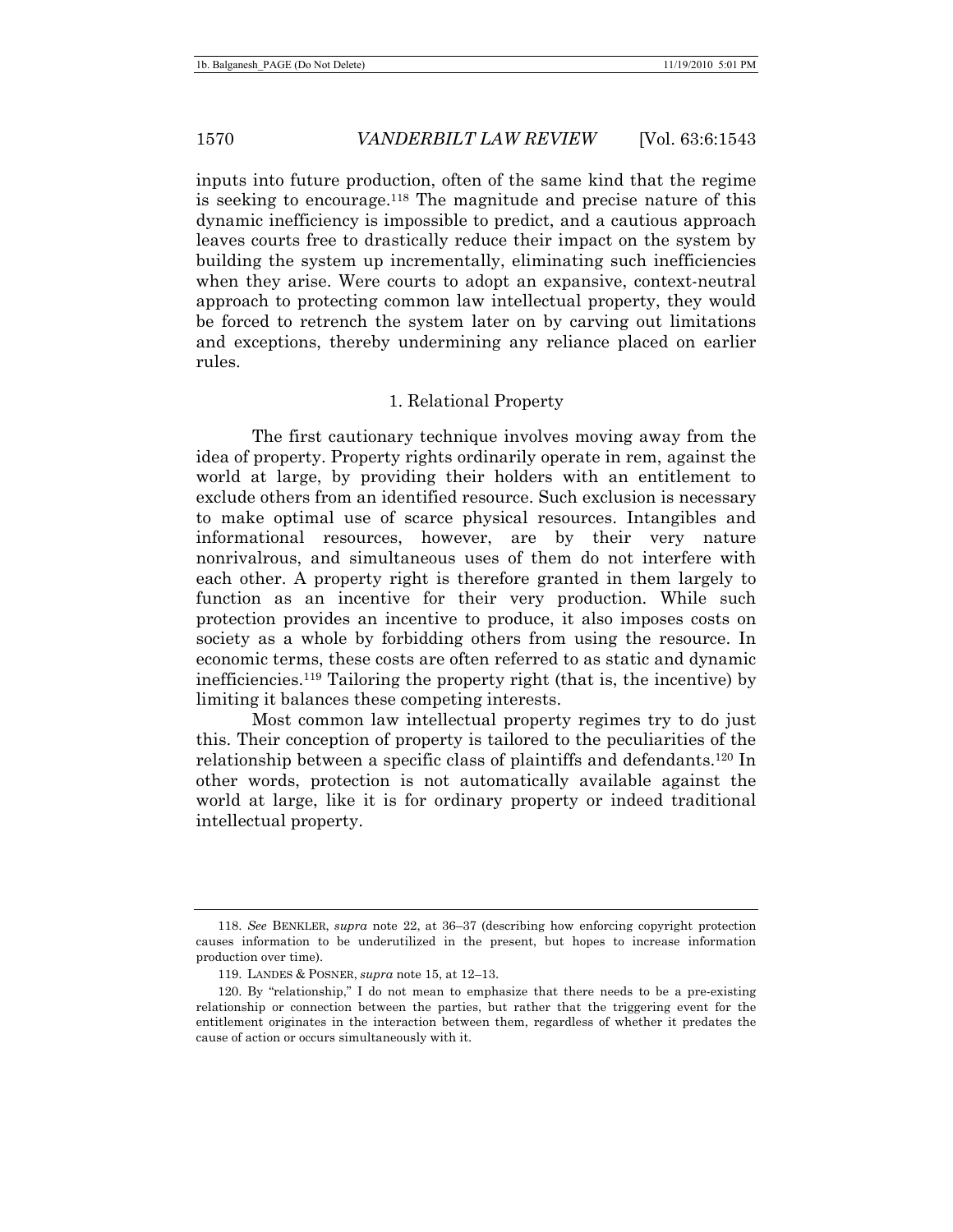inputs into future production, often of the same kind that the regime is seeking to encourage.[118] The magnitude and precise nature of this dynamic inefficiency is impossible to predict, and a cautious approach leaves courts free to drastically reduce their impact on the system by building the system up incrementally, eliminating such inefficiencies when they arise. Were courts to adopt an expansive, context-neutral approach to protecting common law intellectual property, they would be forced to retrench the system later on by carving out limitations and exceptions, thereby undermining any reliance placed on earlier rules.

### 1. Relational Property

The first cautionary technique involves moving away from the idea of property. Property rights ordinarily operate in rem, against the world at large, by providing their holders with an entitlement to exclude others from an identified resource. Such exclusion is necessary to make optimal use of scarce physical resources. Intangibles and informational resources, however, are by their very nature nonrivalrous, and simultaneous uses of them do not interfere with each other. A property right is therefore granted in them largely to function as an incentive for their very production. While such protection provides an incentive to produce, it also imposes costs on society as a whole by forbidding others from using the resource. In economic terms, these costs are often referred to as static and dynamic inefficiencies.[119] Tailoring the property right (that is, the incentive) by limiting it balances these competing interests.

Most common law intellectual property regimes try to do just this. Their conception of property is tailored to the peculiarities of the relationship between a specific class of plaintiffs and defendants.[120] In other words, protection is not automatically available against the world at large, like it is for ordinary property or indeed traditional intellectual property.

---

118. *See* BENKLER, *supra* note 22, at 36–37 (describing how enforcing copyright protection causes information to be underutilized in the present, but hopes to increase information production over time).

119. LANDES & POSNER, *supra* note 15, at 12–13.

120. By "relationship," I do not mean to emphasize that there needs to be a pre-existing relationship or connection between the parties, but rather that the triggering event for the entitlement originates in the interaction between them, regardless of whether it predates the cause of action or occurs simultaneously with it.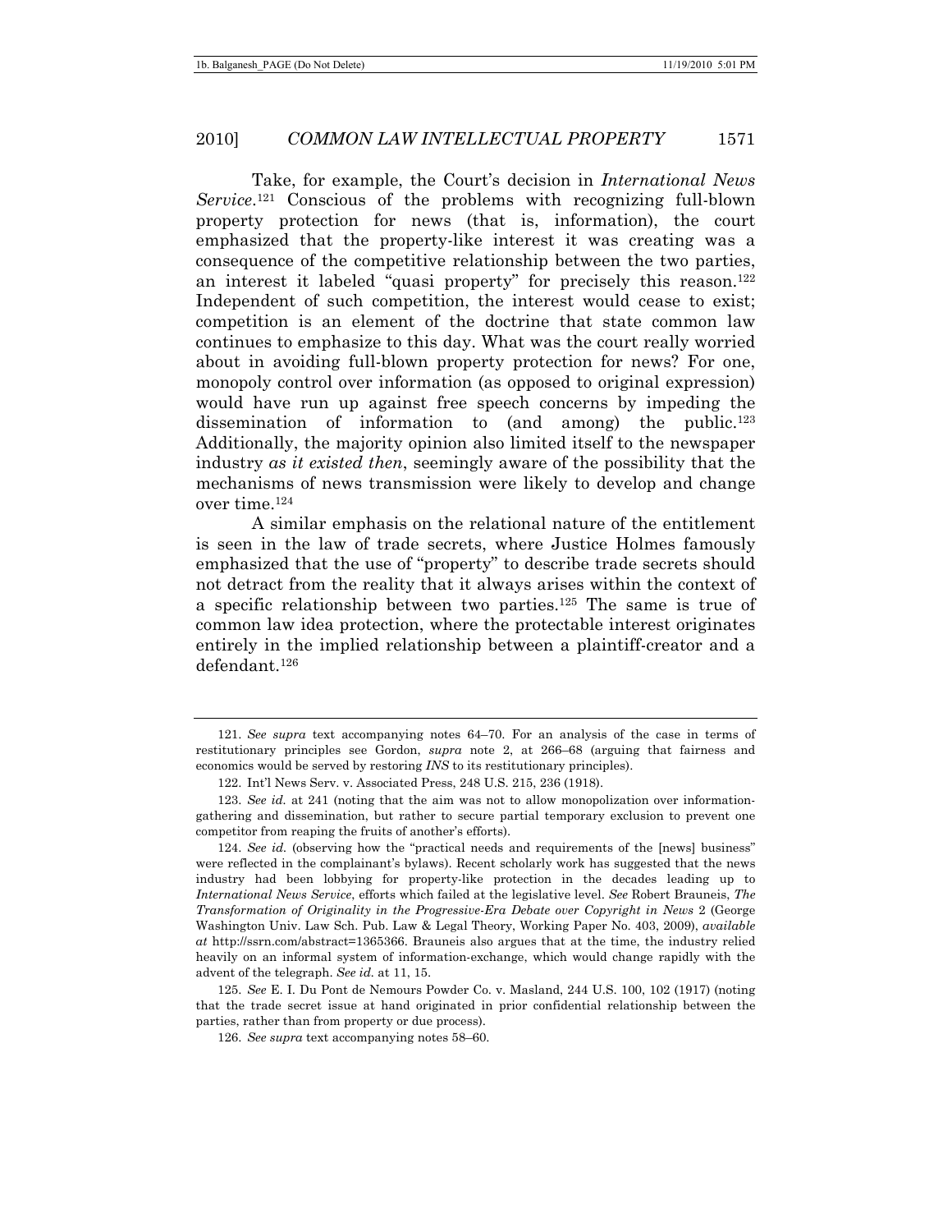Take, for example, the Court's decision in *International News Service*.[121] Conscious of the problems with recognizing full-blown property protection for news (that is, information), the court emphasized that the property-like interest it was creating was a consequence of the competitive relationship between the two parties, an interest it labeled "quasi property" for precisely this reason.[122] Independent of such competition, the interest would cease to exist; competition is an element of the doctrine that state common law continues to emphasize to this day. What was the court really worried about in avoiding full-blown property protection for news? For one, monopoly control over information (as opposed to original expression) would have run up against free speech concerns by impeding the dissemination of information to (and among) the public.[123] Additionally, the majority opinion also limited itself to the newspaper industry *as it existed then*, seemingly aware of the possibility that the mechanisms of news transmission were likely to develop and change over time.[124]

A similar emphasis on the relational nature of the entitlement is seen in the law of trade secrets, where Justice Holmes famously emphasized that the use of "property" to describe trade secrets should not detract from the reality that it always arises within the context of a specific relationship between two parties.[125] The same is true of common law idea protection, where the protectable interest originates entirely in the implied relationship between a plaintiff-creator and a defendant.[126]

---

121. *See supra* text accompanying notes 64–70. For an analysis of the case in terms of restitutionary principles see Gordon, *supra* note 2, at 266–68 (arguing that fairness and economics would be served by restoring *INS* to its restitutionary principles).

122. Int'l News Serv. v. Associated Press, 248 U.S. 215, 236 (1918).

123. *See id.* at 241 (noting that the aim was not to allow monopolization over information-gathering and dissemination, but rather to secure partial temporary exclusion to prevent one competitor from reaping the fruits of another's efforts).

124. *See id.* (observing how the "practical needs and requirements of the [news] business" were reflected in the complainant's bylaws). Recent scholarly work has suggested that the news industry had been lobbying for property-like protection in the decades leading up to *International News Service*, efforts which failed at the legislative level. *See* Robert Brauneis, *The Transformation of Originality in the Progressive-Era Debate over Copyright in News* 2 (George Washington Univ. Law Sch. Pub. Law & Legal Theory, Working Paper No. 403, 2009), *available at* http://ssrn.com/abstract=1365366. Brauneis also argues that at the time, the industry relied heavily on an informal system of information-exchange, which would change rapidly with the advent of the telegraph. *See id.* at 11, 15.

125. *See* E. I. Du Pont de Nemours Powder Co. v. Masland, 244 U.S. 100, 102 (1917) (noting that the trade secret issue at hand originated in prior confidential relationship between the parties, rather than from property or due process).

126. *See supra* text accompanying notes 58–60.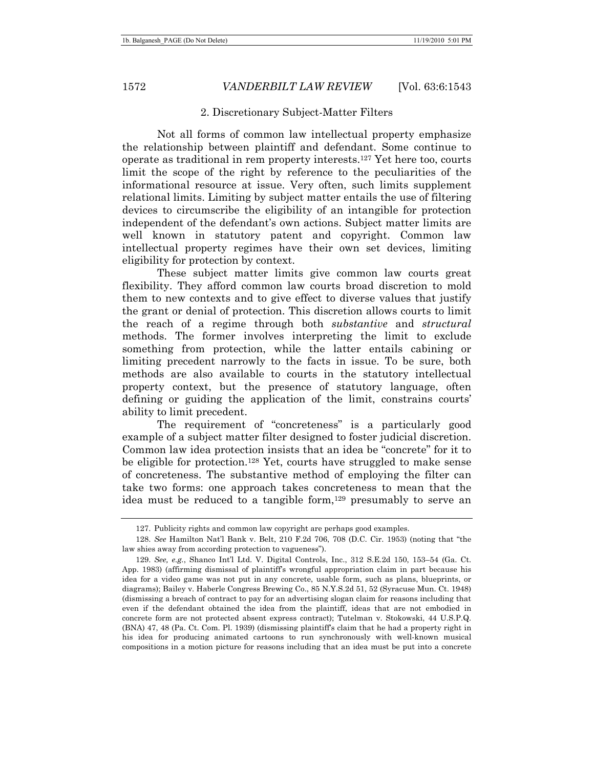### 2. Discretionary Subject-Matter Filters

Not all forms of common law intellectual property emphasize the relationship between plaintiff and defendant. Some continue to operate as traditional in rem property interests.[127] Yet here too, courts limit the scope of the right by reference to the peculiarities of the informational resource at issue. Very often, such limits supplement relational limits. Limiting by subject matter entails the use of filtering devices to circumscribe the eligibility of an intangible for protection independent of the defendant's own actions. Subject matter limits are well known in statutory patent and copyright. Common law intellectual property regimes have their own set devices, limiting eligibility for protection by context.

These subject matter limits give common law courts great flexibility. They afford common law courts broad discretion to mold them to new contexts and to give effect to diverse values that justify the grant or denial of protection. This discretion allows courts to limit the reach of a regime through both *substantive* and *structural* methods. The former involves interpreting the limit to exclude something from protection, while the latter entails cabining or limiting precedent narrowly to the facts in issue. To be sure, both methods are also available to courts in the statutory intellectual property context, but the presence of statutory language, often defining or guiding the application of the limit, constrains courts' ability to limit precedent.

The requirement of "concreteness" is a particularly good example of a subject matter filter designed to foster judicial discretion. Common law idea protection insists that an idea be "concrete" for it to be eligible for protection.[128] Yet, courts have struggled to make sense of concreteness. The substantive method of employing the filter can take two forms: one approach takes concreteness to mean that the idea must be reduced to a tangible form,[129] presumably to serve an

---

127. Publicity rights and common law copyright are perhaps good examples.

128. *See* Hamilton Nat'l Bank v. Belt, 210 F.2d 706, 708 (D.C. Cir. 1953) (noting that "the law shies away from according protection to vagueness").

129. *See, e.g.*, Shanco Int'l Ltd. V. Digital Controls, Inc., 312 S.E.2d 150, 153–54 (Ga. Ct. App. 1983) (affirming dismissal of plaintiff's wrongful appropriation claim in part because his idea for a video game was not put in any concrete, usable form, such as plans, blueprints, or diagrams); Bailey v. Haberle Congress Brewing Co., 85 N.Y.S.2d 51, 52 (Syracuse Mun. Ct. 1948) (dismissing a breach of contract to pay for an advertising slogan claim for reasons including that even if the defendant obtained the idea from the plaintiff, ideas that are not embodied in concrete form are not protected absent express contract); Tutelman v. Stokowski, 44 U.S.P.Q. (BNA) 47, 48 (Pa. Ct. Com. Pl. 1939) (dismissing plaintiff's claim that he had a property right in his idea for producing animated cartoons to run synchronously with well-known musical compositions in a motion picture for reasons including that an idea must be put into a concrete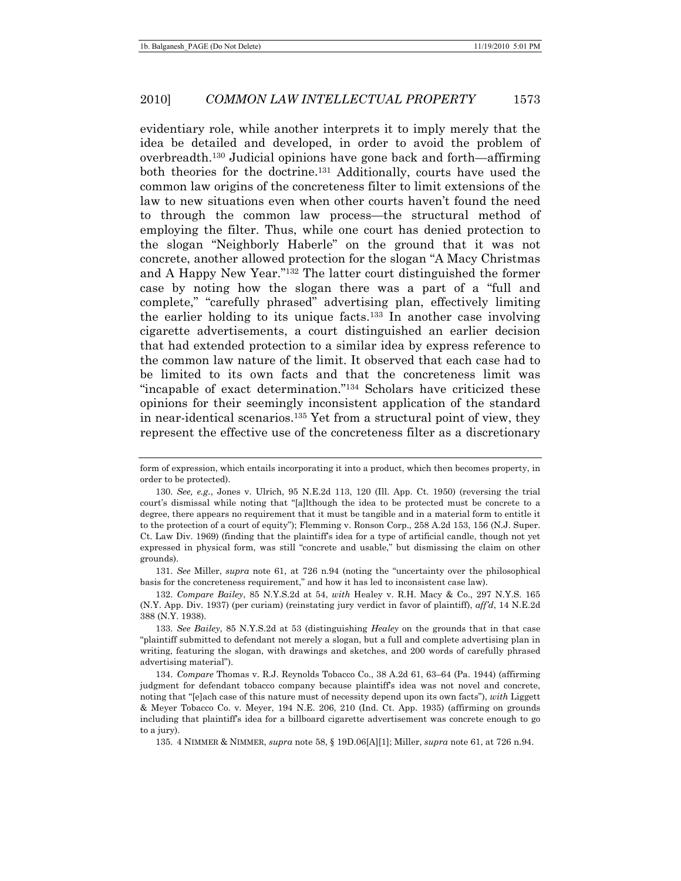evidentiary role, while another interprets it to imply merely that the idea be detailed and developed, in order to avoid the problem of overbreadth.[130] Judicial opinions have gone back and forth—affirming both theories for the doctrine.[131] Additionally, courts have used the common law origins of the concreteness filter to limit extensions of the law to new situations even when other courts haven't found the need to through the common law process—the structural method of employing the filter. Thus, while one court has denied protection to the slogan "Neighborly Haberle" on the ground that it was not concrete, another allowed protection for the slogan "A Macy Christmas and A Happy New Year."[132] The latter court distinguished the former case by noting how the slogan there was a part of a "full and complete," "carefully phrased" advertising plan, effectively limiting the earlier holding to its unique facts.[133] In another case involving cigarette advertisements, a court distinguished an earlier decision that had extended protection to a similar idea by express reference to the common law nature of the limit. It observed that each case had to be limited to its own facts and that the concreteness limit was "incapable of exact determination."[134] Scholars have criticized these opinions for their seemingly inconsistent application of the standard in near-identical scenarios.[135] Yet from a structural point of view, they represent the effective use of the concreteness filter as a discretionary

---

form of expression, which entails incorporating it into a product, which then becomes property, in order to be protected).

130. *See, e.g.*, Jones v. Ulrich, 95 N.E.2d 113, 120 (Ill. App. Ct. 1950) (reversing the trial court's dismissal while noting that "[a]lthough the idea to be protected must be concrete to a degree, there appears no requirement that it must be tangible and in a material form to entitle it to the protection of a court of equity"); Flemming v. Ronson Corp., 258 A.2d 153, 156 (N.J. Super. Ct. Law Div. 1969) (finding that the plaintiff's idea for a type of artificial candle, though not yet expressed in physical form, was still "concrete and usable," but dismissing the claim on other grounds).

131. *See* Miller, *supra* note 61, at 726 n.94 (noting the "uncertainty over the philosophical basis for the concreteness requirement," and how it has led to inconsistent case law).

132. *Compare Bailey*, 85 N.Y.S.2d at 54, *with* Healey v. R.H. Macy & Co., 297 N.Y.S. 165 (N.Y. App. Div. 1937) (per curiam) (reinstating jury verdict in favor of plaintiff), *aff'd*, 14 N.E.2d 388 (N.Y. 1938).

133. *See Bailey*, 85 N.Y.S.2d at 53 (distinguishing *Healey* on the grounds that in that case "plaintiff submitted to defendant not merely a slogan, but a full and complete advertising plan in writing, featuring the slogan, with drawings and sketches, and 200 words of carefully phrased advertising material").

134. *Compare* Thomas v. R.J. Reynolds Tobacco Co., 38 A.2d 61, 63–64 (Pa. 1944) (affirming judgment for defendant tobacco company because plaintiff's idea was not novel and concrete, noting that "[e]ach case of this nature must of necessity depend upon its own facts"), *with* Liggett & Meyer Tobacco Co. v. Meyer, 194 N.E. 206, 210 (Ind. Ct. App. 1935) (affirming on grounds including that plaintiff's idea for a billboard cigarette advertisement was concrete enough to go to a jury).

135. 4 NIMMER & NIMMER, *supra* note 58, § 19D.06[A][1]; Miller, *supra* note 61, at 726 n.94.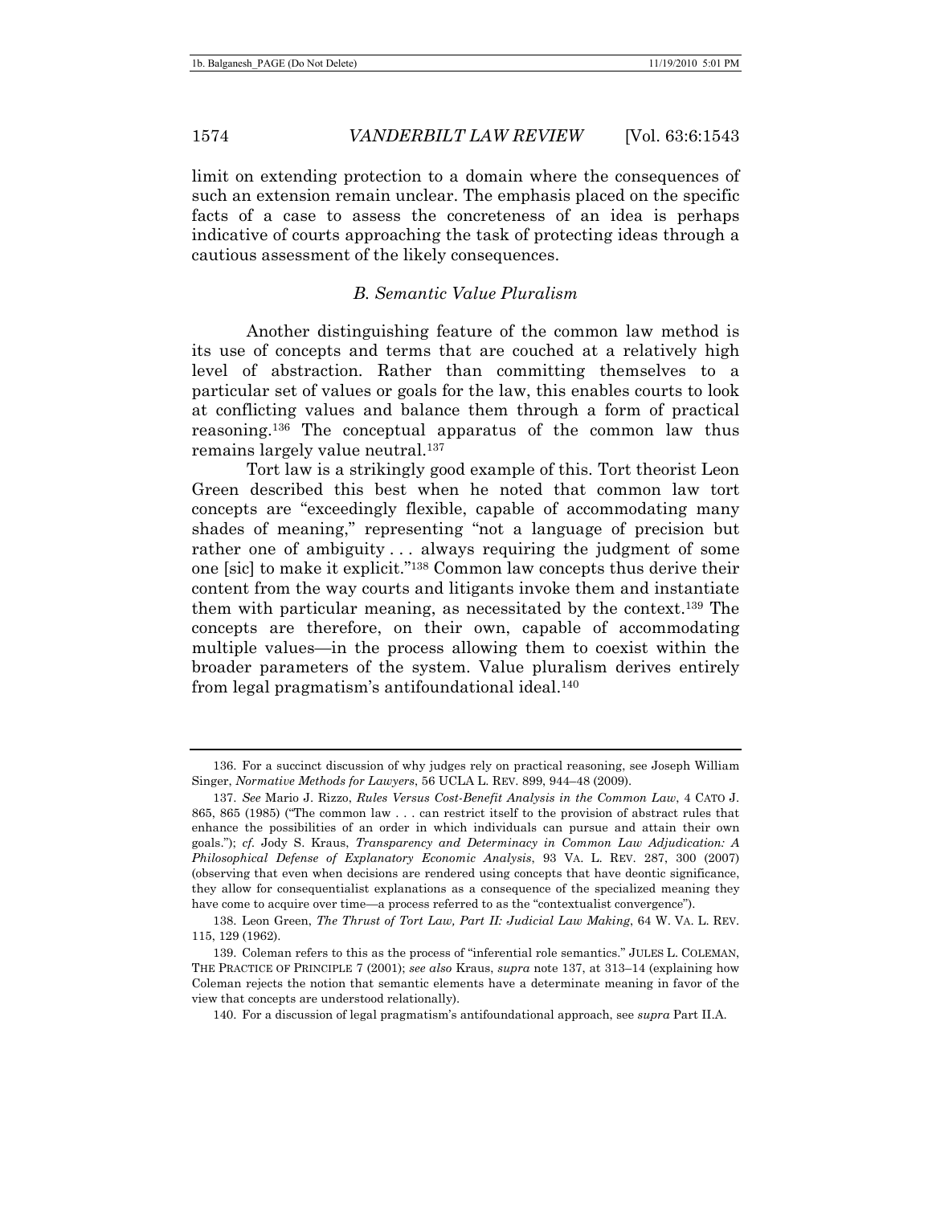limit on extending protection to a domain where the consequences of such an extension remain unclear. The emphasis placed on the specific facts of a case to assess the concreteness of an idea is perhaps indicative of courts approaching the task of protecting ideas through a cautious assessment of the likely consequences.

### *B. Semantic Value Pluralism*

Another distinguishing feature of the common law method is its use of concepts and terms that are couched at a relatively high level of abstraction. Rather than committing themselves to a particular set of values or goals for the law, this enables courts to look at conflicting values and balance them through a form of practical reasoning.[136] The conceptual apparatus of the common law thus remains largely value neutral.[137]

Tort law is a strikingly good example of this. Tort theorist Leon Green described this best when he noted that common law tort concepts are "exceedingly flexible, capable of accommodating many shades of meaning," representing "not a language of precision but rather one of ambiguity . . . always requiring the judgment of some one [sic] to make it explicit."[138] Common law concepts thus derive their content from the way courts and litigants invoke them and instantiate them with particular meaning, as necessitated by the context.[139] The concepts are therefore, on their own, capable of accommodating multiple values—in the process allowing them to coexist within the broader parameters of the system. Value pluralism derives entirely from legal pragmatism's antifoundational ideal.[140]

---

136. For a succinct discussion of why judges rely on practical reasoning, see Joseph William Singer, *Normative Methods for Lawyers*, 56 UCLA L. REV. 899, 944–48 (2009).

137. *See* Mario J. Rizzo, *Rules Versus Cost-Benefit Analysis in the Common Law*, 4 CATO J. 865, 865 (1985) ("The common law . . . can restrict itself to the provision of abstract rules that enhance the possibilities of an order in which individuals can pursue and attain their own goals."); *cf.* Jody S. Kraus, *Transparency and Determinacy in Common Law Adjudication: A Philosophical Defense of Explanatory Economic Analysis*, 93 VA. L. REV. 287, 300 (2007) (observing that even when decisions are rendered using concepts that have deontic significance, they allow for consequentialist explanations as a consequence of the specialized meaning they have come to acquire over time—a process referred to as the "contextualist convergence").

138. Leon Green, *The Thrust of Tort Law, Part II: Judicial Law Making*, 64 W. VA. L. REV. 115, 129 (1962).

139. Coleman refers to this as the process of "inferential role semantics." JULES L. COLEMAN, THE PRACTICE OF PRINCIPLE 7 (2001); *see also* Kraus, *supra* note 137, at 313–14 (explaining how Coleman rejects the notion that semantic elements have a determinate meaning in favor of the view that concepts are understood relationally).

140. For a discussion of legal pragmatism's antifoundational approach, see *supra* Part II.A.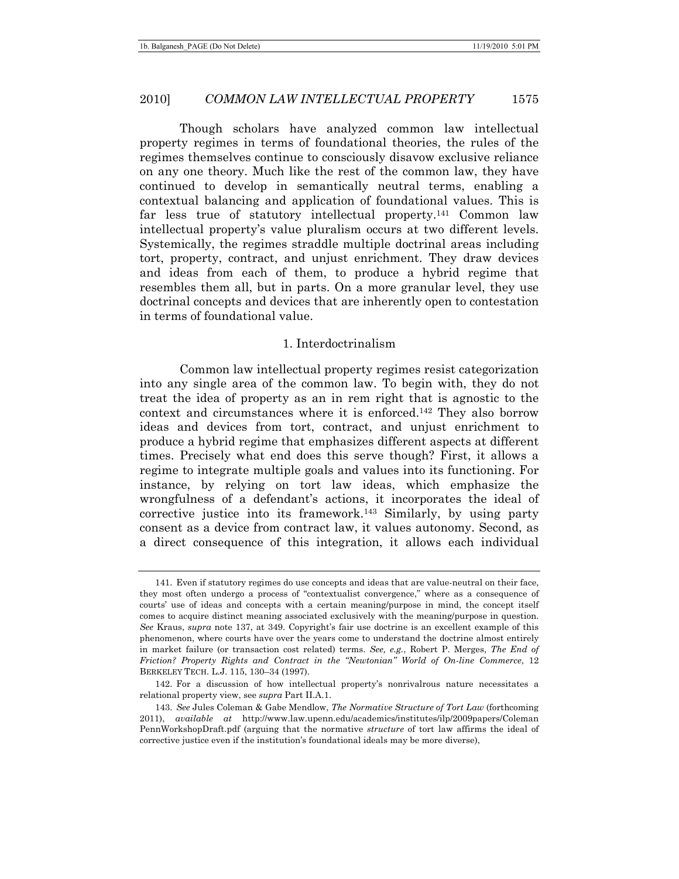Though scholars have analyzed common law intellectual property regimes in terms of foundational theories, the rules of the regimes themselves continue to consciously disavow exclusive reliance on any one theory. Much like the rest of the common law, they have continued to develop in semantically neutral terms, enabling a contextual balancing and application of foundational values. This is far less true of statutory intellectual property.[141] Common law intellectual property's value pluralism occurs at two different levels. Systemically, the regimes straddle multiple doctrinal areas including tort, property, contract, and unjust enrichment. They draw devices and ideas from each of them, to produce a hybrid regime that resembles them all, but in parts. On a more granular level, they use doctrinal concepts and devices that are inherently open to contestation in terms of foundational value.

### 1. Interdoctrinalism

Common law intellectual property regimes resist categorization into any single area of the common law. To begin with, they do not treat the idea of property as an in rem right that is agnostic to the context and circumstances where it is enforced.[142] They also borrow ideas and devices from tort, contract, and unjust enrichment to produce a hybrid regime that emphasizes different aspects at different times. Precisely what end does this serve though? First, it allows a regime to integrate multiple goals and values into its functioning. For instance, by relying on tort law ideas, which emphasize the wrongfulness of a defendant's actions, it incorporates the ideal of corrective justice into its framework.[143] Similarly, by using party consent as a device from contract law, it values autonomy. Second, as a direct consequence of this integration, it allows each individual

---

141. Even if statutory regimes do use concepts and ideas that are value-neutral on their face, they most often undergo a process of "contextualist convergence," where as a consequence of courts' use of ideas and concepts with a certain meaning/purpose in mind, the concept itself comes to acquire distinct meaning associated exclusively with the meaning/purpose in question. *See* Kraus, *supra* note 137, at 349. Copyright's fair use doctrine is an excellent example of this phenomenon, where courts have over the years come to understand the doctrine almost entirely in market failure (or transaction cost related) terms. *See, e.g.*, Robert P. Merges, *The End of Friction? Property Rights and Contract in the "Newtonian" World of On-line Commerce*, 12 BERKELEY TECH. L.J. 115, 130–34 (1997).

142. For a discussion of how intellectual property's nonrivalrous nature necessitates a relational property view, see *supra* Part II.A.1.

143. *See* Jules Coleman & Gabe Mendlow, *The Normative Structure of Tort Law* (forthcoming 2011), *available at* http://www.law.upenn.edu/academics/institutes/ilp/2009papers/ColemanPennWorkshopDraft.pdf (arguing that the normative *structure* of tort law affirms the ideal of corrective justice even if the institution's foundational ideals may be more diverse),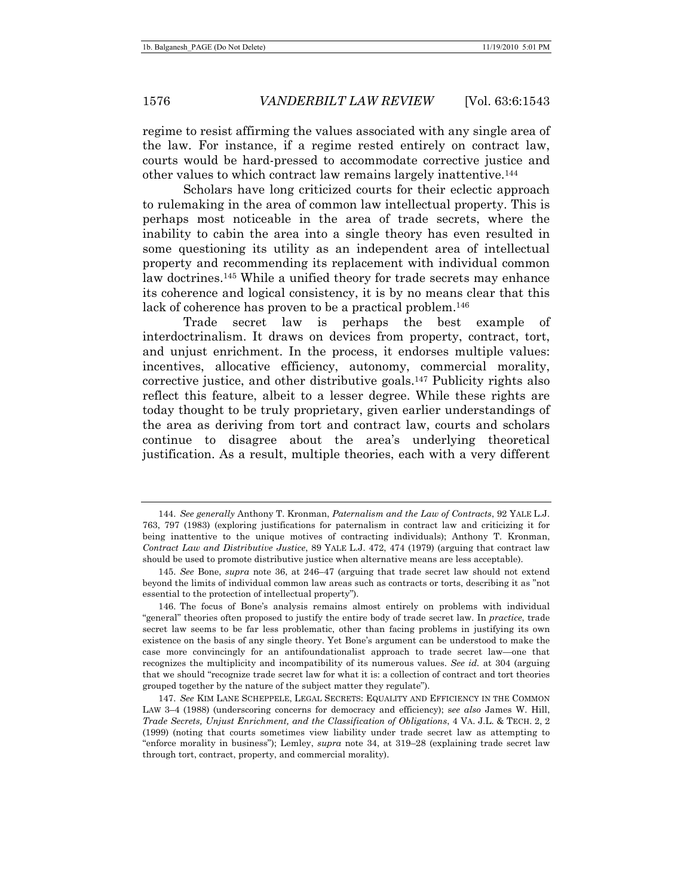regime to resist affirming the values associated with any single area of the law. For instance, if a regime rested entirely on contract law, courts would be hard-pressed to accommodate corrective justice and other values to which contract law remains largely inattentive.[144]

Scholars have long criticized courts for their eclectic approach to rulemaking in the area of common law intellectual property. This is perhaps most noticeable in the area of trade secrets, where the inability to cabin the area into a single theory has even resulted in some questioning its utility as an independent area of intellectual property and recommending its replacement with individual common law doctrines.[145] While a unified theory for trade secrets may enhance its coherence and logical consistency, it is by no means clear that this lack of coherence has proven to be a practical problem.[146]

Trade secret law is perhaps the best example of interdoctrinalism. It draws on devices from property, contract, tort, and unjust enrichment. In the process, it endorses multiple values: incentives, allocative efficiency, autonomy, commercial morality, corrective justice, and other distributive goals.[147] Publicity rights also reflect this feature, albeit to a lesser degree. While these rights are today thought to be truly proprietary, given earlier understandings of the area as deriving from tort and contract law, courts and scholars continue to disagree about the area's underlying theoretical justification. As a result, multiple theories, each with a very different

---

144. *See generally* Anthony T. Kronman, *Paternalism and the Law of Contracts*, 92 YALE L.J. 763, 797 (1983) (exploring justifications for paternalism in contract law and criticizing it for being inattentive to the unique motives of contracting individuals); Anthony T. Kronman, *Contract Law and Distributive Justice*, 89 YALE L.J. 472, 474 (1979) (arguing that contract law should be used to promote distributive justice when alternative means are less acceptable).

145. *See* Bone, *supra* note 36, at 246–47 (arguing that trade secret law should not extend beyond the limits of individual common law areas such as contracts or torts, describing it as "not essential to the protection of intellectual property").

146. The focus of Bone's analysis remains almost entirely on problems with individual "general" theories often proposed to justify the entire body of trade secret law. In *practice*, trade secret law seems to be far less problematic, other than facing problems in justifying its own existence on the basis of any single theory. Yet Bone's argument can be understood to make the case more convincingly for an antifoundationalist approach to trade secret law—one that recognizes the multiplicity and incompatibility of its numerous values. *See id.* at 304 (arguing that we should "recognize trade secret law for what it is: a collection of contract and tort theories grouped together by the nature of the subject matter they regulate").

147. *See* KIM LANE SCHEPPELE, LEGAL SECRETS: EQUALITY AND EFFICIENCY IN THE COMMON LAW 3–4 (1988) (underscoring concerns for democracy and efficiency); *see also* James W. Hill, *Trade Secrets, Unjust Enrichment, and the Classification of Obligations*, 4 VA. J.L. & TECH. 2, 2 (1999) (noting that courts sometimes view liability under trade secret law as attempting to "enforce morality in business"); Lemley, *supra* note 34, at 319–28 (explaining trade secret law through tort, contract, property, and commercial morality).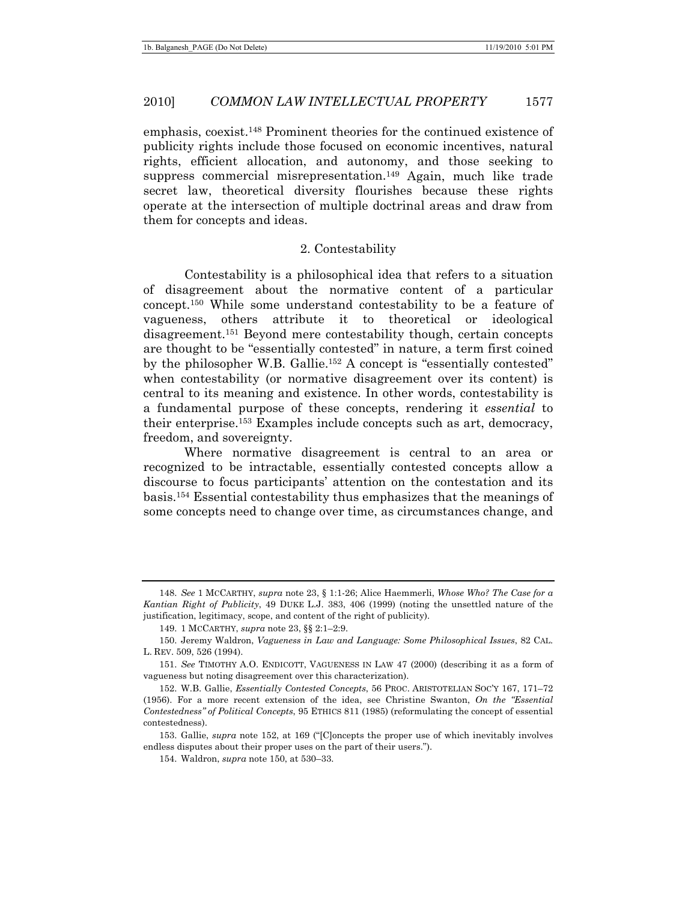emphasis, coexist.[148] Prominent theories for the continued existence of publicity rights include those focused on economic incentives, natural rights, efficient allocation, and autonomy, and those seeking to suppress commercial misrepresentation.[149] Again, much like trade secret law, theoretical diversity flourishes because these rights operate at the intersection of multiple doctrinal areas and draw from them for concepts and ideas.

### 2. Contestability

Contestability is a philosophical idea that refers to a situation of disagreement about the normative content of a particular concept.[150] While some understand contestability to be a feature of vagueness, others attribute it to theoretical or ideological disagreement.[151] Beyond mere contestability though, certain concepts are thought to be "essentially contested" in nature, a term first coined by the philosopher W.B. Gallie.[152] A concept is "essentially contested" when contestability (or normative disagreement over its content) is central to its meaning and existence. In other words, contestability is a fundamental purpose of these concepts, rendering it *essential* to their enterprise.[153] Examples include concepts such as art, democracy, freedom, and sovereignty.

Where normative disagreement is central to an area or recognized to be intractable, essentially contested concepts allow a discourse to focus participants' attention on the contestation and its basis.[154] Essential contestability thus emphasizes that the meanings of some concepts need to change over time, as circumstances change, and

---

148. *See* 1 MCCARTHY, *supra* note 23, § 1:1-26; Alice Haemmerli, *Whose Who? The Case for a Kantian Right of Publicity*, 49 DUKE L.J. 383, 406 (1999) (noting the unsettled nature of the justification, legitimacy, scope, and content of the right of publicity).

149. 1 MCCARTHY, *supra* note 23, §§ 2:1–2:9.

150. Jeremy Waldron, *Vagueness in Law and Language: Some Philosophical Issues*, 82 CAL. L. REV. 509, 526 (1994).

151. *See* TIMOTHY A.O. ENDICOTT, VAGUENESS IN LAW 47 (2000) (describing it as a form of vagueness but noting disagreement over this characterization).

152. W.B. Gallie, *Essentially Contested Concepts*, 56 PROC. ARISTOTELIAN SOC'Y 167, 171–72 (1956). For a more recent extension of the idea, see Christine Swanton, *On the "Essential Contestedness" of Political Concepts*, 95 ETHICS 811 (1985) (reformulating the concept of essential contestedness).

153. Gallie, *supra* note 152, at 169 ("[C]oncepts the proper use of which inevitably involves endless disputes about their proper uses on the part of their users.").

154. Waldron, *supra* note 150, at 530–33.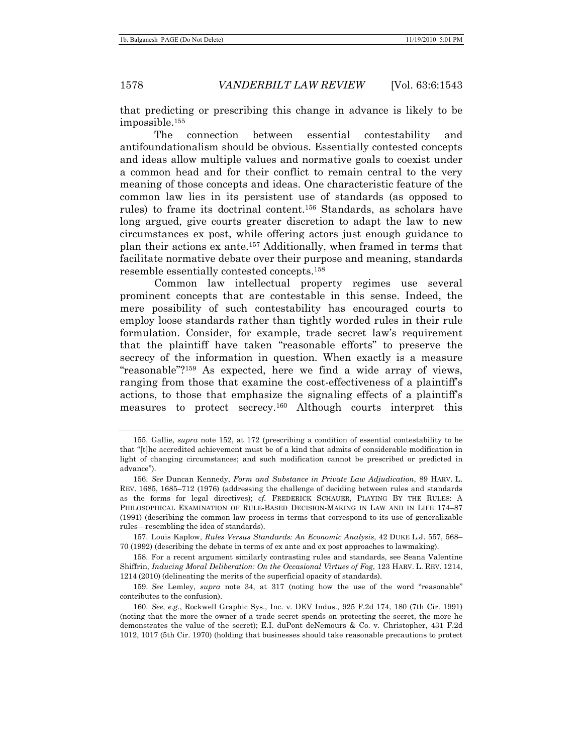that predicting or prescribing this change in advance is likely to be impossible.[155]

The connection between essential contestability and antifoundationalism should be obvious. Essentially contested concepts and ideas allow multiple values and normative goals to coexist under a common head and for their conflict to remain central to the very meaning of those concepts and ideas. One characteristic feature of the common law lies in its persistent use of standards (as opposed to rules) to frame its doctrinal content.[156] Standards, as scholars have long argued, give courts greater discretion to adapt the law to new circumstances ex post, while offering actors just enough guidance to plan their actions ex ante.[157] Additionally, when framed in terms that facilitate normative debate over their purpose and meaning, standards resemble essentially contested concepts.[158]

Common law intellectual property regimes use several prominent concepts that are contestable in this sense. Indeed, the mere possibility of such contestability has encouraged courts to employ loose standards rather than tightly worded rules in their rule formulation. Consider, for example, trade secret law's requirement that the plaintiff have taken "reasonable efforts" to preserve the secrecy of the information in question. When exactly is a measure "reasonable"?[159] As expected, here we find a wide array of views, ranging from those that examine the cost-effectiveness of a plaintiff's actions, to those that emphasize the signaling effects of a plaintiff's measures to protect secrecy.[160] Although courts interpret this

---

155. Gallie, *supra* note 152, at 172 (prescribing a condition of essential contestability to be that "[t]he accredited achievement must be of a kind that admits of considerable modification in light of changing circumstances; and such modification cannot be prescribed or predicted in advance").

156. *See* Duncan Kennedy, *Form and Substance in Private Law Adjudication*, 89 HARV. L. REV. 1685, 1685–712 (1976) (addressing the challenge of deciding between rules and standards as the forms for legal directives); *cf.* FREDERICK SCHAUER, PLAYING BY THE RULES: A PHILOSOPHICAL EXAMINATION OF RULE-BASED DECISION-MAKING IN LAW AND IN LIFE 174–87 (1991) (describing the common law process in terms that correspond to its use of generalizable rules—resembling the idea of standards).

157. Louis Kaplow, *Rules Versus Standards: An Economic Analysis*, 42 DUKE L.J. 557, 568–70 (1992) (describing the debate in terms of ex ante and ex post approaches to lawmaking).

158. For a recent argument similarly contrasting rules and standards, see Seana Valentine Shiffrin, *Inducing Moral Deliberation: On the Occasional Virtues of Fog*, 123 HARV. L. REV. 1214, 1214 (2010) (delineating the merits of the superficial opacity of standards).

159. *See* Lemley, *supra* note 34, at 317 (noting how the use of the word "reasonable" contributes to the confusion).

160. *See, e.g.*, Rockwell Graphic Sys., Inc. v. DEV Indus., 925 F.2d 174, 180 (7th Cir. 1991) (noting that the more the owner of a trade secret spends on protecting the secret, the more he demonstrates the value of the secret); E.I. duPont deNemours & Co. v. Christopher, 431 F.2d 1012, 1017 (5th Cir. 1970) (holding that businesses should take reasonable precautions to protect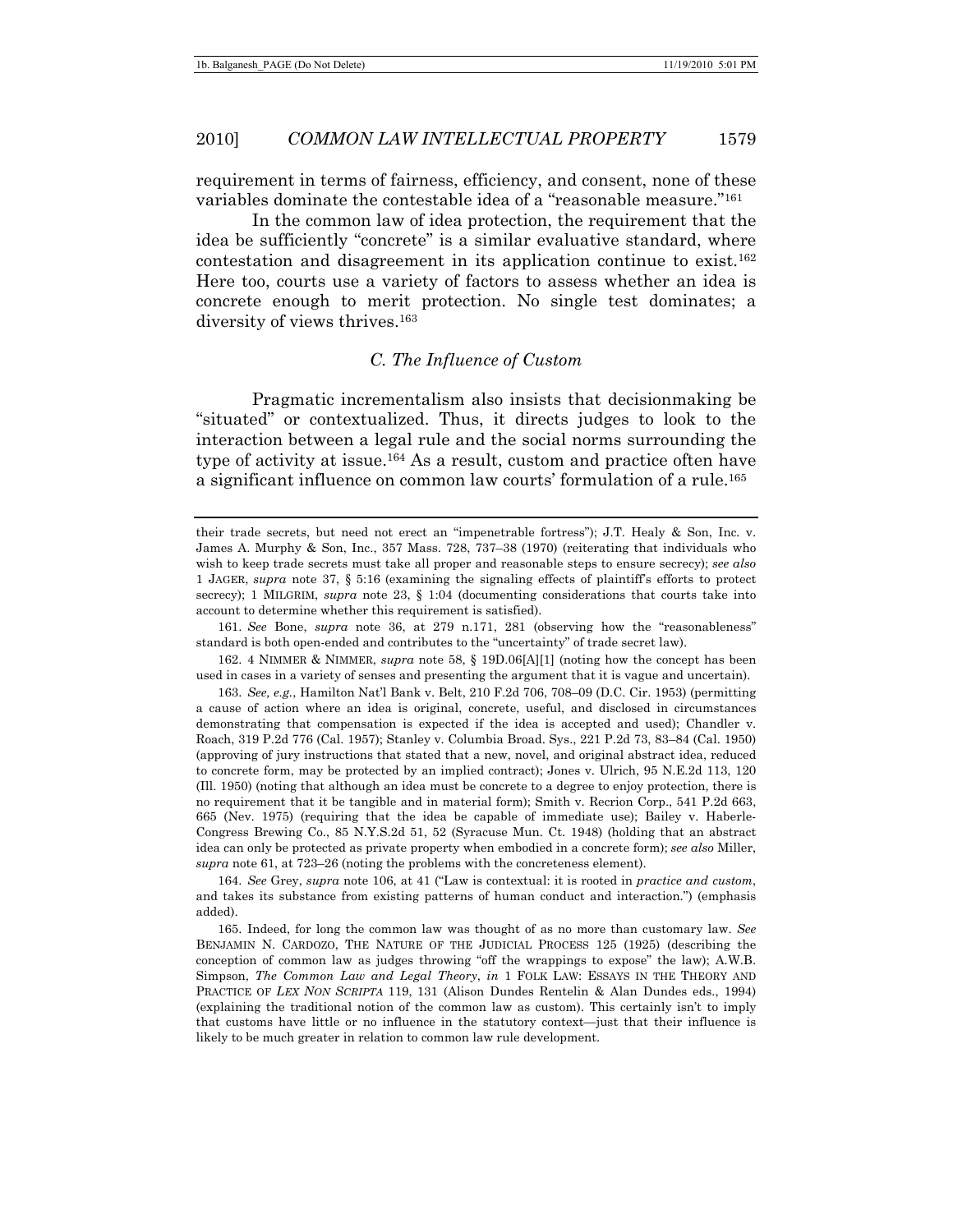requirement in terms of fairness, efficiency, and consent, none of these variables dominate the contestable idea of a "reasonable measure."[161]

In the common law of idea protection, the requirement that the idea be sufficiently "concrete" is a similar evaluative standard, where contestation and disagreement in its application continue to exist.[162] Here too, courts use a variety of factors to assess whether an idea is concrete enough to merit protection. No single test dominates; a diversity of views thrives.[163]

### *C. The Influence of Custom*

Pragmatic incrementalism also insists that decisionmaking be "situated" or contextualized. Thus, it directs judges to look to the interaction between a legal rule and the social norms surrounding the type of activity at issue.[164] As a result, custom and practice often have a significant influence on common law courts' formulation of a rule.[165]

---

their trade secrets, but need not erect an "impenetrable fortress"); J.T. Healy & Son, Inc. v. James A. Murphy & Son, Inc., 357 Mass. 728, 737–38 (1970) (reiterating that individuals who wish to keep trade secrets must take all proper and reasonable steps to ensure secrecy); *see also* 1 JAGER, *supra* note 37, § 5:16 (examining the signaling effects of plaintiff's efforts to protect secrecy); 1 MILGRIM, *supra* note 23, § 1:04 (documenting considerations that courts take into account to determine whether this requirement is satisfied).

161. *See* Bone, *supra* note 36, at 279 n.171, 281 (observing how the "reasonableness" standard is both open-ended and contributes to the "uncertainty" of trade secret law).

162. 4 NIMMER & NIMMER, *supra* note 58, § 19D.06[A][1] (noting how the concept has been used in cases in a variety of senses and presenting the argument that it is vague and uncertain).

163. *See, e.g.*, Hamilton Nat'l Bank v. Belt, 210 F.2d 706, 708–09 (D.C. Cir. 1953) (permitting a cause of action where an idea is original, concrete, useful, and disclosed in circumstances demonstrating that compensation is expected if the idea is accepted and used); Chandler v. Roach, 319 P.2d 776 (Cal. 1957); Stanley v. Columbia Broad. Sys., 221 P.2d 73, 83–84 (Cal. 1950) (approving of jury instructions that stated that a new, novel, and original abstract idea, reduced to concrete form, may be protected by an implied contract); Jones v. Ulrich, 95 N.E.2d 113, 120 (Ill. 1950) (noting that although an idea must be concrete to a degree to enjoy protection, there is no requirement that it be tangible and in material form); Smith v. Recrion Corp., 541 P.2d 663, 665 (Nev. 1975) (requiring that the idea be capable of immediate use); Bailey v. Haberle-Congress Brewing Co., 85 N.Y.S.2d 51, 52 (Syracuse Mun. Ct. 1948) (holding that an abstract idea can only be protected as private property when embodied in a concrete form); *see also* Miller, *supra* note 61, at 723–26 (noting the problems with the concreteness element).

164. *See* Grey, *supra* note 106, at 41 ("Law is contextual: it is rooted in *practice and custom*, and takes its substance from existing patterns of human conduct and interaction.") (emphasis added).

165. Indeed, for long the common law was thought of as no more than customary law. *See* BENJAMIN N. CARDOZO, THE NATURE OF THE JUDICIAL PROCESS 125 (1925) (describing the conception of common law as judges throwing "off the wrappings to expose" the law); A.W.B. Simpson, *The Common Law and Legal Theory*, *in* 1 FOLK LAW: ESSAYS IN THE THEORY AND PRACTICE OF *LEX NON SCRIPTA* 119, 131 (Alison Dundes Rentelin & Alan Dundes eds., 1994) (explaining the traditional notion of the common law as custom). This certainly isn't to imply that customs have little or no influence in the statutory context—just that their influence is likely to be much greater in relation to common law rule development.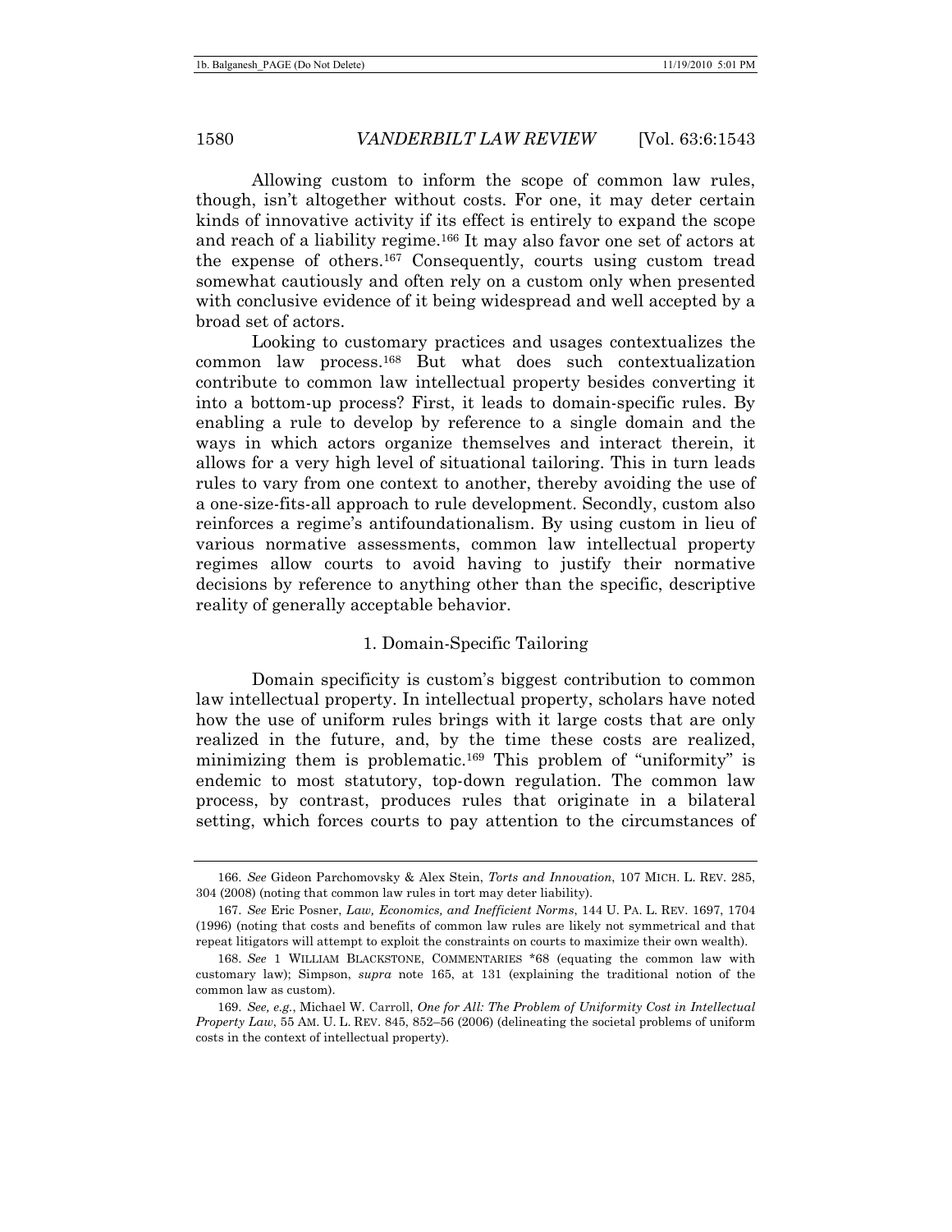Allowing custom to inform the scope of common law rules, though, isn't altogether without costs. For one, it may deter certain kinds of innovative activity if its effect is entirely to expand the scope and reach of a liability regime.[166] It may also favor one set of actors at the expense of others.[167] Consequently, courts using custom tread somewhat cautiously and often rely on a custom only when presented with conclusive evidence of it being widespread and well accepted by a broad set of actors.

Looking to customary practices and usages contextualizes the common law process.[168] But what does such contextualization contribute to common law intellectual property besides converting it into a bottom-up process? First, it leads to domain-specific rules. By enabling a rule to develop by reference to a single domain and the ways in which actors organize themselves and interact therein, it allows for a very high level of situational tailoring. This in turn leads rules to vary from one context to another, thereby avoiding the use of a one-size-fits-all approach to rule development. Secondly, custom also reinforces a regime's antifoundationalism. By using custom in lieu of various normative assessments, common law intellectual property regimes allow courts to avoid having to justify their normative decisions by reference to anything other than the specific, descriptive reality of generally acceptable behavior.

### 1. Domain-Specific Tailoring

Domain specificity is custom's biggest contribution to common law intellectual property. In intellectual property, scholars have noted how the use of uniform rules brings with it large costs that are only realized in the future, and, by the time these costs are realized, minimizing them is problematic.[169] This problem of "uniformity" is endemic to most statutory, top-down regulation. The common law process, by contrast, produces rules that originate in a bilateral setting, which forces courts to pay attention to the circumstances of

---

166. *See* Gideon Parchomovsky & Alex Stein, *Torts and Innovation*, 107 MICH. L. REV. 285, 304 (2008) (noting that common law rules in tort may deter liability).

167. *See* Eric Posner, *Law, Economics, and Inefficient Norms*, 144 U. PA. L. REV. 1697, 1704 (1996) (noting that costs and benefits of common law rules are likely not symmetrical and that repeat litigators will attempt to exploit the constraints on courts to maximize their own wealth).

168. *See* 1 WILLIAM BLACKSTONE, COMMENTARIES *68 (equating the common law with customary law); Simpson, *supra* note 165, at 131 (explaining the traditional notion of the common law as custom).

169. *See, e.g.*, Michael W. Carroll, *One for All: The Problem of Uniformity Cost in Intellectual Property Law*, 55 AM. U. L. REV. 845, 852–56 (2006) (delineating the societal problems of uniform costs in the context of intellectual property).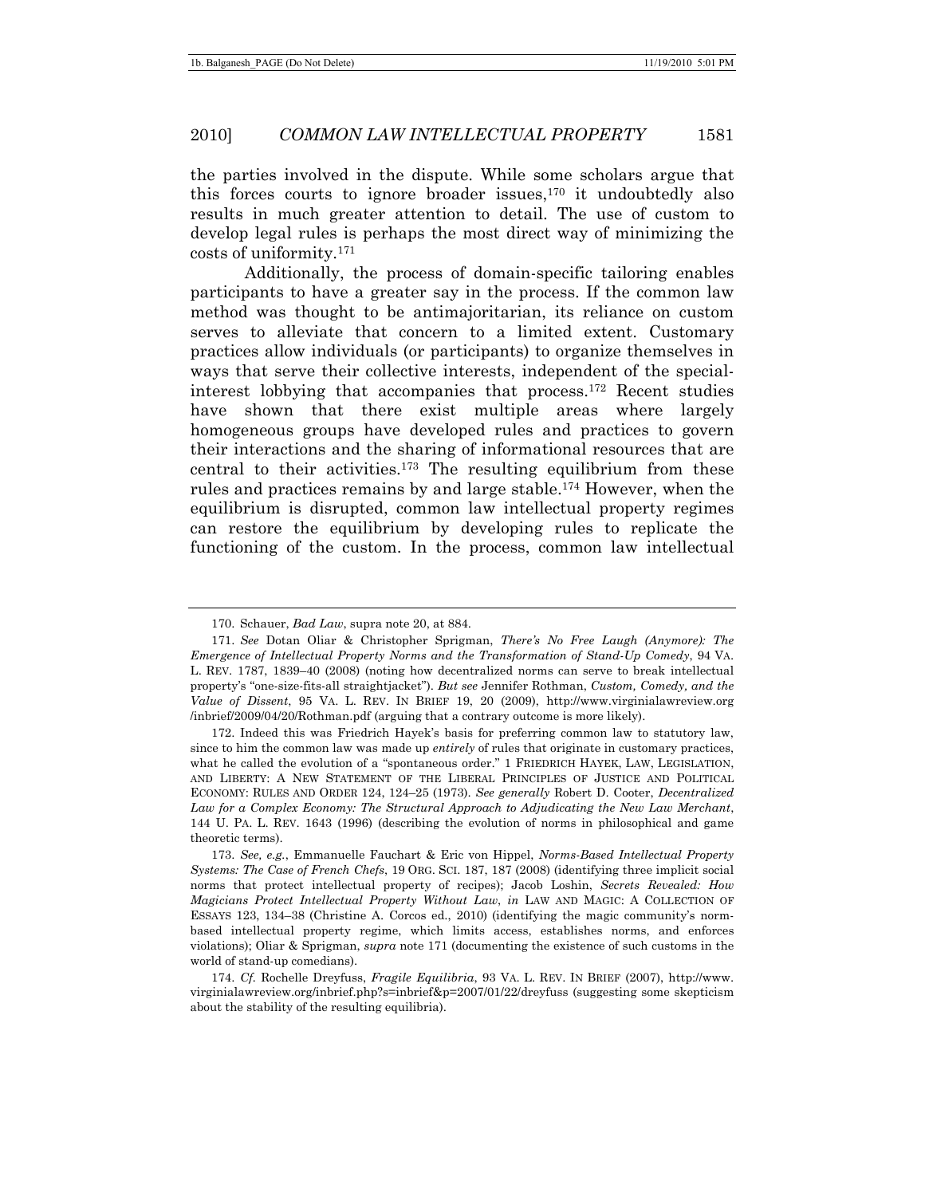the parties involved in the dispute. While some scholars argue that this forces courts to ignore broader issues,[170] it undoubtedly also results in much greater attention to detail. The use of custom to develop legal rules is perhaps the most direct way of minimizing the costs of uniformity.[171]

Additionally, the process of domain-specific tailoring enables participants to have a greater say in the process. If the common law method was thought to be antimajoritarian, its reliance on custom serves to alleviate that concern to a limited extent. Customary practices allow individuals (or participants) to organize themselves in ways that serve their collective interests, independent of the special-interest lobbying that accompanies that process.[172] Recent studies have shown that there exist multiple areas where largely homogeneous groups have developed rules and practices to govern their interactions and the sharing of informational resources that are central to their activities.[173] The resulting equilibrium from these rules and practices remains by and large stable.[174] However, when the equilibrium is disrupted, common law intellectual property regimes can restore the equilibrium by developing rules to replicate the functioning of the custom. In the process, common law intellectual

---

170. Schauer, *Bad Law*, supra note 20, at 884.

171. *See* Dotan Oliar & Christopher Sprigman, *There's No Free Laugh (Anymore): The Emergence of Intellectual Property Norms and the Transformation of Stand-Up Comedy*, 94 VA. L. REV. 1787, 1839–40 (2008) (noting how decentralized norms can serve to break intellectual property's "one-size-fits-all straightjacket"). *But see* Jennifer Rothman, *Custom, Comedy, and the Value of Dissent*, 95 VA. L. REV. IN BRIEF 19, 20 (2009), http://www.virginialawreview.org/inbrief/2009/04/20/Rothman.pdf (arguing that a contrary outcome is more likely).

172. Indeed this was Friedrich Hayek's basis for preferring common law to statutory law, since to him the common law was made up *entirely* of rules that originate in customary practices, what he called the evolution of a "spontaneous order." 1 FRIEDRICH HAYEK, LAW, LEGISLATION, AND LIBERTY: A NEW STATEMENT OF THE LIBERAL PRINCIPLES OF JUSTICE AND POLITICAL ECONOMY: RULES AND ORDER 124, 124–25 (1973). *See generally* Robert D. Cooter, *Decentralized Law for a Complex Economy: The Structural Approach to Adjudicating the New Law Merchant*, 144 U. PA. L. REV. 1643 (1996) (describing the evolution of norms in philosophical and game theoretic terms).

173. *See, e.g.*, Emmanuelle Fauchart & Eric von Hippel, *Norms-Based Intellectual Property Systems: The Case of French Chefs*, 19 ORG. SCI. 187, 187 (2008) (identifying three implicit social norms that protect intellectual property of recipes); Jacob Loshin, *Secrets Revealed: How Magicians Protect Intellectual Property Without Law*, *in* LAW AND MAGIC: A COLLECTION OF ESSAYS 123, 134–38 (Christine A. Corcos ed., 2010) (identifying the magic community's norm-based intellectual property regime, which limits access, establishes norms, and enforces violations); Oliar & Sprigman, *supra* note 171 (documenting the existence of such customs in the world of stand-up comedians).

174. *Cf.* Rochelle Dreyfuss, *Fragile Equilibria*, 93 VA. L. REV. IN BRIEF (2007), http://www.virginialawreview.org/inbrief.php?s=inbrief&p=2007/01/22/dreyfuss (suggesting some skepticism about the stability of the resulting equilibria).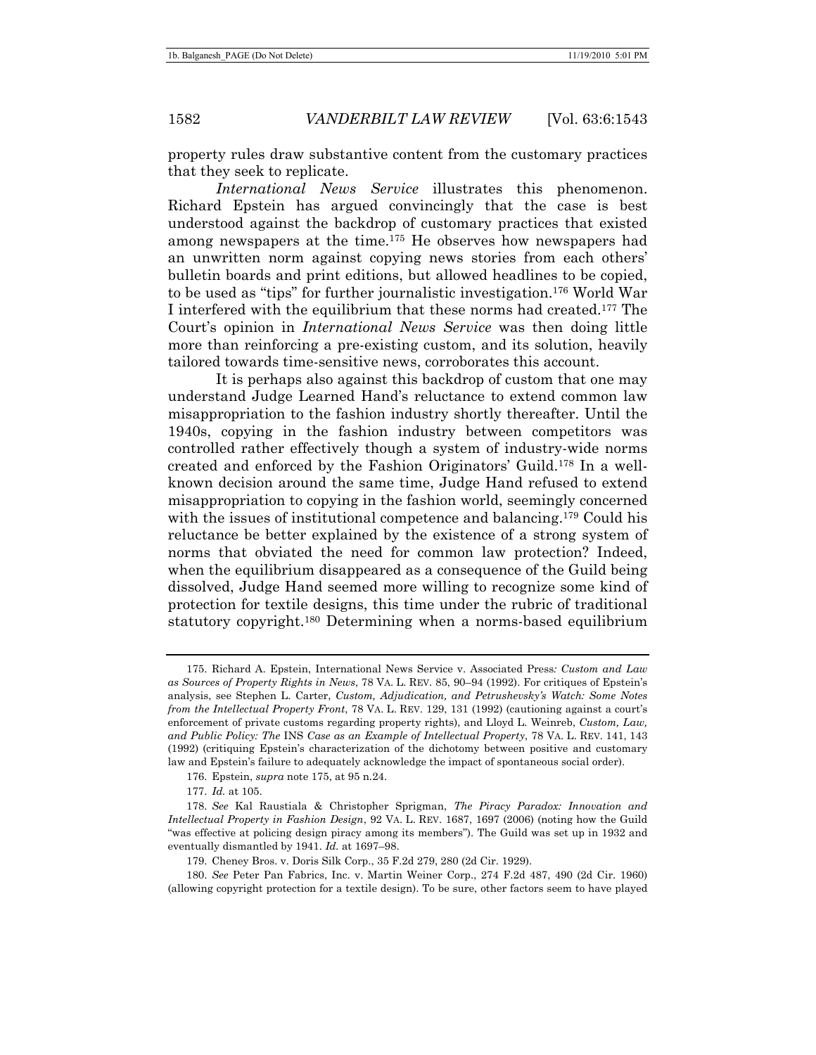property rules draw substantive content from the customary practices that they seek to replicate.

*International News Service* illustrates this phenomenon. Richard Epstein has argued convincingly that the case is best understood against the backdrop of customary practices that existed among newspapers at the time.[175] He observes how newspapers had an unwritten norm against copying news stories from each others' bulletin boards and print editions, but allowed headlines to be copied, to be used as "tips" for further journalistic investigation.[176] World War I interfered with the equilibrium that these norms had created.[177] The Court's opinion in *International News Service* was then doing little more than reinforcing a pre-existing custom, and its solution, heavily tailored towards time-sensitive news, corroborates this account.

It is perhaps also against this backdrop of custom that one may understand Judge Learned Hand's reluctance to extend common law misappropriation to the fashion industry shortly thereafter. Until the 1940s, copying in the fashion industry between competitors was controlled rather effectively though a system of industry-wide norms created and enforced by the Fashion Originators' Guild.[178] In a well-known decision around the same time, Judge Hand refused to extend misappropriation to copying in the fashion world, seemingly concerned with the issues of institutional competence and balancing.[179] Could his reluctance be better explained by the existence of a strong system of norms that obviated the need for common law protection? Indeed, when the equilibrium disappeared as a consequence of the Guild being dissolved, Judge Hand seemed more willing to recognize some kind of protection for textile designs, this time under the rubric of traditional statutory copyright.[180] Determining when a norms-based equilibrium

---

175. Richard A. Epstein, International News Service v. Associated Press*: Custom and Law as Sources of Property Rights in News*, 78 VA. L. REV. 85, 90–94 (1992). For critiques of Epstein's analysis, see Stephen L. Carter, *Custom, Adjudication, and Petrushevsky's Watch: Some Notes from the Intellectual Property Front*, 78 VA. L. REV. 129, 131 (1992) (cautioning against a court's enforcement of private customs regarding property rights), and Lloyd L. Weinreb, *Custom, Law, and Public Policy: The* INS *Case as an Example of Intellectual Property*, 78 VA. L. REV. 141, 143 (1992) (critiquing Epstein's characterization of the dichotomy between positive and customary law and Epstein's failure to adequately acknowledge the impact of spontaneous social order).

176. Epstein, *supra* note 175, at 95 n.24.

177. *Id.* at 105.

178. *See* Kal Raustiala & Christopher Sprigman, *The Piracy Paradox: Innovation and Intellectual Property in Fashion Design*, 92 VA. L. REV. 1687, 1697 (2006) (noting how the Guild "was effective at policing design piracy among its members"). The Guild was set up in 1932 and eventually dismantled by 1941. *Id.* at 1697–98.

179. Cheney Bros. v. Doris Silk Corp., 35 F.2d 279, 280 (2d Cir. 1929).

180. *See* Peter Pan Fabrics, Inc. v. Martin Weiner Corp., 274 F.2d 487, 490 (2d Cir. 1960) (allowing copyright protection for a textile design). To be sure, other factors seem to have played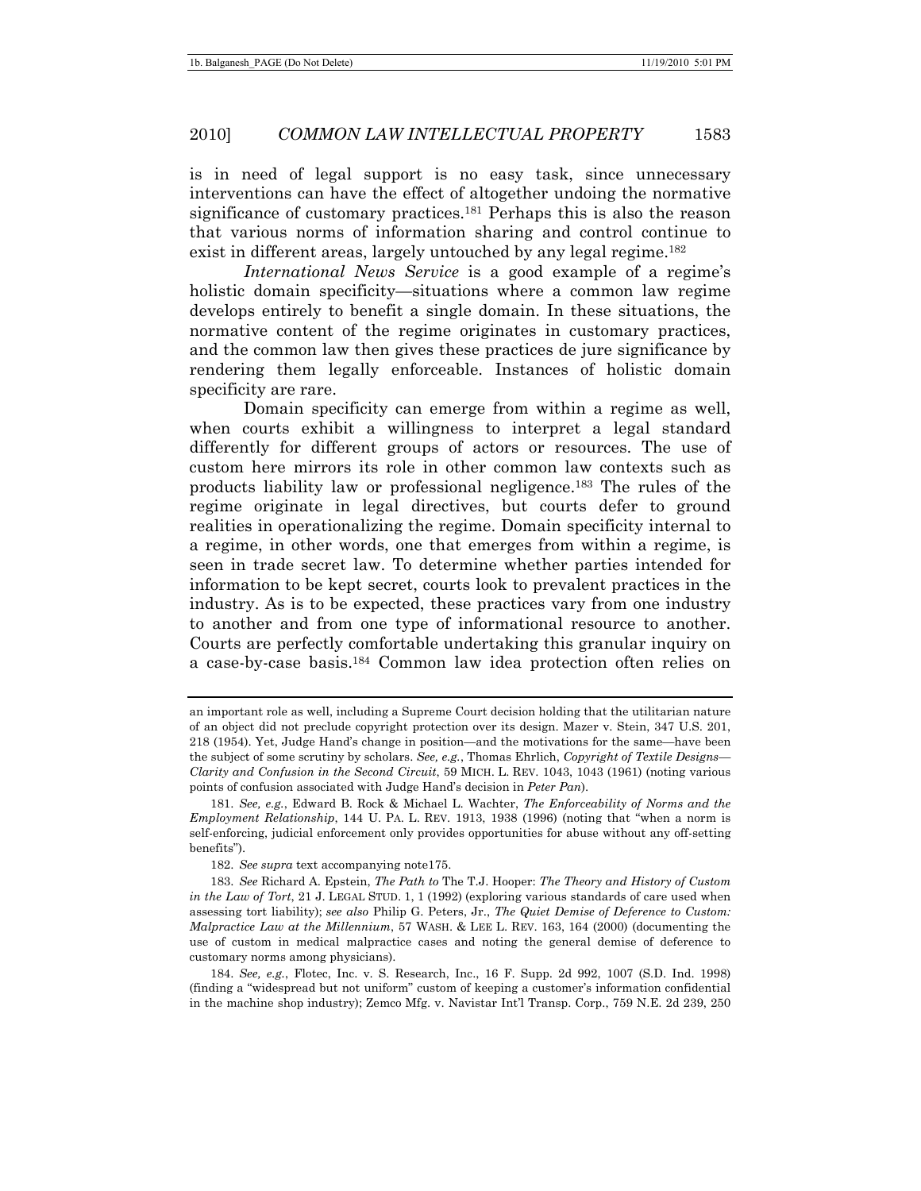is in need of legal support is no easy task, since unnecessary interventions can have the effect of altogether undoing the normative significance of customary practices.[181] Perhaps this is also the reason that various norms of information sharing and control continue to exist in different areas, largely untouched by any legal regime.[182]

*International News Service* is a good example of a regime's holistic domain specificity—situations where a common law regime develops entirely to benefit a single domain. In these situations, the normative content of the regime originates in customary practices, and the common law then gives these practices de jure significance by rendering them legally enforceable. Instances of holistic domain specificity are rare.

Domain specificity can emerge from within a regime as well, when courts exhibit a willingness to interpret a legal standard differently for different groups of actors or resources. The use of custom here mirrors its role in other common law contexts such as products liability law or professional negligence.[183] The rules of the regime originate in legal directives, but courts defer to ground realities in operationalizing the regime. Domain specificity internal to a regime, in other words, one that emerges from within a regime, is seen in trade secret law. To determine whether parties intended for information to be kept secret, courts look to prevalent practices in the industry. As is to be expected, these practices vary from one industry to another and from one type of informational resource to another. Courts are perfectly comfortable undertaking this granular inquiry on a case-by-case basis.[184] Common law idea protection often relies on

---

an important role as well, including a Supreme Court decision holding that the utilitarian nature of an object did not preclude copyright protection over its design. Mazer v. Stein, 347 U.S. 201, 218 (1954). Yet, Judge Hand's change in position—and the motivations for the same—have been the subject of some scrutiny by scholars. *See, e.g.*, Thomas Ehrlich, *Copyright of Textile Designs—Clarity and Confusion in the Second Circuit*, 59 MICH. L. REV. 1043, 1043 (1961) (noting various points of confusion associated with Judge Hand's decision in *Peter Pan*).

181. *See, e.g.*, Edward B. Rock & Michael L. Wachter, *The Enforceability of Norms and the Employment Relationship*, 144 U. PA. L. REV. 1913, 1938 (1996) (noting that "when a norm is self-enforcing, judicial enforcement only provides opportunities for abuse without any off-setting benefits").

182. *See supra* text accompanying note175.

183. *See* Richard A. Epstein, *The Path to* The T.J. Hooper: *The Theory and History of Custom in the Law of Tort*, 21 J. LEGAL STUD. 1, 1 (1992) (exploring various standards of care used when assessing tort liability); *see also* Philip G. Peters, Jr., *The Quiet Demise of Deference to Custom: Malpractice Law at the Millennium*, 57 WASH. & LEE L. REV. 163, 164 (2000) (documenting the use of custom in medical malpractice cases and noting the general demise of deference to customary norms among physicians).

184. *See, e.g.*, Flotec, Inc. v. S. Research, Inc., 16 F. Supp. 2d 992, 1007 (S.D. Ind. 1998) (finding a "widespread but not uniform" custom of keeping a customer's information confidential in the machine shop industry); Zemco Mfg. v. Navistar Int'l Transp. Corp., 759 N.E. 2d 239, 250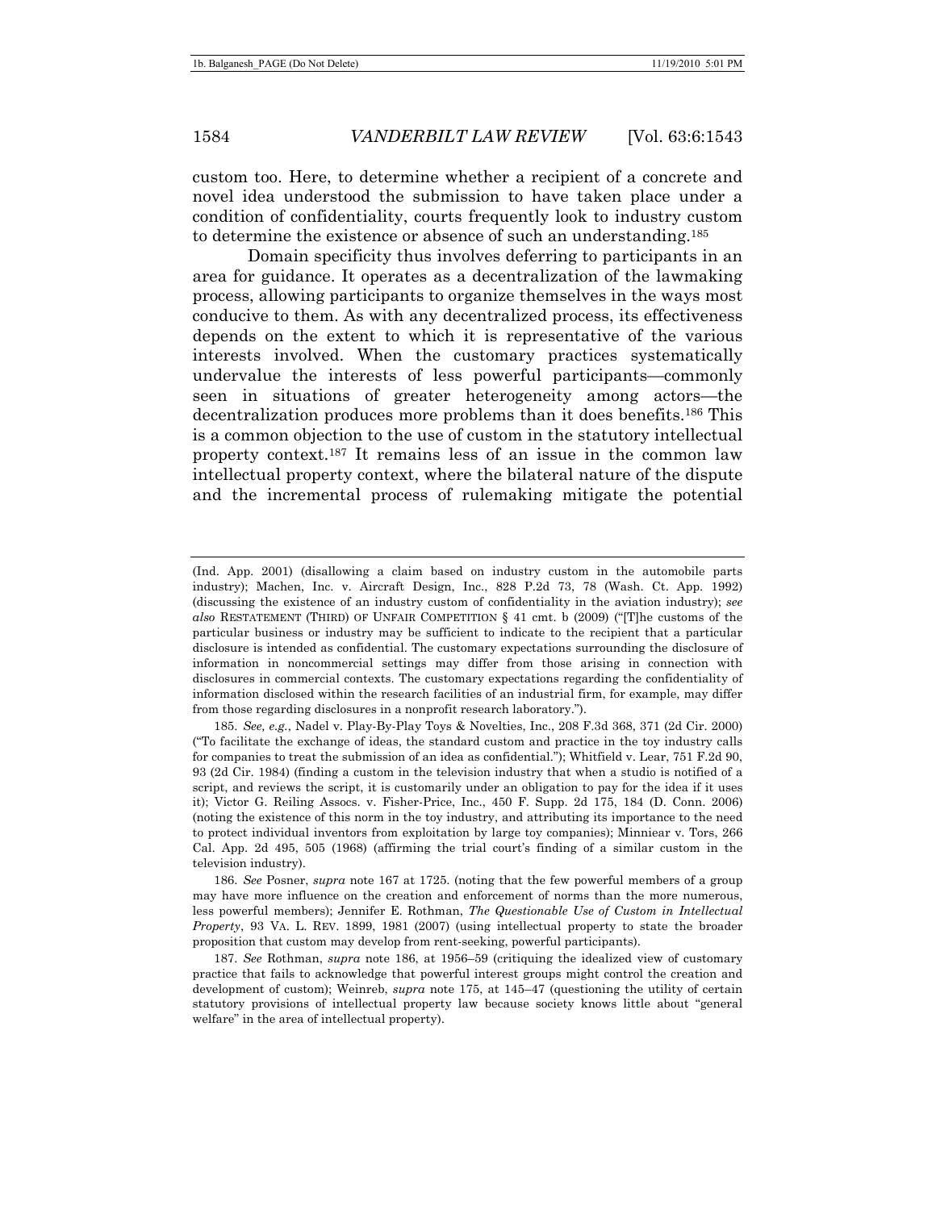custom too. Here, to determine whether a recipient of a concrete and novel idea understood the submission to have taken place under a condition of confidentiality, courts frequently look to industry custom to determine the existence or absence of such an understanding.[185]

Domain specificity thus involves deferring to participants in an area for guidance. It operates as a decentralization of the lawmaking process, allowing participants to organize themselves in the ways most conducive to them. As with any decentralized process, its effectiveness depends on the extent to which it is representative of the various interests involved. When the customary practices systematically undervalue the interests of less powerful participants—commonly seen in situations of greater heterogeneity among actors—the decentralization produces more problems than it does benefits.[186] This is a common objection to the use of custom in the statutory intellectual property context.[187] It remains less of an issue in the common law intellectual property context, where the bilateral nature of the dispute and the incremental process of rulemaking mitigate the potential

---

(Ind. App. 2001) (disallowing a claim based on industry custom in the automobile parts industry); Machen, Inc. v. Aircraft Design, Inc., 828 P.2d 73, 78 (Wash. Ct. App. 1992) (discussing the existence of an industry custom of confidentiality in the aviation industry); *see also* RESTATEMENT (THIRD) OF UNFAIR COMPETITION § 41 cmt. b (2009) ("[T]he customs of the particular business or industry may be sufficient to indicate to the recipient that a particular disclosure is intended as confidential. The customary expectations surrounding the disclosure of information in noncommercial settings may differ from those arising in connection with disclosures in commercial contexts. The customary expectations regarding the confidentiality of information disclosed within the research facilities of an industrial firm, for example, may differ from those regarding disclosures in a nonprofit research laboratory.").

185. *See, e.g.*, Nadel v. Play-By-Play Toys & Novelties, Inc., 208 F.3d 368, 371 (2d Cir. 2000) ("To facilitate the exchange of ideas, the standard custom and practice in the toy industry calls for companies to treat the submission of an idea as confidential."); Whitfield v. Lear, 751 F.2d 90, 93 (2d Cir. 1984) (finding a custom in the television industry that when a studio is notified of a script, and reviews the script, it is customarily under an obligation to pay for the idea if it uses it); Victor G. Reiling Assocs. v. Fisher-Price, Inc., 450 F. Supp. 2d 175, 184 (D. Conn. 2006) (noting the existence of this norm in the toy industry, and attributing its importance to the need to protect individual inventors from exploitation by large toy companies); Minniear v. Tors, 266 Cal. App. 2d 495, 505 (1968) (affirming the trial court's finding of a similar custom in the television industry).

186. *See* Posner, *supra* note 167 at 1725. (noting that the few powerful members of a group may have more influence on the creation and enforcement of norms than the more numerous, less powerful members); Jennifer E. Rothman, *The Questionable Use of Custom in Intellectual Property*, 93 VA. L. REV. 1899, 1981 (2007) (using intellectual property to state the broader proposition that custom may develop from rent-seeking, powerful participants).

187. *See* Rothman, *supra* note 186, at 1956–59 (critiquing the idealized view of customary practice that fails to acknowledge that powerful interest groups might control the creation and development of custom); Weinreb, *supra* note 175, at 145–47 (questioning the utility of certain statutory provisions of intellectual property law because society knows little about "general welfare" in the area of intellectual property).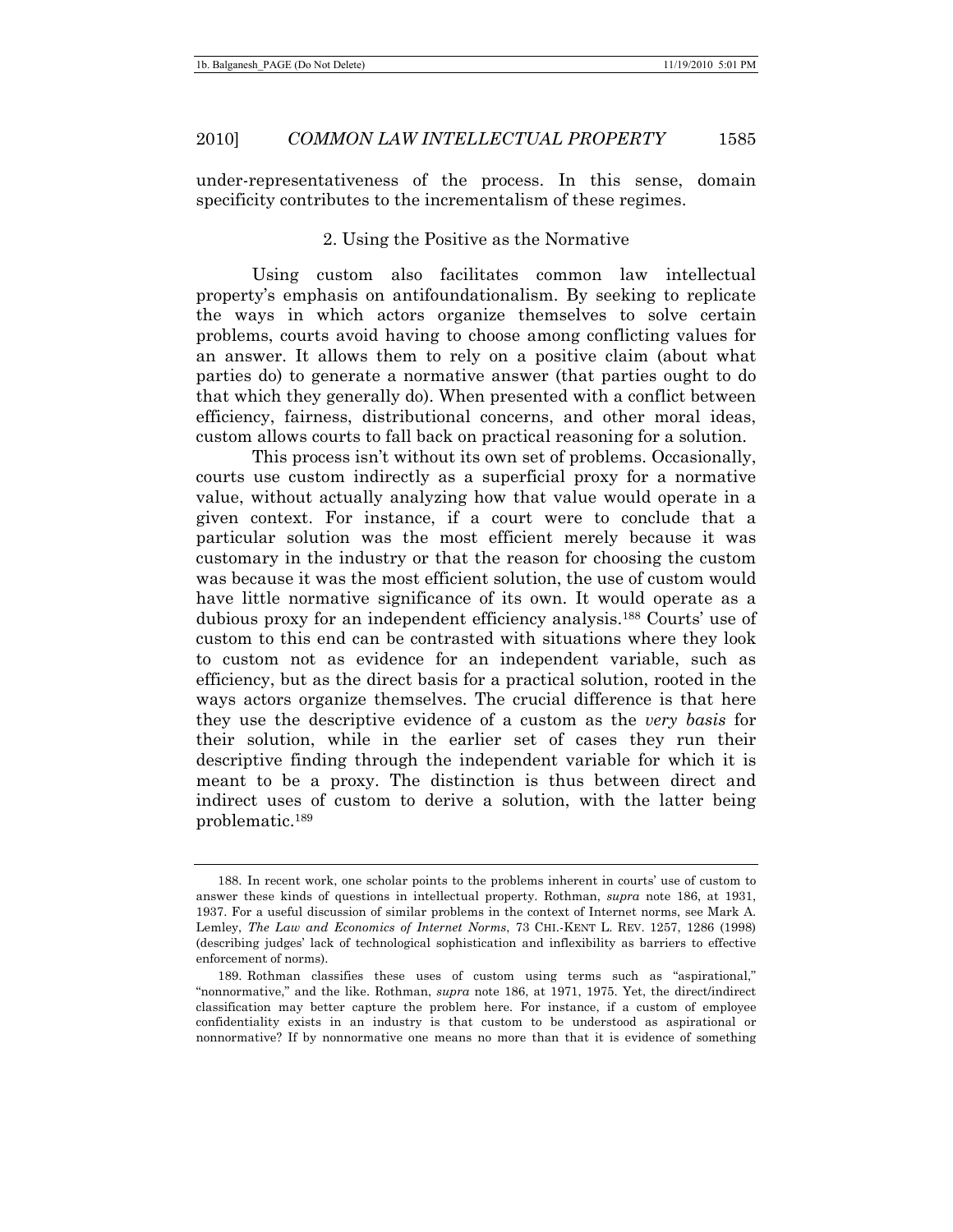under-representativeness of the process. In this sense, domain specificity contributes to the incrementalism of these regimes.

### 2. Using the Positive as the Normative

Using custom also facilitates common law intellectual property's emphasis on antifoundationalism. By seeking to replicate the ways in which actors organize themselves to solve certain problems, courts avoid having to choose among conflicting values for an answer. It allows them to rely on a positive claim (about what parties do) to generate a normative answer (that parties ought to do that which they generally do). When presented with a conflict between efficiency, fairness, distributional concerns, and other moral ideas, custom allows courts to fall back on practical reasoning for a solution.

This process isn't without its own set of problems. Occasionally, courts use custom indirectly as a superficial proxy for a normative value, without actually analyzing how that value would operate in a given context. For instance, if a court were to conclude that a particular solution was the most efficient merely because it was customary in the industry or that the reason for choosing the custom was because it was the most efficient solution, the use of custom would have little normative significance of its own. It would operate as a dubious proxy for an independent efficiency analysis.[188] Courts' use of custom to this end can be contrasted with situations where they look to custom not as evidence for an independent variable, such as efficiency, but as the direct basis for a practical solution, rooted in the ways actors organize themselves. The crucial difference is that here they use the descriptive evidence of a custom as the *very basis* for their solution, while in the earlier set of cases they run their descriptive finding through the independent variable for which it is meant to be a proxy. The distinction is thus between direct and indirect uses of custom to derive a solution, with the latter being problematic.[189]

---

188. In recent work, one scholar points to the problems inherent in courts' use of custom to answer these kinds of questions in intellectual property. Rothman, *supra* note 186, at 1931, 1937. For a useful discussion of similar problems in the context of Internet norms, see Mark A. Lemley, *The Law and Economics of Internet Norms*, 73 CHI.-KENT L. REV. 1257, 1286 (1998) (describing judges' lack of technological sophistication and inflexibility as barriers to effective enforcement of norms).

189. Rothman classifies these uses of custom using terms such as "aspirational," "nonnormative," and the like. Rothman, *supra* note 186, at 1971, 1975. Yet, the direct/indirect classification may better capture the problem here. For instance, if a custom of employee confidentiality exists in an industry is that custom to be understood as aspirational or nonnormative? If by nonnormative one means no more than that it is evidence of something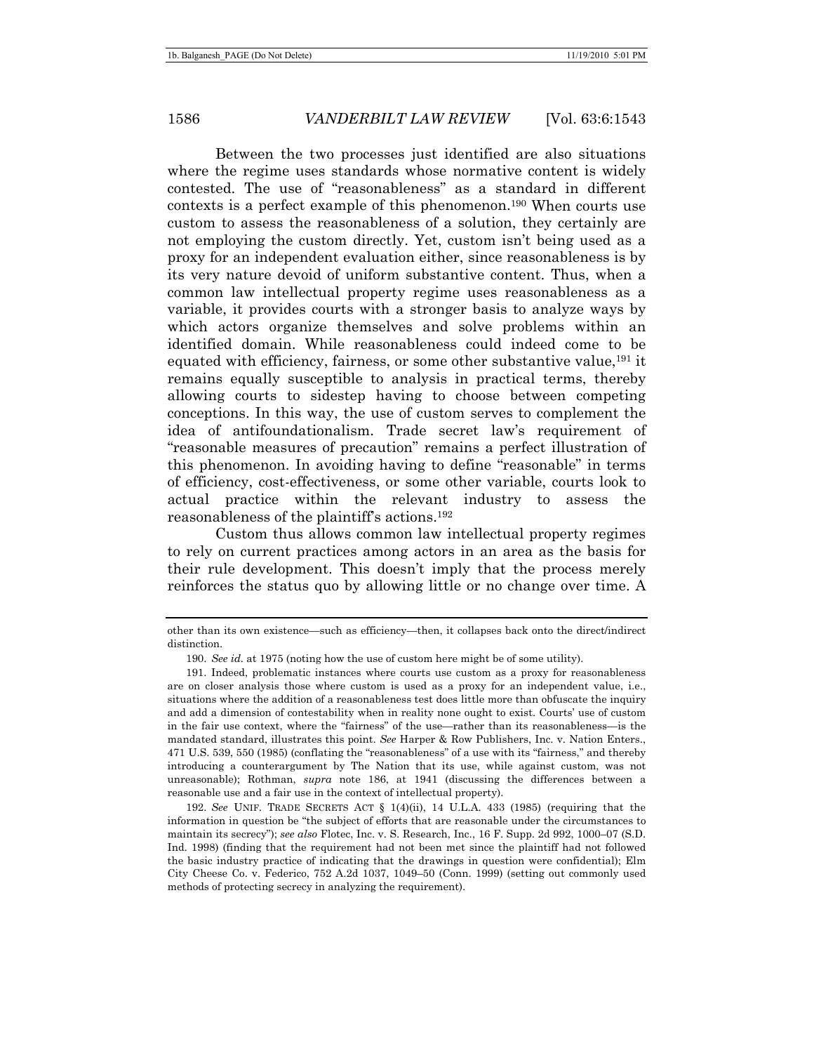Between the two processes just identified are also situations where the regime uses standards whose normative content is widely contested. The use of "reasonableness" as a standard in different contexts is a perfect example of this phenomenon.[190] When courts use custom to assess the reasonableness of a solution, they certainly are not employing the custom directly. Yet, custom isn't being used as a proxy for an independent evaluation either, since reasonableness is by its very nature devoid of uniform substantive content. Thus, when a common law intellectual property regime uses reasonableness as a variable, it provides courts with a stronger basis to analyze ways by which actors organize themselves and solve problems within an identified domain. While reasonableness could indeed come to be equated with efficiency, fairness, or some other substantive value,[191] it remains equally susceptible to analysis in practical terms, thereby allowing courts to sidestep having to choose between competing conceptions. In this way, the use of custom serves to complement the idea of antifoundationalism. Trade secret law's requirement of "reasonable measures of precaution" remains a perfect illustration of this phenomenon. In avoiding having to define "reasonable" in terms of efficiency, cost-effectiveness, or some other variable, courts look to actual practice within the relevant industry to assess the reasonableness of the plaintiff's actions.[192]

Custom thus allows common law intellectual property regimes to rely on current practices among actors in an area as the basis for their rule development. This doesn't imply that the process merely reinforces the status quo by allowing little or no change over time. A

---

other than its own existence—such as efficiency—then, it collapses back onto the direct/indirect distinction.

190. *See id.* at 1975 (noting how the use of custom here might be of some utility).

191. Indeed, problematic instances where courts use custom as a proxy for reasonableness are on closer analysis those where custom is used as a proxy for an independent value, i.e., situations where the addition of a reasonableness test does little more than obfuscate the inquiry and add a dimension of contestability when in reality none ought to exist. Courts' use of custom in the fair use context, where the "fairness" of the use—rather than its reasonableness—is the mandated standard, illustrates this point. *See* Harper & Row Publishers, Inc. v. Nation Enters., 471 U.S. 539, 550 (1985) (conflating the "reasonableness" of a use with its "fairness," and thereby introducing a counterargument by The Nation that its use, while against custom, was not unreasonable); Rothman, *supra* note 186, at 1941 (discussing the differences between a reasonable use and a fair use in the context of intellectual property).

192. *See* UNIF. TRADE SECRETS ACT § 1(4)(ii), 14 U.L.A. 433 (1985) (requiring that the information in question be "the subject of efforts that are reasonable under the circumstances to maintain its secrecy"); *see also* Flotec, Inc. v. S. Research, Inc., 16 F. Supp. 2d 992, 1000–07 (S.D. Ind. 1998) (finding that the requirement had not been met since the plaintiff had not followed the basic industry practice of indicating that the drawings in question were confidential); Elm City Cheese Co. v. Federico, 752 A.2d 1037, 1049–50 (Conn. 1999) (setting out commonly used methods of protecting secrecy in analyzing the requirement).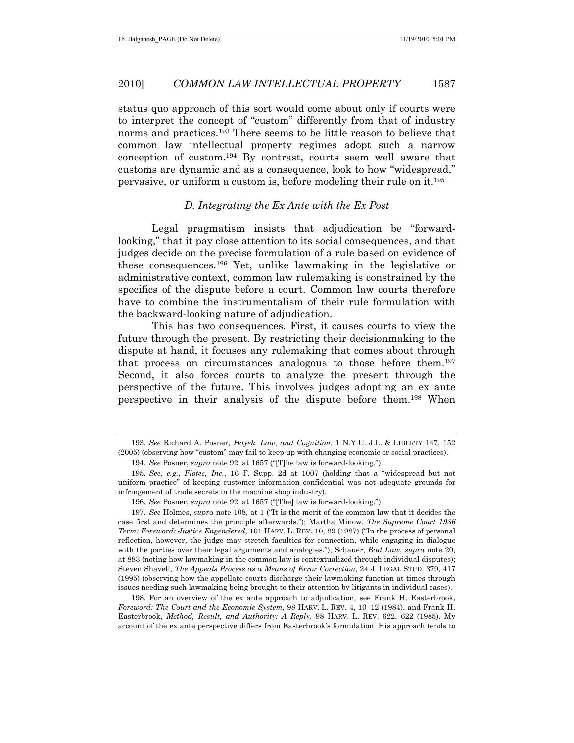status quo approach of this sort would come about only if courts were to interpret the concept of "custom" differently from that of industry norms and practices.[193] There seems to be little reason to believe that common law intellectual property regimes adopt such a narrow conception of custom.[194] By contrast, courts seem well aware that customs are dynamic and as a consequence, look to how "widespread," pervasive, or uniform a custom is, before modeling their rule on it.[195]

### *D. Integrating the Ex Ante with the Ex Post*

Legal pragmatism insists that adjudication be "forward-looking," that it pay close attention to its social consequences, and that judges decide on the precise formulation of a rule based on evidence of these consequences.[196] Yet, unlike lawmaking in the legislative or administrative context, common law rulemaking is constrained by the specifics of the dispute before a court. Common law courts therefore have to combine the instrumentalism of their rule formulation with the backward-looking nature of adjudication.

This has two consequences. First, it causes courts to view the future through the present. By restricting their decisionmaking to the dispute at hand, it focuses any rulemaking that comes about through that process on circumstances analogous to those before them.[197] Second, it also forces courts to analyze the present through the perspective of the future. This involves judges adopting an ex ante perspective in their analysis of the dispute before them.[198] When

---

193. *See* Richard A. Posner, *Hayek, Law, and Cognition*, 1 N.Y.U. J.L. & LIBERTY 147, 152 (2005) (observing how "custom" may fail to keep up with changing economic or social practices).

194. *See* Posner, *supra* note 92, at 1657 ("[T]he law is forward-looking.").

195. *See, e.g.*, *Flotec, Inc.*, 16 F. Supp. 2d at 1007 (holding that a "widespread but not uniform practice" of keeping customer information confidential was not adequate grounds for infringement of trade secrets in the machine shop industry).

196. *See* Posner, *supra* note 92, at 1657 ("[The] law is forward-looking.").

197. *See* Holmes, *supra* note 108, at 1 ("It is the merit of the common law that it decides the case first and determines the principle afterwards."); Martha Minow, *The Supreme Court 1986 Term: Foreword: Justice Engendered*, 101 HARV. L. REV. 10, 89 (1987) ("In the process of personal reflection, however, the judge may stretch faculties for connection, while engaging in dialogue with the parties over their legal arguments and analogies."); Schauer, *Bad Law*, *supra* note 20, at 883 (noting how lawmaking in the common law is contextualized through individual disputes); Steven Shavell, *The Appeals Process as a Means of Error Correction*, 24 J. LEGAL STUD. 379, 417 (1995) (observing how the appellate courts discharge their lawmaking function at times through issues needing such lawmaking being brought to their attention by litigants in individual cases).

198. For an overview of the ex ante approach to adjudication, see Frank H. Easterbrook, *Foreword: The Court and the Economic System*, 98 HARV. L. REV. 4, 10–12 (1984), and Frank H. Easterbrook, *Method, Result, and Authority: A Reply*, 98 HARV. L. REV. 622, 622 (1985). My account of the ex ante perspective differs from Easterbrook's formulation. His approach tends to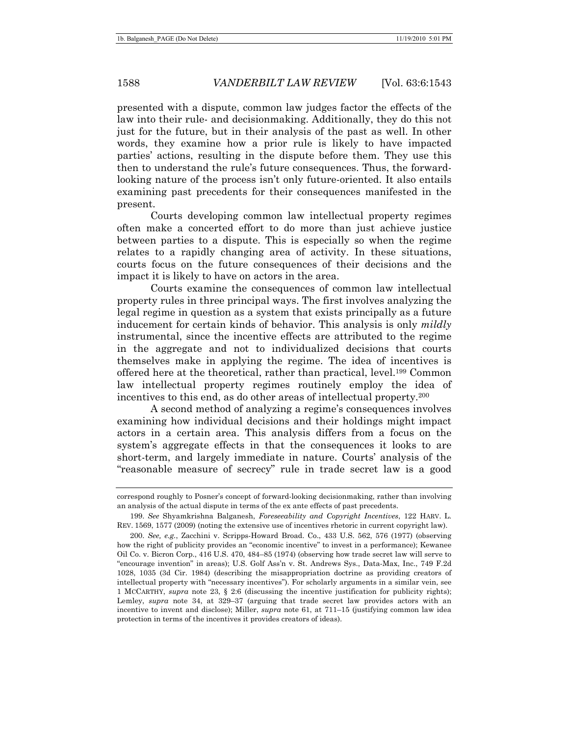presented with a dispute, common law judges factor the effects of the law into their rule- and decisionmaking. Additionally, they do this not just for the future, but in their analysis of the past as well. In other words, they examine how a prior rule is likely to have impacted parties' actions, resulting in the dispute before them. They use this then to understand the rule's future consequences. Thus, the forward-looking nature of the process isn't only future-oriented. It also entails examining past precedents for their consequences manifested in the present.

Courts developing common law intellectual property regimes often make a concerted effort to do more than just achieve justice between parties to a dispute. This is especially so when the regime relates to a rapidly changing area of activity. In these situations, courts focus on the future consequences of their decisions and the impact it is likely to have on actors in the area.

Courts examine the consequences of common law intellectual property rules in three principal ways. The first involves analyzing the legal regime in question as a system that exists principally as a future inducement for certain kinds of behavior. This analysis is only *mildly* instrumental, since the incentive effects are attributed to the regime in the aggregate and not to individualized decisions that courts themselves make in applying the regime. The idea of incentives is offered here at the theoretical, rather than practical, level.[199] Common law intellectual property regimes routinely employ the idea of incentives to this end, as do other areas of intellectual property.[200]

A second method of analyzing a regime's consequences involves examining how individual decisions and their holdings might impact actors in a certain area. This analysis differs from a focus on the system's aggregate effects in that the consequences it looks to are short-term, and largely immediate in nature. Courts' analysis of the "reasonable measure of secrecy" rule in trade secret law is a good

---

correspond roughly to Posner's concept of forward-looking decisionmaking, rather than involving an analysis of the actual dispute in terms of the ex ante effects of past precedents.

199. *See* Shyamkrishna Balganesh, *Foreseeability and Copyright Incentives*, 122 HARV. L. REV. 1569, 1577 (2009) (noting the extensive use of incentives rhetoric in current copyright law).

200. *See, e.g.*, Zacchini v. Scripps-Howard Broad. Co., 433 U.S. 562, 576 (1977) (observing how the right of publicity provides an "economic incentive" to invest in a performance); Kewanee Oil Co. v. Bicron Corp., 416 U.S. 470, 484–85 (1974) (observing how trade secret law will serve to "encourage invention" in areas); U.S. Golf Ass'n v. St. Andrews Sys., Data-Max, Inc., 749 F.2d 1028, 1035 (3d Cir. 1984) (describing the misappropriation doctrine as providing creators of intellectual property with "necessary incentives"). For scholarly arguments in a similar vein, see 1 MCCARTHY, *supra* note 23, § 2:6 (discussing the incentive justification for publicity rights); Lemley, *supra* note 34, at 329–37 (arguing that trade secret law provides actors with an incentive to invent and disclose); Miller, *supra* note 61, at 711–15 (justifying common law idea protection in terms of the incentives it provides creators of ideas).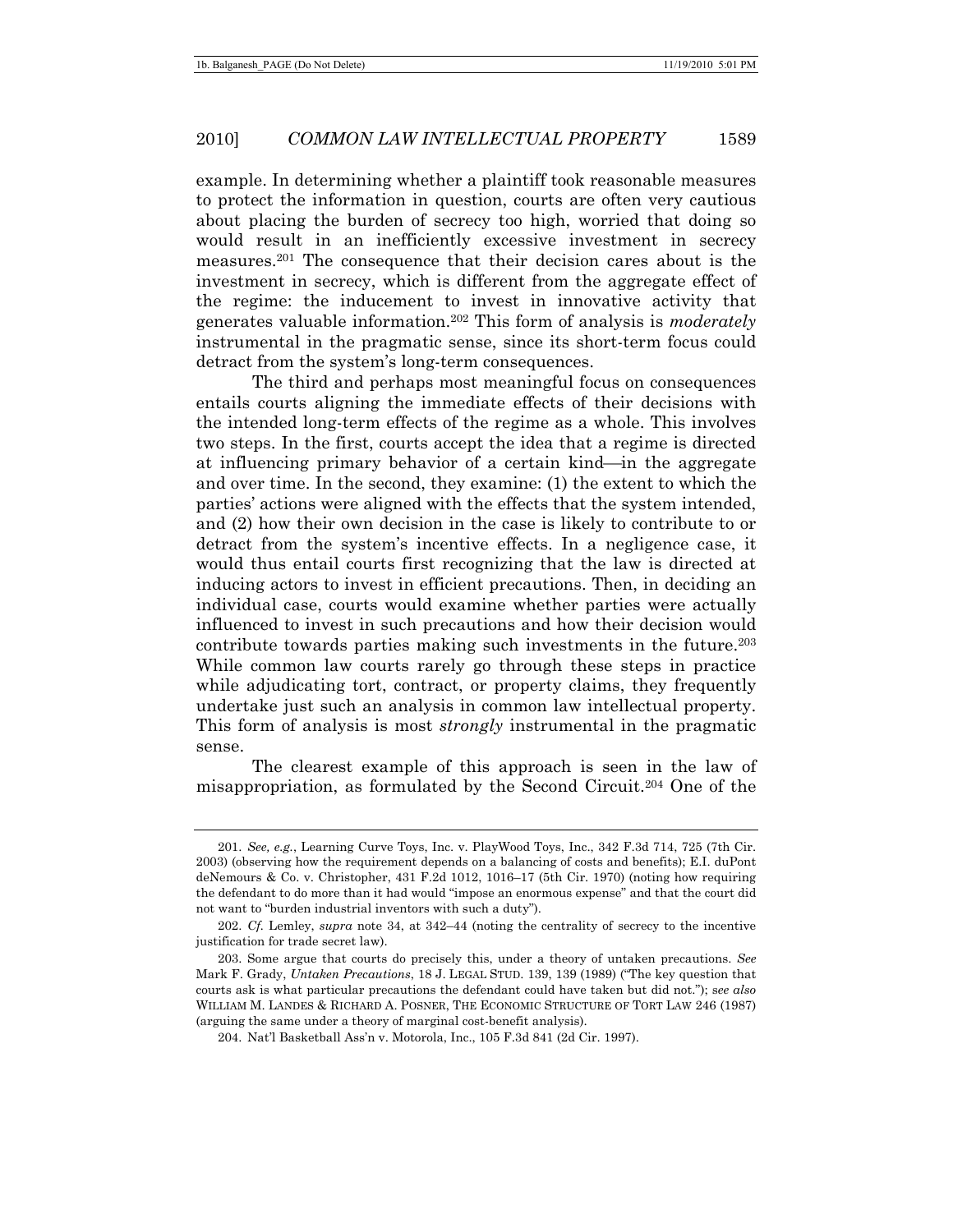example. In determining whether a plaintiff took reasonable measures to protect the information in question, courts are often very cautious about placing the burden of secrecy too high, worried that doing so would result in an inefficiently excessive investment in secrecy measures.[201] The consequence that their decision cares about is the investment in secrecy, which is different from the aggregate effect of the regime: the inducement to invest in innovative activity that generates valuable information.[202] This form of analysis is *moderately* instrumental in the pragmatic sense, since its short-term focus could detract from the system's long-term consequences.

The third and perhaps most meaningful focus on consequences entails courts aligning the immediate effects of their decisions with the intended long-term effects of the regime as a whole. This involves two steps. In the first, courts accept the idea that a regime is directed at influencing primary behavior of a certain kind—in the aggregate and over time. In the second, they examine: (1) the extent to which the parties' actions were aligned with the effects that the system intended, and (2) how their own decision in the case is likely to contribute to or detract from the system's incentive effects. In a negligence case, it would thus entail courts first recognizing that the law is directed at inducing actors to invest in efficient precautions. Then, in deciding an individual case, courts would examine whether parties were actually influenced to invest in such precautions and how their decision would contribute towards parties making such investments in the future.[203] While common law courts rarely go through these steps in practice while adjudicating tort, contract, or property claims, they frequently undertake just such an analysis in common law intellectual property. This form of analysis is most *strongly* instrumental in the pragmatic sense.

The clearest example of this approach is seen in the law of misappropriation, as formulated by the Second Circuit.[204] One of the

---

201. *See, e.g.*, Learning Curve Toys, Inc. v. PlayWood Toys, Inc., 342 F.3d 714, 725 (7th Cir. 2003) (observing how the requirement depends on a balancing of costs and benefits); E.I. duPont deNemours & Co. v. Christopher, 431 F.2d 1012, 1016–17 (5th Cir. 1970) (noting how requiring the defendant to do more than it had would "impose an enormous expense" and that the court did not want to "burden industrial inventors with such a duty").

202. *Cf.* Lemley, *supra* note 34, at 342–44 (noting the centrality of secrecy to the incentive justification for trade secret law).

203. Some argue that courts do precisely this, under a theory of untaken precautions. *See* Mark F. Grady, *Untaken Precautions*, 18 J. LEGAL STUD. 139, 139 (1989) ("The key question that courts ask is what particular precautions the defendant could have taken but did not."); *see also* WILLIAM M. LANDES & RICHARD A. POSNER, THE ECONOMIC STRUCTURE OF TORT LAW 246 (1987) (arguing the same under a theory of marginal cost-benefit analysis).

204. Nat'l Basketball Ass'n v. Motorola, Inc., 105 F.3d 841 (2d Cir. 1997).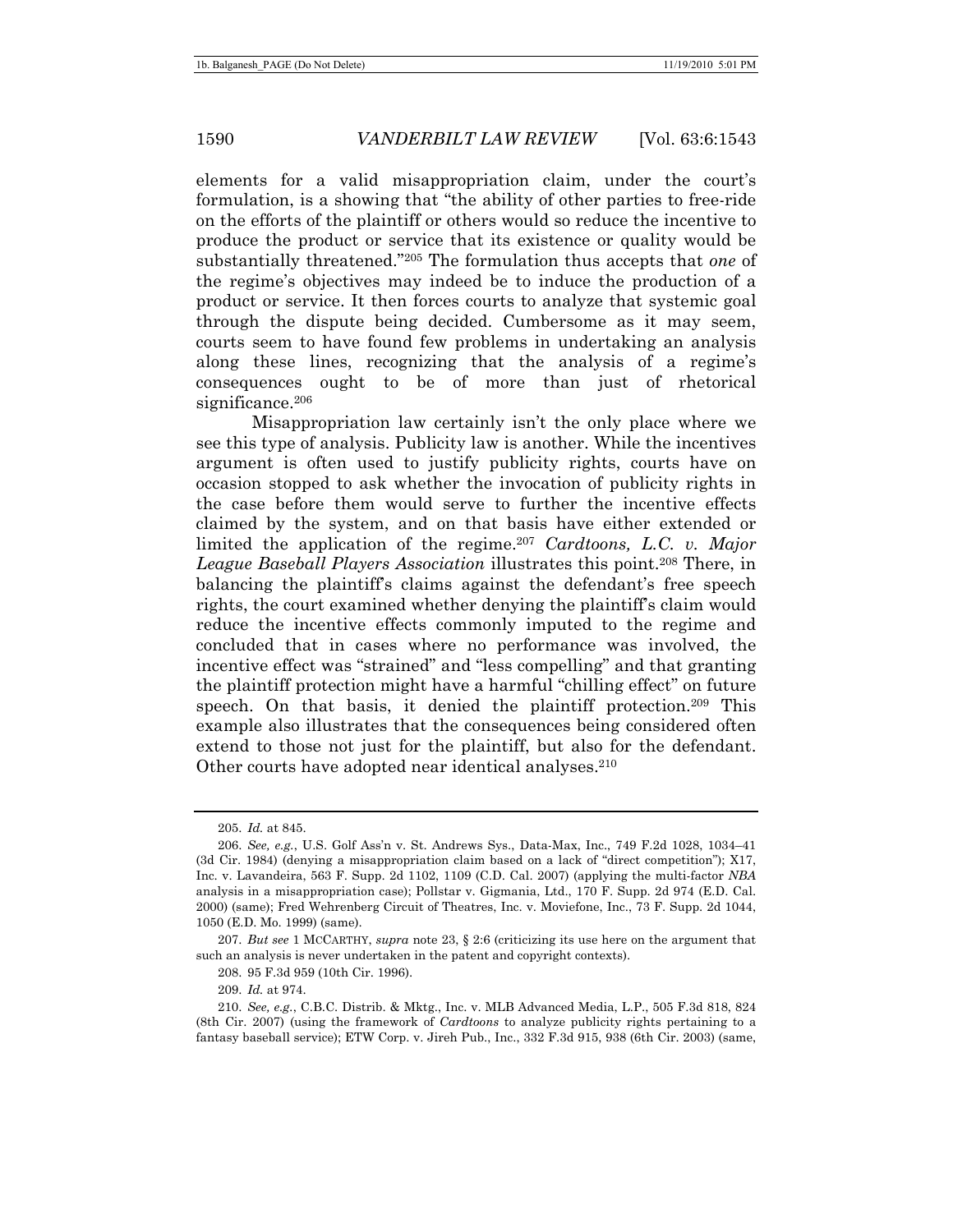elements for a valid misappropriation claim, under the court's formulation, is a showing that "the ability of other parties to free-ride on the efforts of the plaintiff or others would so reduce the incentive to produce the product or service that its existence or quality would be substantially threatened."[205] The formulation thus accepts that *one* of the regime's objectives may indeed be to induce the production of a product or service. It then forces courts to analyze that systemic goal through the dispute being decided. Cumbersome as it may seem, courts seem to have found few problems in undertaking an analysis along these lines, recognizing that the analysis of a regime's consequences ought to be of more than just of rhetorical significance.[206]

Misappropriation law certainly isn't the only place where we see this type of analysis. Publicity law is another. While the incentives argument is often used to justify publicity rights, courts have on occasion stopped to ask whether the invocation of publicity rights in the case before them would serve to further the incentive effects claimed by the system, and on that basis have either extended or limited the application of the regime.[207] *Cardtoons, L.C. v. Major League Baseball Players Association* illustrates this point.[208] There, in balancing the plaintiff's claims against the defendant's free speech rights, the court examined whether denying the plaintiff's claim would reduce the incentive effects commonly imputed to the regime and concluded that in cases where no performance was involved, the incentive effect was "strained" and "less compelling" and that granting the plaintiff protection might have a harmful "chilling effect" on future speech. On that basis, it denied the plaintiff protection.[209] This example also illustrates that the consequences being considered often extend to those not just for the plaintiff, but also for the defendant. Other courts have adopted near identical analyses.[210]

---

205. *Id.* at 845.

206. *See, e.g.*, U.S. Golf Ass'n v. St. Andrews Sys., Data-Max, Inc., 749 F.2d 1028, 1034–41 (3d Cir. 1984) (denying a misappropriation claim based on a lack of "direct competition"); X17, Inc. v. Lavandeira, 563 F. Supp. 2d 1102, 1109 (C.D. Cal. 2007) (applying the multi-factor *NBA* analysis in a misappropriation case); Pollstar v. Gigmania, Ltd., 170 F. Supp. 2d 974 (E.D. Cal. 2000) (same); Fred Wehrenberg Circuit of Theatres, Inc. v. Moviefone, Inc., 73 F. Supp. 2d 1044, 1050 (E.D. Mo. 1999) (same).

207. *But see* 1 MCCARTHY, *supra* note 23, § 2:6 (criticizing its use here on the argument that such an analysis is never undertaken in the patent and copyright contexts).

208. 95 F.3d 959 (10th Cir. 1996).

209. *Id.* at 974.

210. *See, e.g.*, C.B.C. Distrib. & Mktg., Inc. v. MLB Advanced Media, L.P., 505 F.3d 818, 824 (8th Cir. 2007) (using the framework of *Cardtoons* to analyze publicity rights pertaining to a fantasy baseball service); ETW Corp. v. Jireh Pub., Inc., 332 F.3d 915, 938 (6th Cir. 2003) (same,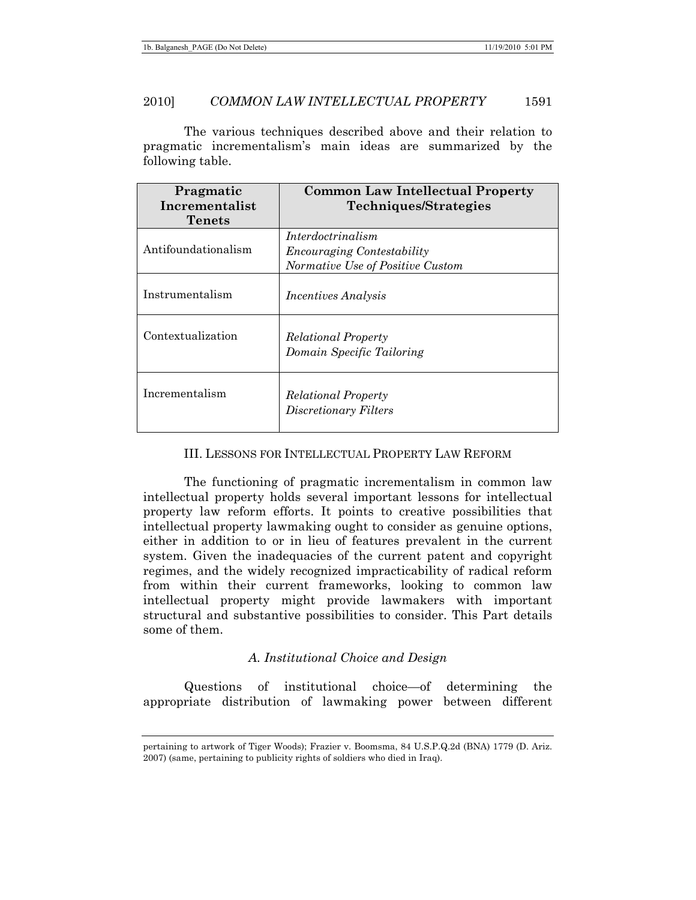The various techniques described above and their relation to pragmatic incrementalism's main ideas are summarized by the following table.

| **Pragmatic Incrementalist Tenets** | **Common Law Intellectual Property Techniques/Strategies** |
|---|---|
| Antifoundationalism | *Interdoctrinalism*<br>*Encouraging Contestability*<br>*Normative Use of Positive Custom* |
| Instrumentalism | *Incentives Analysis* |
| Contextualization | *Relational Property*<br>*Domain Specific Tailoring* |
| Incrementalism | *Relational Property*<br>*Discretionary Filters* |

## III. Lessons for Intellectual Property Law Reform

The functioning of pragmatic incrementalism in common law intellectual property holds several important lessons for intellectual property law reform efforts. It points to creative possibilities that intellectual property lawmaking ought to consider as genuine options, either in addition to or in lieu of features prevalent in the current system. Given the inadequacies of the current patent and copyright regimes, and the widely recognized impracticability of radical reform from within their current frameworks, looking to common law intellectual property might provide lawmakers with important structural and substantive possibilities to consider. This Part details some of them.

### *A. Institutional Choice and Design*

Questions of institutional choice—of determining the appropriate distribution of lawmaking power between different

pertaining to artwork of Tiger Woods); Frazier v. Boomsma, 84 U.S.P.Q.2d (BNA) 1779 (D. Ariz. 2007) (same, pertaining to publicity rights of soldiers who died in Iraq).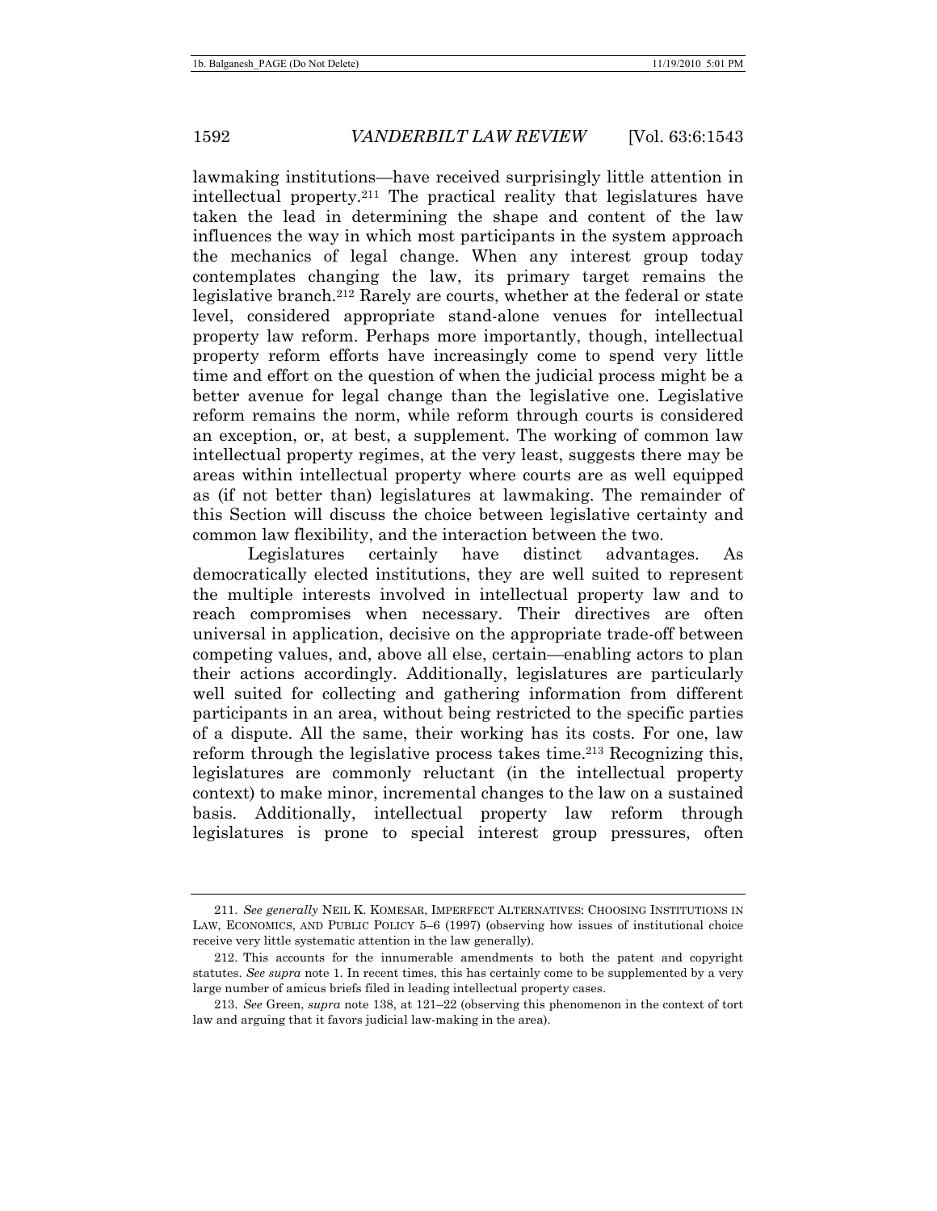lawmaking institutions—have received surprisingly little attention in intellectual property.[211] The practical reality that legislatures have taken the lead in determining the shape and content of the law influences the way in which most participants in the system approach the mechanics of legal change. When any interest group today contemplates changing the law, its primary target remains the legislative branch.[212] Rarely are courts, whether at the federal or state level, considered appropriate stand-alone venues for intellectual property law reform. Perhaps more importantly, though, intellectual property reform efforts have increasingly come to spend very little time and effort on the question of when the judicial process might be a better avenue for legal change than the legislative one. Legislative reform remains the norm, while reform through courts is considered an exception, or, at best, a supplement. The working of common law intellectual property regimes, at the very least, suggests there may be areas within intellectual property where courts are as well equipped as (if not better than) legislatures at lawmaking. The remainder of this Section will discuss the choice between legislative certainty and common law flexibility, and the interaction between the two.

Legislatures certainly have distinct advantages. As democratically elected institutions, they are well suited to represent the multiple interests involved in intellectual property law and to reach compromises when necessary. Their directives are often universal in application, decisive on the appropriate trade-off between competing values, and, above all else, certain—enabling actors to plan their actions accordingly. Additionally, legislatures are particularly well suited for collecting and gathering information from different participants in an area, without being restricted to the specific parties of a dispute. All the same, their working has its costs. For one, law reform through the legislative process takes time.[213] Recognizing this, legislatures are commonly reluctant (in the intellectual property context) to make minor, incremental changes to the law on a sustained basis. Additionally, intellectual property law reform through legislatures is prone to special interest group pressures, often

---

211. *See generally* NEIL K. KOMESAR, IMPERFECT ALTERNATIVES: CHOOSING INSTITUTIONS IN LAW, ECONOMICS, AND PUBLIC POLICY 5–6 (1997) (observing how issues of institutional choice receive very little systematic attention in the law generally).

212. This accounts for the innumerable amendments to both the patent and copyright statutes. *See supra* note 1. In recent times, this has certainly come to be supplemented by a very large number of amicus briefs filed in leading intellectual property cases.

213. *See* Green, *supra* note 138, at 121–22 (observing this phenomenon in the context of tort law and arguing that it favors judicial law-making in the area).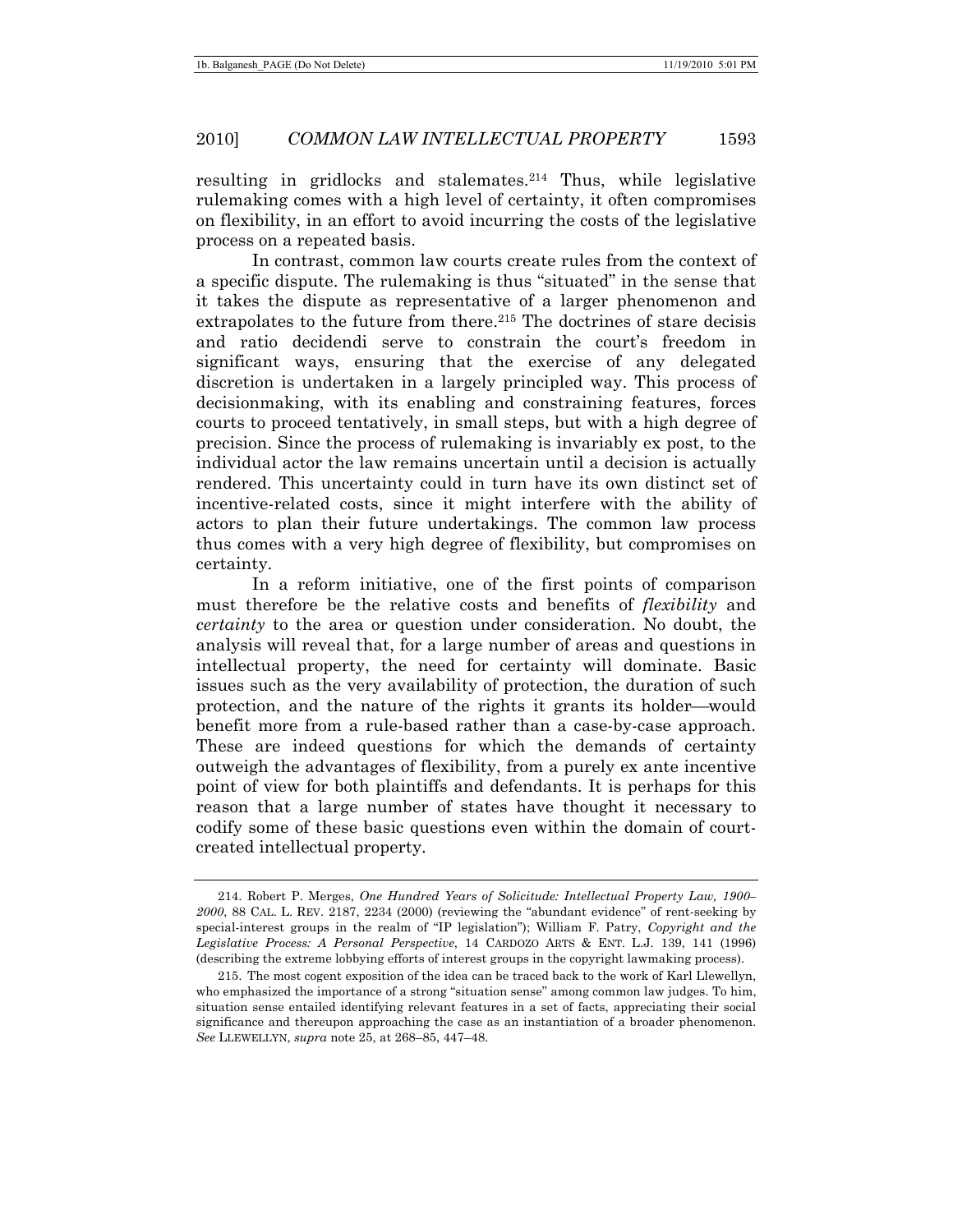resulting in gridlocks and stalemates.[214] Thus, while legislative rulemaking comes with a high level of certainty, it often compromises on flexibility, in an effort to avoid incurring the costs of the legislative process on a repeated basis.

In contrast, common law courts create rules from the context of a specific dispute. The rulemaking is thus "situated" in the sense that it takes the dispute as representative of a larger phenomenon and extrapolates to the future from there.[215] The doctrines of stare decisis and ratio decidendi serve to constrain the court's freedom in significant ways, ensuring that the exercise of any delegated discretion is undertaken in a largely principled way. This process of decisionmaking, with its enabling and constraining features, forces courts to proceed tentatively, in small steps, but with a high degree of precision. Since the process of rulemaking is invariably ex post, to the individual actor the law remains uncertain until a decision is actually rendered. This uncertainty could in turn have its own distinct set of incentive-related costs, since it might interfere with the ability of actors to plan their future undertakings. The common law process thus comes with a very high degree of flexibility, but compromises on certainty.

In a reform initiative, one of the first points of comparison must therefore be the relative costs and benefits of *flexibility* and *certainty* to the area or question under consideration. No doubt, the analysis will reveal that, for a large number of areas and questions in intellectual property, the need for certainty will dominate. Basic issues such as the very availability of protection, the duration of such protection, and the nature of the rights it grants its holder—would benefit more from a rule-based rather than a case-by-case approach. These are indeed questions for which the demands of certainty outweigh the advantages of flexibility, from a purely ex ante incentive point of view for both plaintiffs and defendants. It is perhaps for this reason that a large number of states have thought it necessary to codify some of these basic questions even within the domain of court-created intellectual property.

---

214. Robert P. Merges, *One Hundred Years of Solicitude: Intellectual Property Law, 1900–2000*, 88 CAL. L. REV. 2187, 2234 (2000) (reviewing the "abundant evidence" of rent-seeking by special-interest groups in the realm of "IP legislation"); William F. Patry, *Copyright and the Legislative Process: A Personal Perspective*, 14 CARDOZO ARTS & ENT. L.J. 139, 141 (1996) (describing the extreme lobbying efforts of interest groups in the copyright lawmaking process).

215. The most cogent exposition of the idea can be traced back to the work of Karl Llewellyn, who emphasized the importance of a strong "situation sense" among common law judges. To him, situation sense entailed identifying relevant features in a set of facts, appreciating their social significance and thereupon approaching the case as an instantiation of a broader phenomenon. *See* LLEWELLYN, *supra* note 25, at 268–85, 447–48.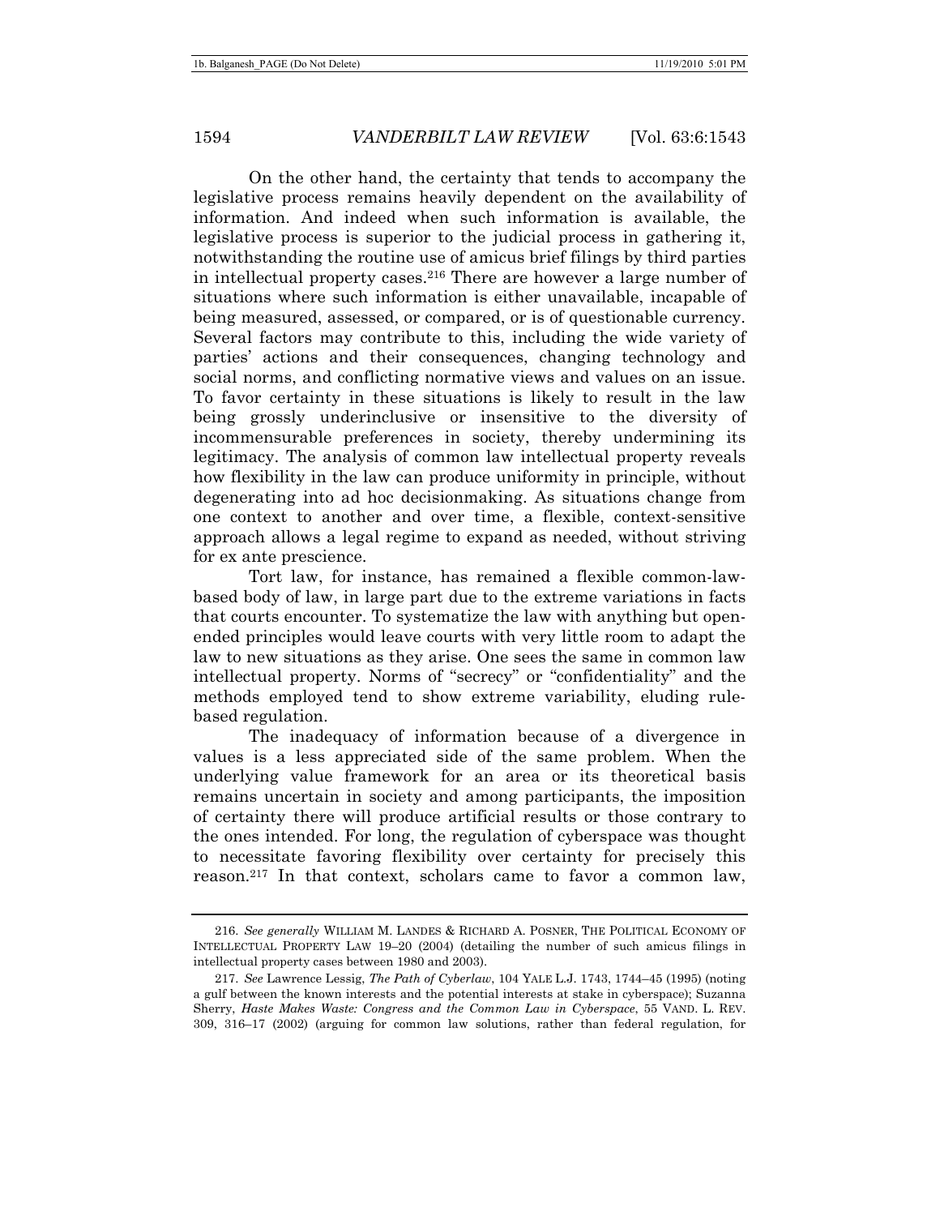On the other hand, the certainty that tends to accompany the legislative process remains heavily dependent on the availability of information. And indeed when such information is available, the legislative process is superior to the judicial process in gathering it, notwithstanding the routine use of amicus brief filings by third parties in intellectual property cases.[216] There are however a large number of situations where such information is either unavailable, incapable of being measured, assessed, or compared, or is of questionable currency. Several factors may contribute to this, including the wide variety of parties' actions and their consequences, changing technology and social norms, and conflicting normative views and values on an issue. To favor certainty in these situations is likely to result in the law being grossly underinclusive or insensitive to the diversity of incommensurable preferences in society, thereby undermining its legitimacy. The analysis of common law intellectual property reveals how flexibility in the law can produce uniformity in principle, without degenerating into ad hoc decisionmaking. As situations change from one context to another and over time, a flexible, context-sensitive approach allows a legal regime to expand as needed, without striving for ex ante prescience.

Tort law, for instance, has remained a flexible common-law-based body of law, in large part due to the extreme variations in facts that courts encounter. To systematize the law with anything but open-ended principles would leave courts with very little room to adapt the law to new situations as they arise. One sees the same in common law intellectual property. Norms of "secrecy" or "confidentiality" and the methods employed tend to show extreme variability, eluding rule-based regulation.

The inadequacy of information because of a divergence in values is a less appreciated side of the same problem. When the underlying value framework for an area or its theoretical basis remains uncertain in society and among participants, the imposition of certainty there will produce artificial results or those contrary to the ones intended. For long, the regulation of cyberspace was thought to necessitate favoring flexibility over certainty for precisely this reason.[217] In that context, scholars came to favor a common law,

---

216. *See generally* WILLIAM M. LANDES & RICHARD A. POSNER, THE POLITICAL ECONOMY OF INTELLECTUAL PROPERTY LAW 19–20 (2004) (detailing the number of such amicus filings in intellectual property cases between 1980 and 2003).

217. *See* Lawrence Lessig, *The Path of Cyberlaw*, 104 YALE L.J. 1743, 1744–45 (1995) (noting a gulf between the known interests and the potential interests at stake in cyberspace); Suzanna Sherry, *Haste Makes Waste: Congress and the Common Law in Cyberspace*, 55 VAND. L. REV. 309, 316–17 (2002) (arguing for common law solutions, rather than federal regulation, for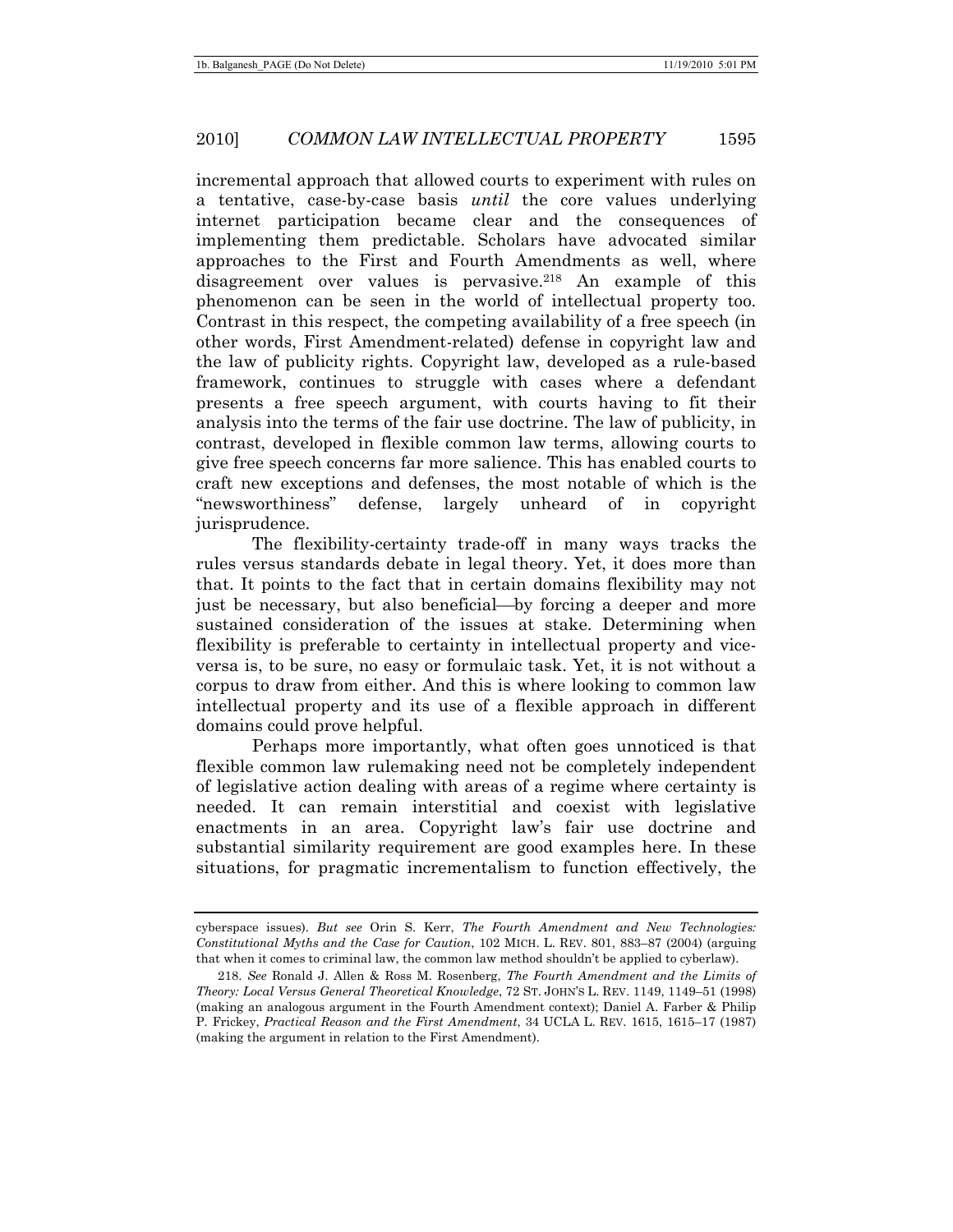incremental approach that allowed courts to experiment with rules on a tentative, case-by-case basis *until* the core values underlying internet participation became clear and the consequences of implementing them predictable. Scholars have advocated similar approaches to the First and Fourth Amendments as well, where disagreement over values is pervasive.[218] An example of this phenomenon can be seen in the world of intellectual property too. Contrast in this respect, the competing availability of a free speech (in other words, First Amendment-related) defense in copyright law and the law of publicity rights. Copyright law, developed as a rule-based framework, continues to struggle with cases where a defendant presents a free speech argument, with courts having to fit their analysis into the terms of the fair use doctrine. The law of publicity, in contrast, developed in flexible common law terms, allowing courts to give free speech concerns far more salience. This has enabled courts to craft new exceptions and defenses, the most notable of which is the "newsworthiness" defense, largely unheard of in copyright jurisprudence.

The flexibility-certainty trade-off in many ways tracks the rules versus standards debate in legal theory. Yet, it does more than that. It points to the fact that in certain domains flexibility may not just be necessary, but also beneficial—by forcing a deeper and more sustained consideration of the issues at stake. Determining when flexibility is preferable to certainty in intellectual property and vice-versa is, to be sure, no easy or formulaic task. Yet, it is not without a corpus to draw from either. And this is where looking to common law intellectual property and its use of a flexible approach in different domains could prove helpful.

Perhaps more importantly, what often goes unnoticed is that flexible common law rulemaking need not be completely independent of legislative action dealing with areas of a regime where certainty is needed. It can remain interstitial and coexist with legislative enactments in an area. Copyright law's fair use doctrine and substantial similarity requirement are good examples here. In these situations, for pragmatic incrementalism to function effectively, the

---

cyberspace issues). *But see* Orin S. Kerr, *The Fourth Amendment and New Technologies: Constitutional Myths and the Case for Caution*, 102 MICH. L. REV. 801, 883–87 (2004) (arguing that when it comes to criminal law, the common law method shouldn't be applied to cyberlaw).

218. *See* Ronald J. Allen & Ross M. Rosenberg, *The Fourth Amendment and the Limits of Theory: Local Versus General Theoretical Knowledge*, 72 ST. JOHN'S L. REV. 1149, 1149–51 (1998) (making an analogous argument in the Fourth Amendment context); Daniel A. Farber & Philip P. Frickey, *Practical Reason and the First Amendment*, 34 UCLA L. REV. 1615, 1615–17 (1987) (making the argument in relation to the First Amendment).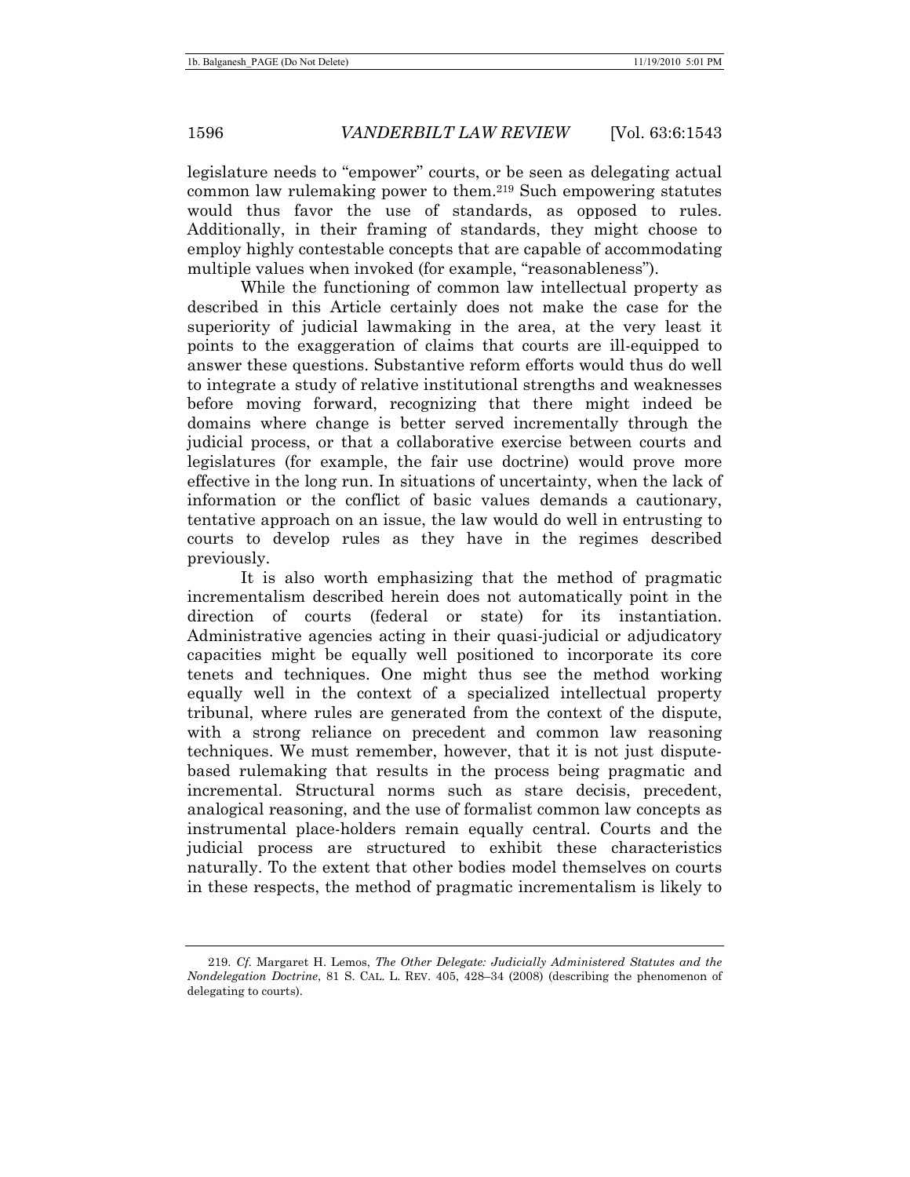legislature needs to "empower" courts, or be seen as delegating actual common law rulemaking power to them.[219] Such empowering statutes would thus favor the use of standards, as opposed to rules. Additionally, in their framing of standards, they might choose to employ highly contestable concepts that are capable of accommodating multiple values when invoked (for example, "reasonableness").

While the functioning of common law intellectual property as described in this Article certainly does not make the case for the superiority of judicial lawmaking in the area, at the very least it points to the exaggeration of claims that courts are ill-equipped to answer these questions. Substantive reform efforts would thus do well to integrate a study of relative institutional strengths and weaknesses before moving forward, recognizing that there might indeed be domains where change is better served incrementally through the judicial process, or that a collaborative exercise between courts and legislatures (for example, the fair use doctrine) would prove more effective in the long run. In situations of uncertainty, when the lack of information or the conflict of basic values demands a cautionary, tentative approach on an issue, the law would do well in entrusting to courts to develop rules as they have in the regimes described previously.

It is also worth emphasizing that the method of pragmatic incrementalism described herein does not automatically point in the direction of courts (federal or state) for its instantiation. Administrative agencies acting in their quasi-judicial or adjudicatory capacities might be equally well positioned to incorporate its core tenets and techniques. One might thus see the method working equally well in the context of a specialized intellectual property tribunal, where rules are generated from the context of the dispute, with a strong reliance on precedent and common law reasoning techniques. We must remember, however, that it is not just dispute-based rulemaking that results in the process being pragmatic and incremental. Structural norms such as stare decisis, precedent, analogical reasoning, and the use of formalist common law concepts as instrumental place-holders remain equally central. Courts and the judicial process are structured to exhibit these characteristics naturally. To the extent that other bodies model themselves on courts in these respects, the method of pragmatic incrementalism is likely to

219. *Cf.* Margaret H. Lemos, *The Other Delegate: Judicially Administered Statutes and the Nondelegation Doctrine*, 81 S. CAL. L. REV. 405, 428–34 (2008) (describing the phenomenon of delegating to courts).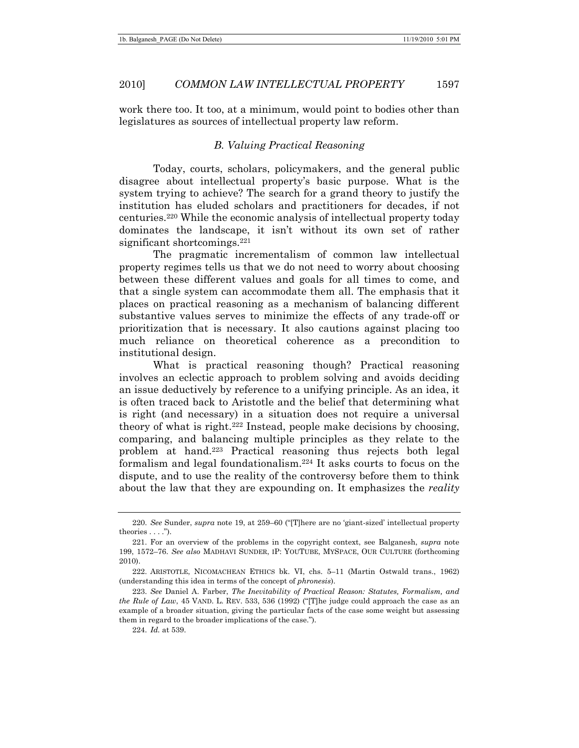work there too. It too, at a minimum, would point to bodies other than legislatures as sources of intellectual property law reform.

### *B. Valuing Practical Reasoning*

Today, courts, scholars, policymakers, and the general public disagree about intellectual property's basic purpose. What is the system trying to achieve? The search for a grand theory to justify the institution has eluded scholars and practitioners for decades, if not centuries.[220] While the economic analysis of intellectual property today dominates the landscape, it isn't without its own set of rather significant shortcomings.[221]

The pragmatic incrementalism of common law intellectual property regimes tells us that we do not need to worry about choosing between these different values and goals for all times to come, and that a single system can accommodate them all. The emphasis that it places on practical reasoning as a mechanism of balancing different substantive values serves to minimize the effects of any trade-off or prioritization that is necessary. It also cautions against placing too much reliance on theoretical coherence as a precondition to institutional design.

What is practical reasoning though? Practical reasoning involves an eclectic approach to problem solving and avoids deciding an issue deductively by reference to a unifying principle. As an idea, it is often traced back to Aristotle and the belief that determining what is right (and necessary) in a situation does not require a universal theory of what is right.[222] Instead, people make decisions by choosing, comparing, and balancing multiple principles as they relate to the problem at hand.[223] Practical reasoning thus rejects both legal formalism and legal foundationalism.[224] It asks courts to focus on the dispute, and to use the reality of the controversy before them to think about the law that they are expounding on. It emphasizes the *reality*

---

220. *See* Sunder, *supra* note 19, at 259–60 ("[T]here are no 'giant-sized' intellectual property theories . . . .").

221. For an overview of the problems in the copyright context, see Balganesh, *supra* note 199, 1572–76. *See also* MADHAVI SUNDER, IP: YOUTUBE, MYSPACE, OUR CULTURE (forthcoming 2010).

222. ARISTOTLE, NICOMACHEAN ETHICS bk. VI, chs. 5–11 (Martin Ostwald trans., 1962) (understanding this idea in terms of the concept of *phronesis*).

223. *See* Daniel A. Farber, *The Inevitability of Practical Reason: Statutes, Formalism, and the Rule of Law*, 45 VAND. L. REV. 533, 536 (1992) ("[T]he judge could approach the case as an example of a broader situation, giving the particular facts of the case some weight but assessing them in regard to the broader implications of the case.").

224. *Id.* at 539.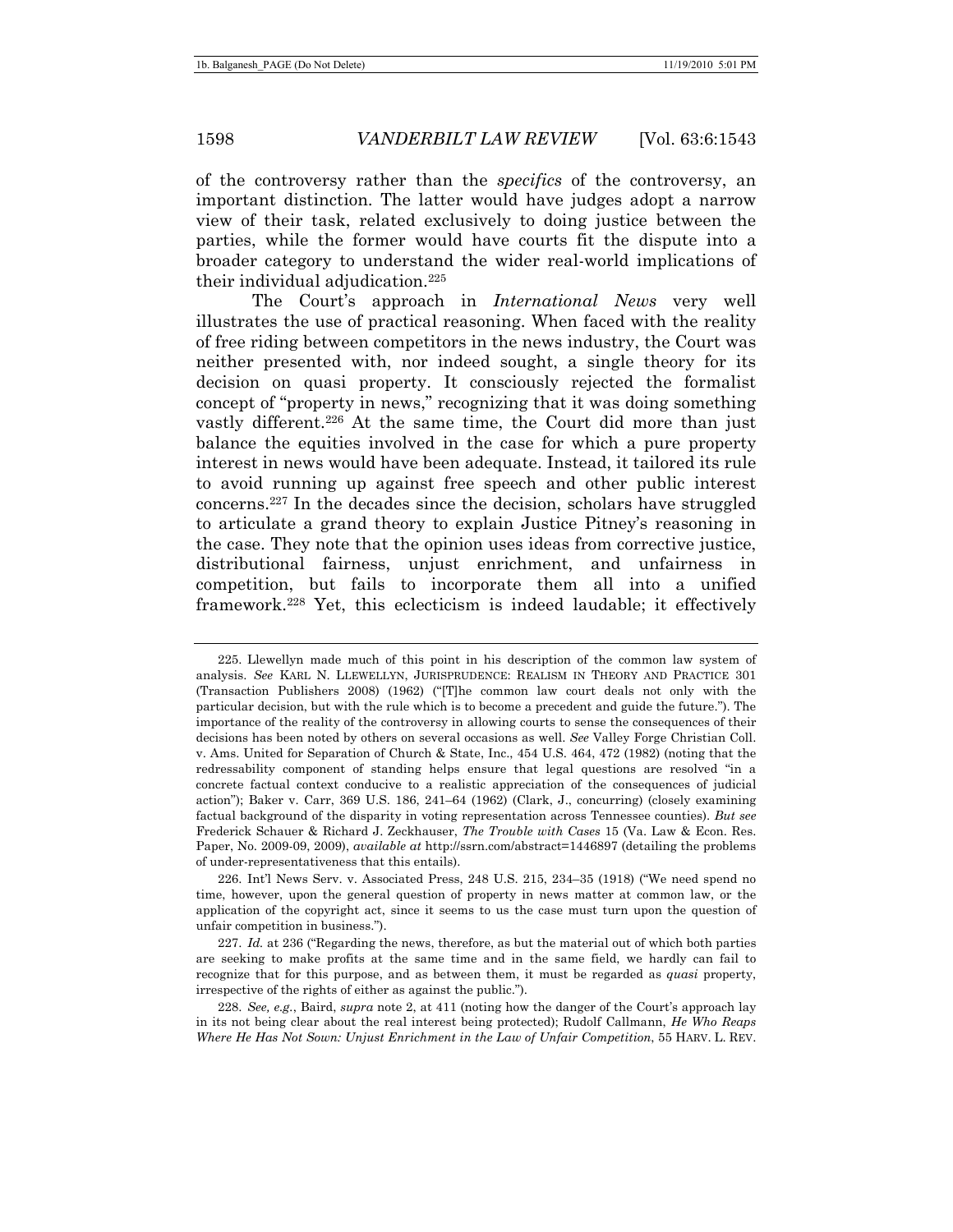of the controversy rather than the *specifics* of the controversy, an important distinction. The latter would have judges adopt a narrow view of their task, related exclusively to doing justice between the parties, while the former would have courts fit the dispute into a broader category to understand the wider real-world implications of their individual adjudication.[225]

The Court's approach in *International News* very well illustrates the use of practical reasoning. When faced with the reality of free riding between competitors in the news industry, the Court was neither presented with, nor indeed sought, a single theory for its decision on quasi property. It consciously rejected the formalist concept of "property in news," recognizing that it was doing something vastly different.[226] At the same time, the Court did more than just balance the equities involved in the case for which a pure property interest in news would have been adequate. Instead, it tailored its rule to avoid running up against free speech and other public interest concerns.[227] In the decades since the decision, scholars have struggled to articulate a grand theory to explain Justice Pitney's reasoning in the case. They note that the opinion uses ideas from corrective justice, distributional fairness, unjust enrichment, and unfairness in competition, but fails to incorporate them all into a unified framework.[228] Yet, this eclecticism is indeed laudable; it effectively

---

225. Llewellyn made much of this point in his description of the common law system of analysis. *See* KARL N. LLEWELLYN, JURISPRUDENCE: REALISM IN THEORY AND PRACTICE 301 (Transaction Publishers 2008) (1962) ("[T]he common law court deals not only with the particular decision, but with the rule which is to become a precedent and guide the future."). The importance of the reality of the controversy in allowing courts to sense the consequences of their decisions has been noted by others on several occasions as well. *See* Valley Forge Christian Coll. v. Ams. United for Separation of Church & State, Inc., 454 U.S. 464, 472 (1982) (noting that the redressability component of standing helps ensure that legal questions are resolved "in a concrete factual context conducive to a realistic appreciation of the consequences of judicial action"); Baker v. Carr, 369 U.S. 186, 241–64 (1962) (Clark, J., concurring) (closely examining factual background of the disparity in voting representation across Tennessee counties). *But see* Frederick Schauer & Richard J. Zeckhauser, *The Trouble with Cases* 15 (Va. Law & Econ. Res. Paper, No. 2009-09, 2009), *available at* http://ssrn.com/abstract=1446897 (detailing the problems of under-representativeness that this entails).

226. Int'l News Serv. v. Associated Press, 248 U.S. 215, 234–35 (1918) ("We need spend no time, however, upon the general question of property in news matter at common law, or the application of the copyright act, since it seems to us the case must turn upon the question of unfair competition in business.").

227. *Id.* at 236 ("Regarding the news, therefore, as but the material out of which both parties are seeking to make profits at the same time and in the same field, we hardly can fail to recognize that for this purpose, and as between them, it must be regarded as *quasi* property, irrespective of the rights of either as against the public.").

228. *See, e.g.*, Baird, *supra* note 2, at 411 (noting how the danger of the Court's approach lay in its not being clear about the real interest being protected); Rudolf Callmann, *He Who Reaps Where He Has Not Sown: Unjust Enrichment in the Law of Unfair Competition*, 55 HARV. L. REV.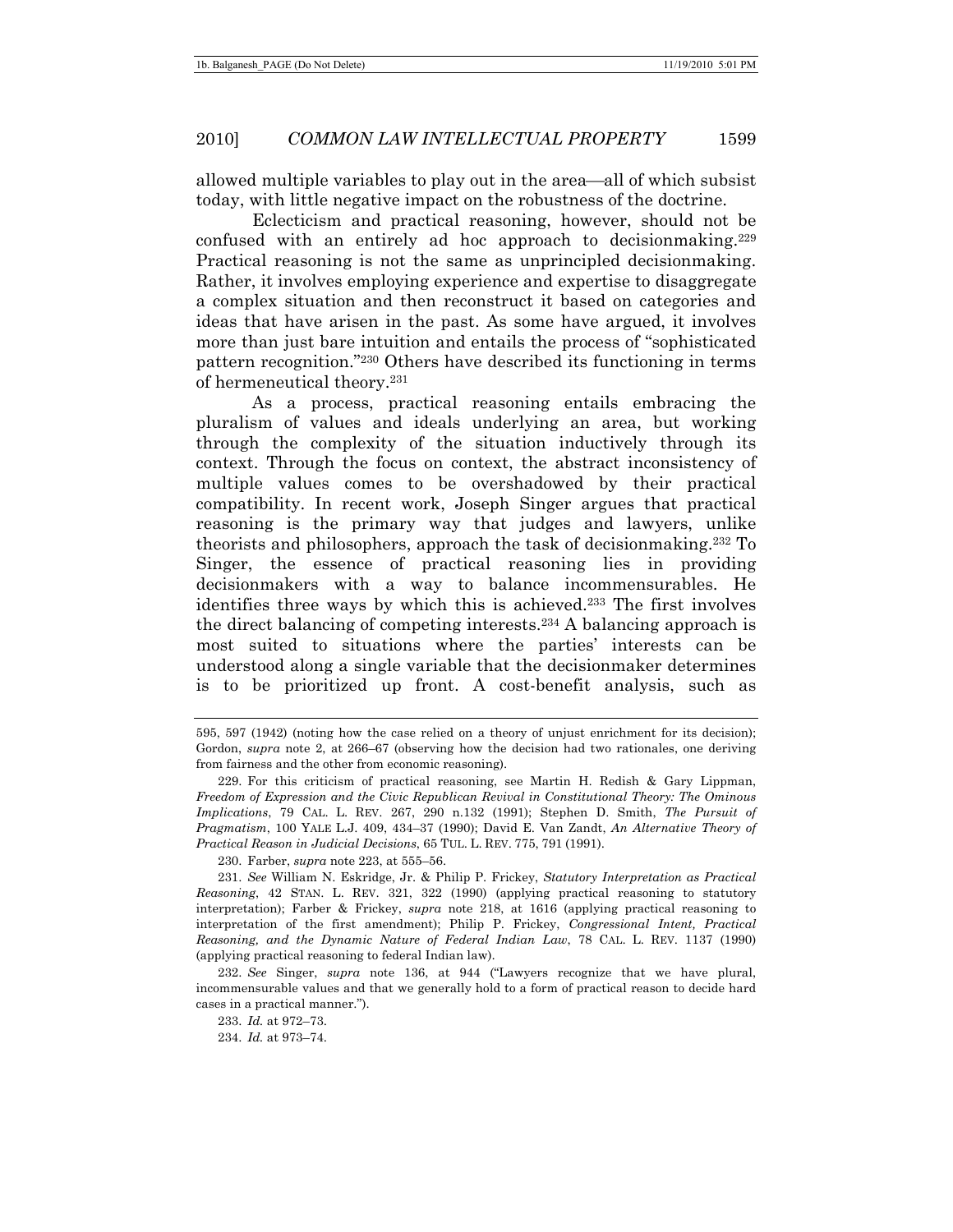allowed multiple variables to play out in the area—all of which subsist today, with little negative impact on the robustness of the doctrine.

Eclecticism and practical reasoning, however, should not be confused with an entirely ad hoc approach to decisionmaking.[229] Practical reasoning is not the same as unprincipled decisionmaking. Rather, it involves employing experience and expertise to disaggregate a complex situation and then reconstruct it based on categories and ideas that have arisen in the past. As some have argued, it involves more than just bare intuition and entails the process of "sophisticated pattern recognition."[230] Others have described its functioning in terms of hermeneutical theory.[231]

As a process, practical reasoning entails embracing the pluralism of values and ideals underlying an area, but working through the complexity of the situation inductively through its context. Through the focus on context, the abstract inconsistency of multiple values comes to be overshadowed by their practical compatibility. In recent work, Joseph Singer argues that practical reasoning is the primary way that judges and lawyers, unlike theorists and philosophers, approach the task of decisionmaking.[232] To Singer, the essence of practical reasoning lies in providing decisionmakers with a way to balance incommensurables. He identifies three ways by which this is achieved.[233] The first involves the direct balancing of competing interests.[234] A balancing approach is most suited to situations where the parties' interests can be understood along a single variable that the decisionmaker determines is to be prioritized up front. A cost-benefit analysis, such as

---

595, 597 (1942) (noting how the case relied on a theory of unjust enrichment for its decision); Gordon, *supra* note 2, at 266–67 (observing how the decision had two rationales, one deriving from fairness and the other from economic reasoning).

229. For this criticism of practical reasoning, see Martin H. Redish & Gary Lippman, *Freedom of Expression and the Civic Republican Revival in Constitutional Theory: The Ominous Implications*, 79 CAL. L. REV. 267, 290 n.132 (1991); Stephen D. Smith, *The Pursuit of Pragmatism*, 100 YALE L.J. 409, 434–37 (1990); David E. Van Zandt, *An Alternative Theory of Practical Reason in Judicial Decisions*, 65 TUL. L. REV. 775, 791 (1991).

230. Farber, *supra* note 223, at 555–56.

231. *See* William N. Eskridge, Jr. & Philip P. Frickey, *Statutory Interpretation as Practical Reasoning*, 42 STAN. L. REV. 321, 322 (1990) (applying practical reasoning to statutory interpretation); Farber & Frickey, *supra* note 218, at 1616 (applying practical reasoning to interpretation of the first amendment); Philip P. Frickey, *Congressional Intent, Practical Reasoning, and the Dynamic Nature of Federal Indian Law*, 78 CAL. L. REV. 1137 (1990) (applying practical reasoning to federal Indian law).

232. *See* Singer, *supra* note 136, at 944 ("Lawyers recognize that we have plural, incommensurable values and that we generally hold to a form of practical reason to decide hard cases in a practical manner.").

233. *Id.* at 972–73.

234. *Id.* at 973–74.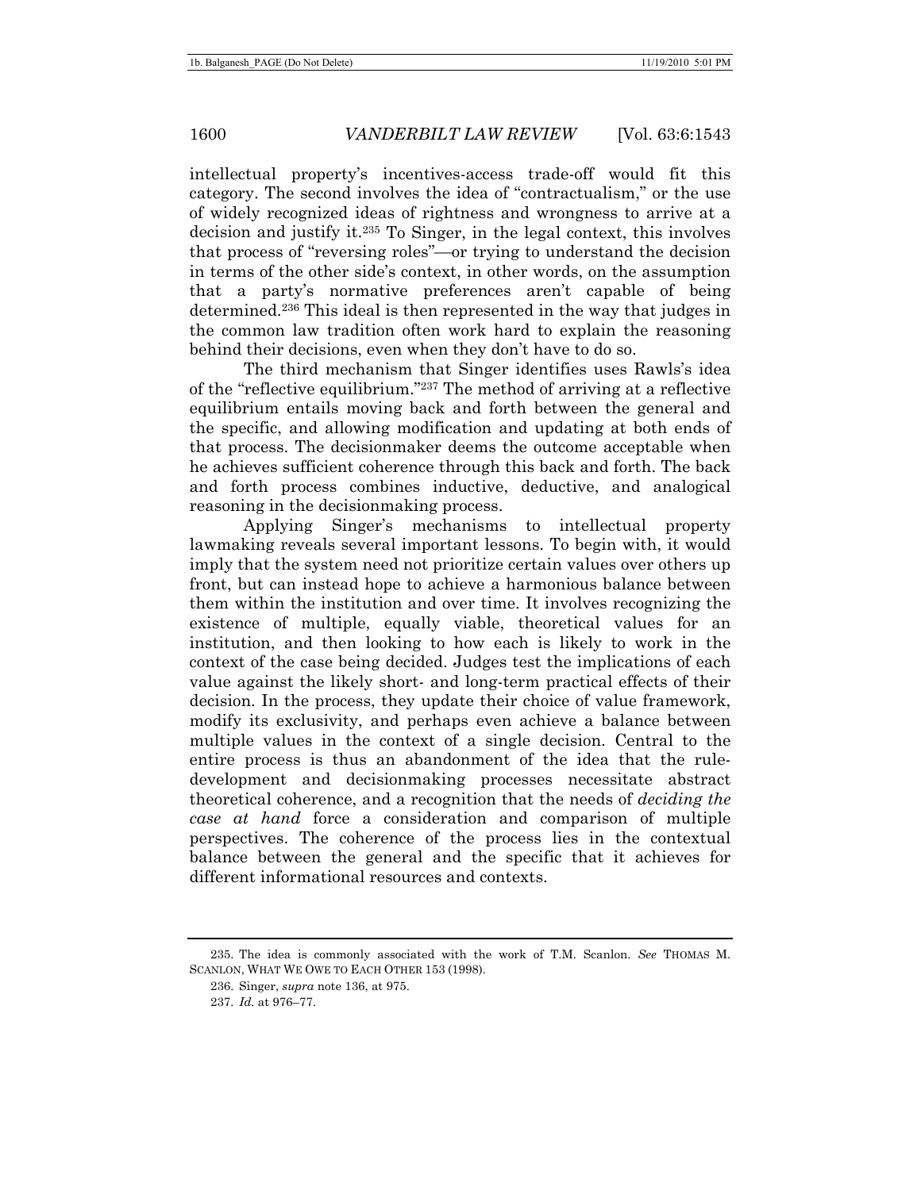intellectual property's incentives-access trade-off would fit this category. The second involves the idea of "contractualism," or the use of widely recognized ideas of rightness and wrongness to arrive at a decision and justify it.[235] To Singer, in the legal context, this involves that process of "reversing roles"—or trying to understand the decision in terms of the other side's context, in other words, on the assumption that a party's normative preferences aren't capable of being determined.[236] This ideal is then represented in the way that judges in the common law tradition often work hard to explain the reasoning behind their decisions, even when they don't have to do so.

The third mechanism that Singer identifies uses Rawls's idea of the "reflective equilibrium."[237] The method of arriving at a reflective equilibrium entails moving back and forth between the general and the specific, and allowing modification and updating at both ends of that process. The decisionmaker deems the outcome acceptable when he achieves sufficient coherence through this back and forth. The back and forth process combines inductive, deductive, and analogical reasoning in the decisionmaking process.

Applying Singer's mechanisms to intellectual property lawmaking reveals several important lessons. To begin with, it would imply that the system need not prioritize certain values over others up front, but can instead hope to achieve a harmonious balance between them within the institution and over time. It involves recognizing the existence of multiple, equally viable, theoretical values for an institution, and then looking to how each is likely to work in the context of the case being decided. Judges test the implications of each value against the likely short- and long-term practical effects of their decision. In the process, they update their choice of value framework, modify its exclusivity, and perhaps even achieve a balance between multiple values in the context of a single decision. Central to the entire process is thus an abandonment of the idea that the rule-development and decisionmaking processes necessitate abstract theoretical coherence, and a recognition that the needs of *deciding the case at hand* force a consideration and comparison of multiple perspectives. The coherence of the process lies in the contextual balance between the general and the specific that it achieves for different informational resources and contexts.

---

235. The idea is commonly associated with the work of T.M. Scanlon. *See* THOMAS M. SCANLON, WHAT WE OWE TO EACH OTHER 153 (1998).

236. Singer, *supra* note 136, at 975.

237. *Id.* at 976–77.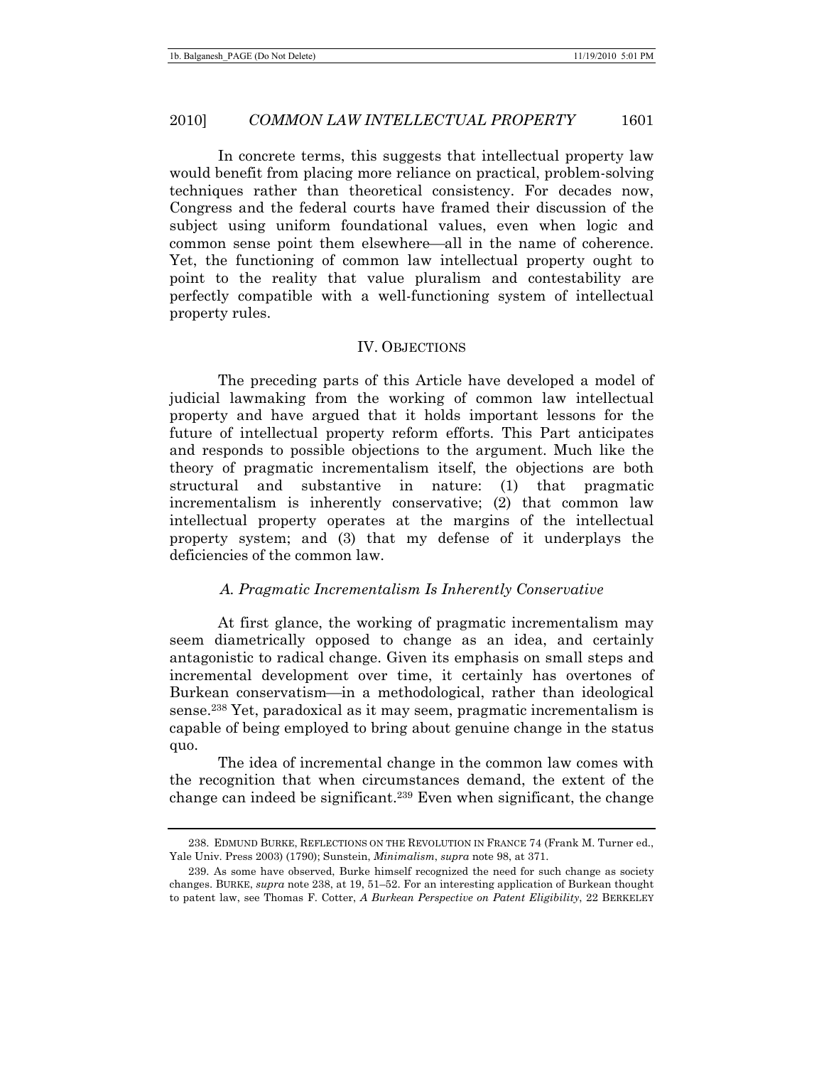In concrete terms, this suggests that intellectual property law would benefit from placing more reliance on practical, problem-solving techniques rather than theoretical consistency. For decades now, Congress and the federal courts have framed their discussion of the subject using uniform foundational values, even when logic and common sense point them elsewhere—all in the name of coherence. Yet, the functioning of common law intellectual property ought to point to the reality that value pluralism and contestability are perfectly compatible with a well-functioning system of intellectual property rules.

## IV. OBJECTIONS

The preceding parts of this Article have developed a model of judicial lawmaking from the working of common law intellectual property and have argued that it holds important lessons for the future of intellectual property reform efforts. This Part anticipates and responds to possible objections to the argument. Much like the theory of pragmatic incrementalism itself, the objections are both structural and substantive in nature: (1) that pragmatic incrementalism is inherently conservative; (2) that common law intellectual property operates at the margins of the intellectual property system; and (3) that my defense of it underplays the deficiencies of the common law.

### *A. Pragmatic Incrementalism Is Inherently Conservative*

At first glance, the working of pragmatic incrementalism may seem diametrically opposed to change as an idea, and certainly antagonistic to radical change. Given its emphasis on small steps and incremental development over time, it certainly has overtones of Burkean conservatism—in a methodological, rather than ideological sense.[238] Yet, paradoxical as it may seem, pragmatic incrementalism is capable of being employed to bring about genuine change in the status quo.

The idea of incremental change in the common law comes with the recognition that when circumstances demand, the extent of the change can indeed be significant.[239] Even when significant, the change

---

238. EDMUND BURKE, REFLECTIONS ON THE REVOLUTION IN FRANCE 74 (Frank M. Turner ed., Yale Univ. Press 2003) (1790); Sunstein, *Minimalism*, *supra* note 98, at 371.

239. As some have observed, Burke himself recognized the need for such change as society changes. BURKE, *supra* note 238, at 19, 51–52. For an interesting application of Burkean thought to patent law, see Thomas F. Cotter, *A Burkean Perspective on Patent Eligibility*, 22 BERKELEY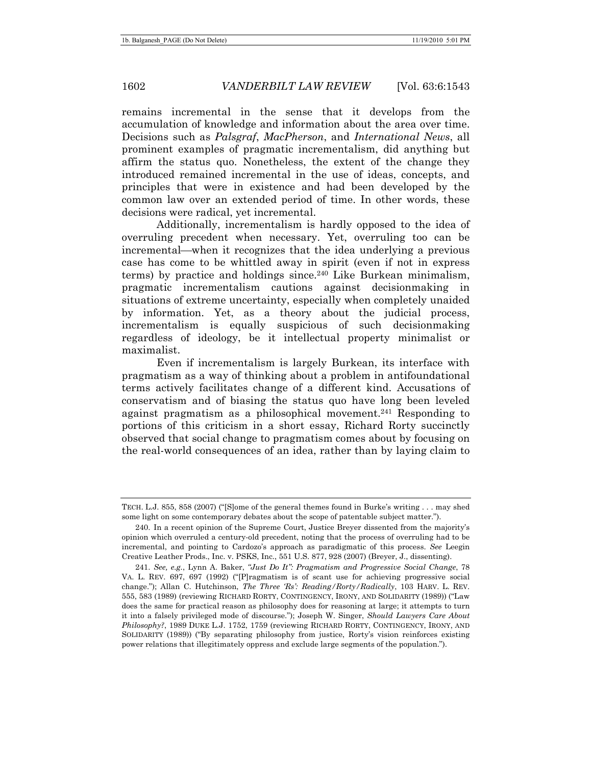remains incremental in the sense that it develops from the accumulation of knowledge and information about the area over time. Decisions such as *Palsgraf*, *MacPherson*, and *International News*, all prominent examples of pragmatic incrementalism, did anything but affirm the status quo. Nonetheless, the extent of the change they introduced remained incremental in the use of ideas, concepts, and principles that were in existence and had been developed by the common law over an extended period of time. In other words, these decisions were radical, yet incremental.

Additionally, incrementalism is hardly opposed to the idea of overruling precedent when necessary. Yet, overruling too can be incremental—when it recognizes that the idea underlying a previous case has come to be whittled away in spirit (even if not in express terms) by practice and holdings since.[240] Like Burkean minimalism, pragmatic incrementalism cautions against decisionmaking in situations of extreme uncertainty, especially when completely unaided by information. Yet, as a theory about the judicial process, incrementalism is equally suspicious of such decisionmaking regardless of ideology, be it intellectual property minimalist or maximalist.

Even if incrementalism is largely Burkean, its interface with pragmatism as a way of thinking about a problem in antifoundational terms actively facilitates change of a different kind. Accusations of conservatism and of biasing the status quo have long been leveled against pragmatism as a philosophical movement.[241] Responding to portions of this criticism in a short essay, Richard Rorty succinctly observed that social change to pragmatism comes about by focusing on the real-world consequences of an idea, rather than by laying claim to

---

TECH. L.J. 855, 858 (2007) ("[S]ome of the general themes found in Burke's writing . . . may shed some light on some contemporary debates about the scope of patentable subject matter.").

240. In a recent opinion of the Supreme Court, Justice Breyer dissented from the majority's opinion which overruled a century-old precedent, noting that the process of overruling had to be incremental, and pointing to Cardozo's approach as paradigmatic of this process. *See* Leegin Creative Leather Prods., Inc. v. PSKS, Inc., 551 U.S. 877, 928 (2007) (Breyer, J., dissenting).

241. *See, e.g.*, Lynn A. Baker, *"Just Do It": Pragmatism and Progressive Social Change*, 78 VA. L. REV. 697, 697 (1992) ("[P]ragmatism is of scant use for achieving progressive social change."); Allan C. Hutchinson, *The Three 'Rs': Reading/Rorty/Radically*, 103 HARV. L. REV. 555, 583 (1989) (reviewing RICHARD RORTY, CONTINGENCY, IRONY, AND SOLIDARITY (1989)) ("Law does the same for practical reason as philosophy does for reasoning at large; it attempts to turn it into a falsely privileged mode of discourse."); Joseph W. Singer, *Should Lawyers Care About Philosophy?*, 1989 DUKE L.J. 1752, 1759 (reviewing RICHARD RORTY, CONTINGENCY, IRONY, AND SOLIDARITY (1989)) ("By separating philosophy from justice, Rorty's vision reinforces existing power relations that illegitimately oppress and exclude large segments of the population.").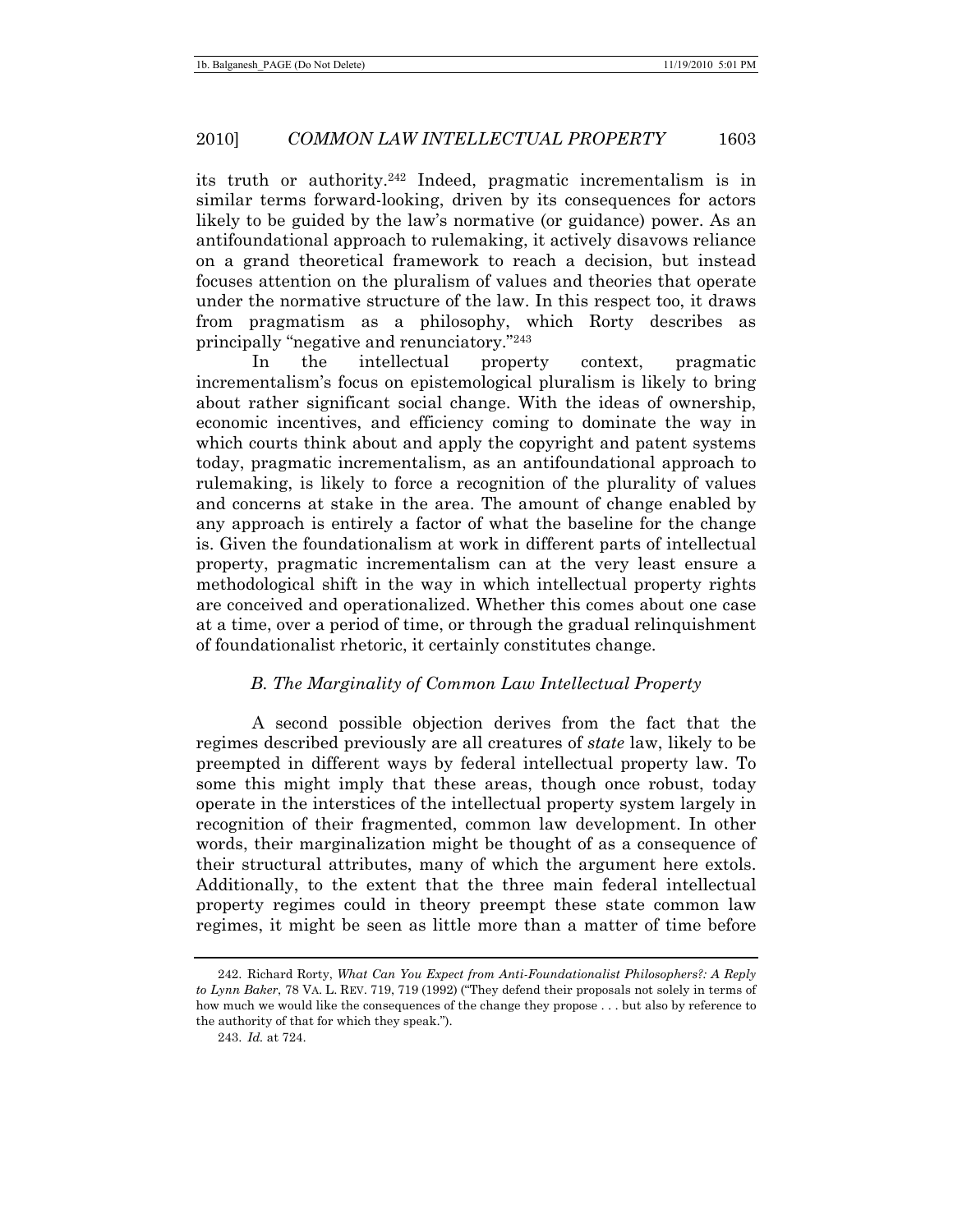its truth or authority.[242] Indeed, pragmatic incrementalism is in similar terms forward-looking, driven by its consequences for actors likely to be guided by the law's normative (or guidance) power. As an antifoundational approach to rulemaking, it actively disavows reliance on a grand theoretical framework to reach a decision, but instead focuses attention on the pluralism of values and theories that operate under the normative structure of the law. In this respect too, it draws from pragmatism as a philosophy, which Rorty describes as principally "negative and renunciatory."[243]

In the intellectual property context, pragmatic incrementalism's focus on epistemological pluralism is likely to bring about rather significant social change. With the ideas of ownership, economic incentives, and efficiency coming to dominate the way in which courts think about and apply the copyright and patent systems today, pragmatic incrementalism, as an antifoundational approach to rulemaking, is likely to force a recognition of the plurality of values and concerns at stake in the area. The amount of change enabled by any approach is entirely a factor of what the baseline for the change is. Given the foundationalism at work in different parts of intellectual property, pragmatic incrementalism can at the very least ensure a methodological shift in the way in which intellectual property rights are conceived and operationalized. Whether this comes about one case at a time, over a period of time, or through the gradual relinquishment of foundationalist rhetoric, it certainly constitutes change.

### *B. The Marginality of Common Law Intellectual Property*

A second possible objection derives from the fact that the regimes described previously are all creatures of *state* law, likely to be preempted in different ways by federal intellectual property law. To some this might imply that these areas, though once robust, today operate in the interstices of the intellectual property system largely in recognition of their fragmented, common law development. In other words, their marginalization might be thought of as a consequence of their structural attributes, many of which the argument here extols. Additionally, to the extent that the three main federal intellectual property regimes could in theory preempt these state common law regimes, it might be seen as little more than a matter of time before

---

242. Richard Rorty, *What Can You Expect from Anti-Foundationalist Philosophers?: A Reply to Lynn Baker*, 78 VA. L. REV. 719, 719 (1992) ("They defend their proposals not solely in terms of how much we would like the consequences of the change they propose . . . but also by reference to the authority of that for which they speak.").

243. *Id.* at 724.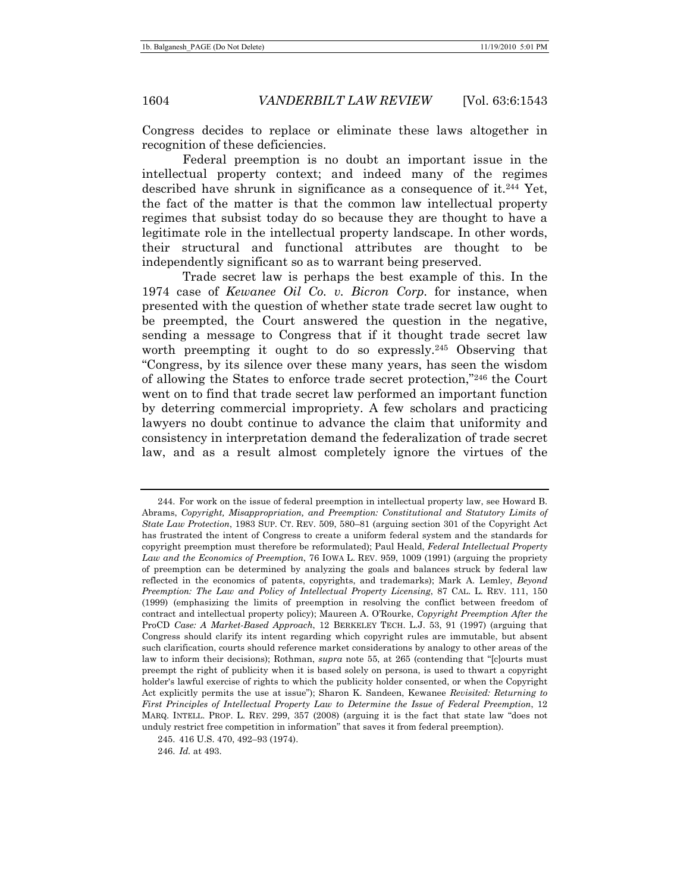Congress decides to replace or eliminate these laws altogether in recognition of these deficiencies.

Federal preemption is no doubt an important issue in the intellectual property context; and indeed many of the regimes described have shrunk in significance as a consequence of it.[244] Yet, the fact of the matter is that the common law intellectual property regimes that subsist today do so because they are thought to have a legitimate role in the intellectual property landscape. In other words, their structural and functional attributes are thought to be independently significant so as to warrant being preserved.

Trade secret law is perhaps the best example of this. In the 1974 case of *Kewanee Oil Co. v. Bicron Corp.* for instance, when presented with the question of whether state trade secret law ought to be preempted, the Court answered the question in the negative, sending a message to Congress that if it thought trade secret law worth preempting it ought to do so expressly.[245] Observing that "Congress, by its silence over these many years, has seen the wisdom of allowing the States to enforce trade secret protection,"[246] the Court went on to find that trade secret law performed an important function by deterring commercial impropriety. A few scholars and practicing lawyers no doubt continue to advance the claim that uniformity and consistency in interpretation demand the federalization of trade secret law, and as a result almost completely ignore the virtues of the

---

244. For work on the issue of federal preemption in intellectual property law, see Howard B. Abrams, *Copyright, Misappropriation, and Preemption: Constitutional and Statutory Limits of State Law Protection*, 1983 SUP. CT. REV. 509, 580–81 (arguing section 301 of the Copyright Act has frustrated the intent of Congress to create a uniform federal system and the standards for copyright preemption must therefore be reformulated); Paul Heald, *Federal Intellectual Property Law and the Economics of Preemption*, 76 IOWA L. REV. 959, 1009 (1991) (arguing the propriety of preemption can be determined by analyzing the goals and balances struck by federal law reflected in the economics of patents, copyrights, and trademarks); Mark A. Lemley, *Beyond Preemption: The Law and Policy of Intellectual Property Licensing*, 87 CAL. L. REV. 111, 150 (1999) (emphasizing the limits of preemption in resolving the conflict between freedom of contract and intellectual property policy); Maureen A. O'Rourke, *Copyright Preemption After the* ProCD *Case: A Market-Based Approach*, 12 BERKELEY TECH. L.J. 53, 91 (1997) (arguing that Congress should clarify its intent regarding which copyright rules are immutable, but absent such clarification, courts should reference market considerations by analogy to other areas of the law to inform their decisions); Rothman, *supra* note 55, at 265 (contending that "[c]ourts must preempt the right of publicity when it is based solely on persona, is used to thwart a copyright holder's lawful exercise of rights to which the publicity holder consented, or when the Copyright Act explicitly permits the use at issue"); Sharon K. Sandeen, Kewanee *Revisited: Returning to First Principles of Intellectual Property Law to Determine the Issue of Federal Preemption*, 12 MARQ. INTELL. PROP. L. REV. 299, 357 (2008) (arguing it is the fact that state law "does not unduly restrict free competition in information" that saves it from federal preemption).

245. 416 U.S. 470, 492–93 (1974).

246. *Id.* at 493.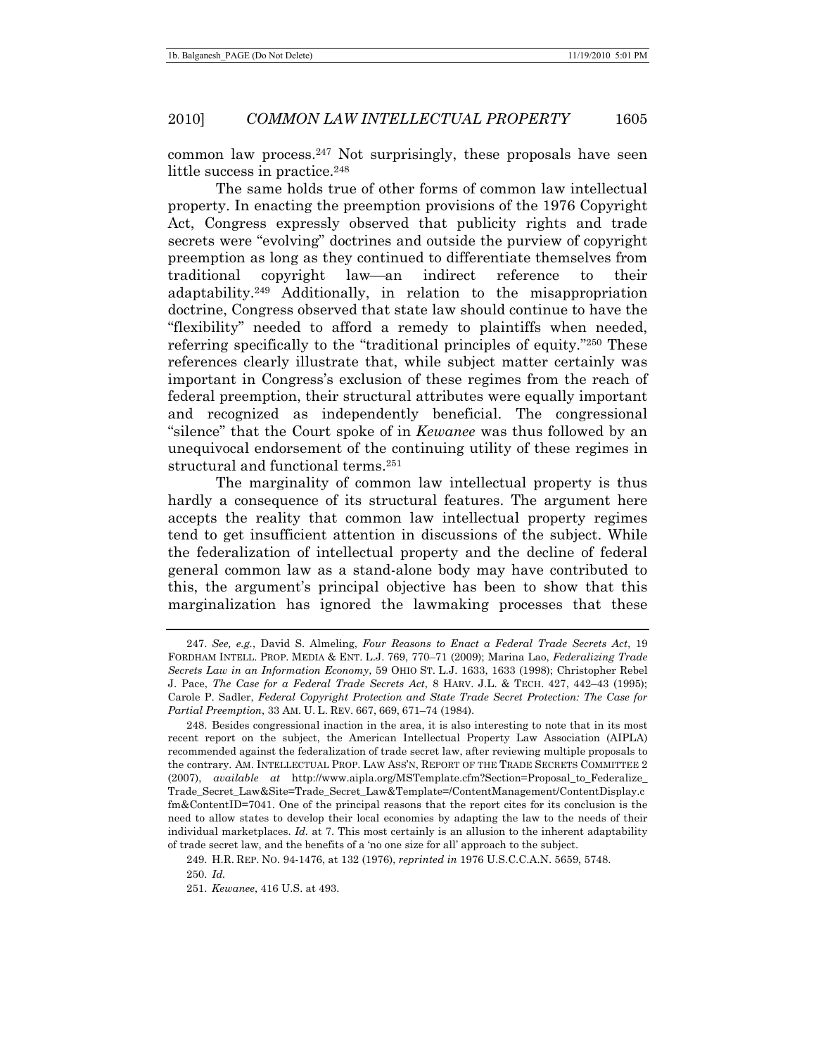common law process.[247] Not surprisingly, these proposals have seen little success in practice.[248]

The same holds true of other forms of common law intellectual property. In enacting the preemption provisions of the 1976 Copyright Act, Congress expressly observed that publicity rights and trade secrets were "evolving" doctrines and outside the purview of copyright preemption as long as they continued to differentiate themselves from traditional copyright law—an indirect reference to their adaptability.[249] Additionally, in relation to the misappropriation doctrine, Congress observed that state law should continue to have the "flexibility" needed to afford a remedy to plaintiffs when needed, referring specifically to the "traditional principles of equity."[250] These references clearly illustrate that, while subject matter certainly was important in Congress's exclusion of these regimes from the reach of federal preemption, their structural attributes were equally important and recognized as independently beneficial. The congressional "silence" that the Court spoke of in *Kewanee* was thus followed by an unequivocal endorsement of the continuing utility of these regimes in structural and functional terms.[251]

The marginality of common law intellectual property is thus hardly a consequence of its structural features. The argument here accepts the reality that common law intellectual property regimes tend to get insufficient attention in discussions of the subject. While the federalization of intellectual property and the decline of federal general common law as a stand-alone body may have contributed to this, the argument's principal objective has been to show that this marginalization has ignored the lawmaking processes that these

---

247. *See, e.g.*, David S. Almeling, *Four Reasons to Enact a Federal Trade Secrets Act*, 19 FORDHAM INTELL. PROP. MEDIA & ENT. L.J. 769, 770–71 (2009); Marina Lao, *Federalizing Trade Secrets Law in an Information Economy*, 59 OHIO ST. L.J. 1633, 1633 (1998); Christopher Rebel J. Pace, *The Case for a Federal Trade Secrets Act*, 8 HARV. J.L. & TECH. 427, 442–43 (1995); Carole P. Sadler, *Federal Copyright Protection and State Trade Secret Protection: The Case for Partial Preemption*, 33 AM. U. L. REV. 667, 669, 671–74 (1984).

248. Besides congressional inaction in the area, it is also interesting to note that in its most recent report on the subject, the American Intellectual Property Law Association (AIPLA) recommended against the federalization of trade secret law, after reviewing multiple proposals to the contrary. AM. INTELLECTUAL PROP. LAW ASS'N, REPORT OF THE TRADE SECRETS COMMITTEE 2 (2007), *available at* http://www.aipla.org/MSTemplate.cfm?Section=Proposal_to_Federalize_Trade_Secret_Law&Site=Trade_Secret_Law&Template=/ContentManagement/ContentDisplay.cfm&ContentID=7041. One of the principal reasons that the report cites for its conclusion is the need to allow states to develop their local economies by adapting the law to the needs of their individual marketplaces. *Id.* at 7. This most certainly is an allusion to the inherent adaptability of trade secret law, and the benefits of a 'no one size for all' approach to the subject.

249. H.R. REP. NO. 94-1476, at 132 (1976), *reprinted in* 1976 U.S.C.C.A.N. 5659, 5748.

250. *Id.*

251. *Kewanee*, 416 U.S. at 493.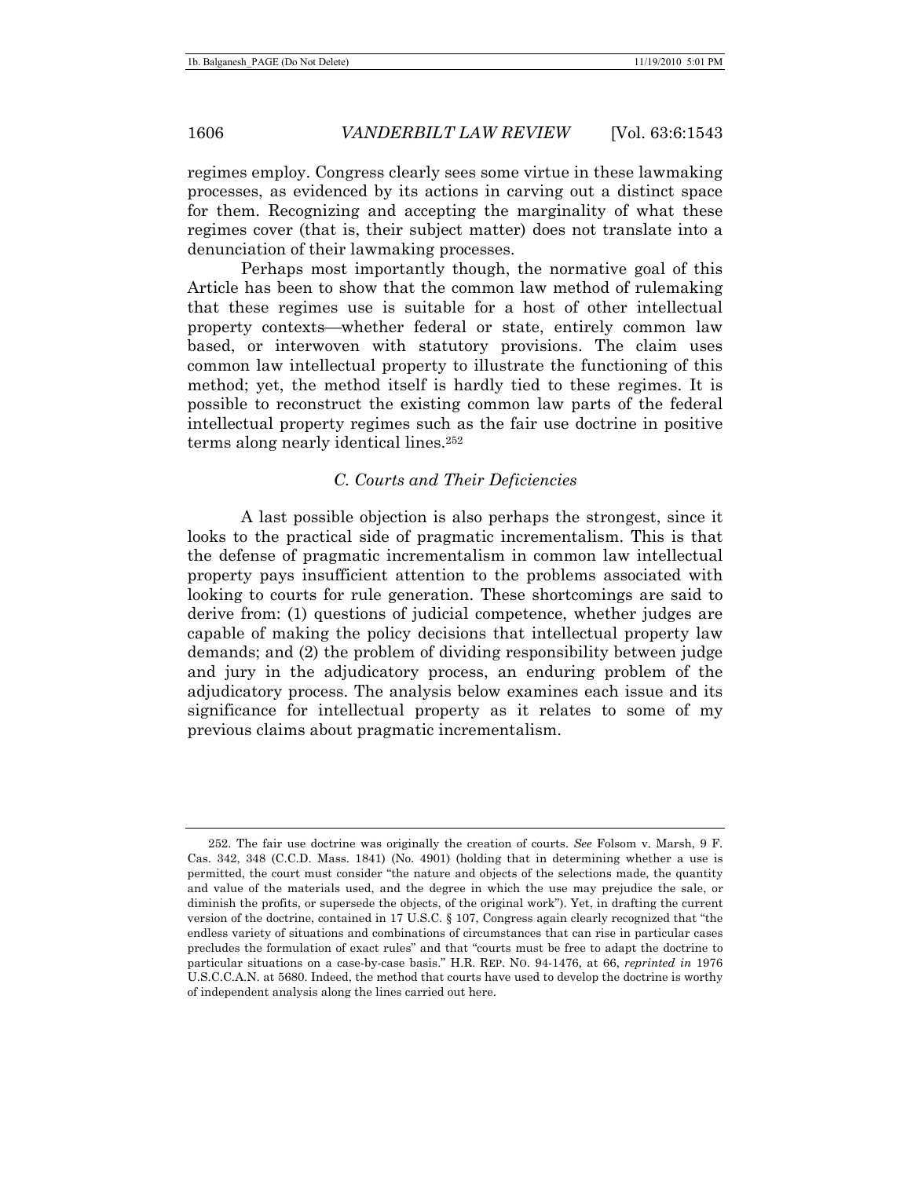regimes employ. Congress clearly sees some virtue in these lawmaking processes, as evidenced by its actions in carving out a distinct space for them. Recognizing and accepting the marginality of what these regimes cover (that is, their subject matter) does not translate into a denunciation of their lawmaking processes.

Perhaps most importantly though, the normative goal of this Article has been to show that the common law method of rulemaking that these regimes use is suitable for a host of other intellectual property contexts—whether federal or state, entirely common law based, or interwoven with statutory provisions. The claim uses common law intellectual property to illustrate the functioning of this method; yet, the method itself is hardly tied to these regimes. It is possible to reconstruct the existing common law parts of the federal intellectual property regimes such as the fair use doctrine in positive terms along nearly identical lines.[252]

### *C. Courts and Their Deficiencies*

A last possible objection is also perhaps the strongest, since it looks to the practical side of pragmatic incrementalism. This is that the defense of pragmatic incrementalism in common law intellectual property pays insufficient attention to the problems associated with looking to courts for rule generation. These shortcomings are said to derive from: (1) questions of judicial competence, whether judges are capable of making the policy decisions that intellectual property law demands; and (2) the problem of dividing responsibility between judge and jury in the adjudicatory process, an enduring problem of the adjudicatory process. The analysis below examines each issue and its significance for intellectual property as it relates to some of my previous claims about pragmatic incrementalism.

---

252. The fair use doctrine was originally the creation of courts. *See* Folsom v. Marsh, 9 F. Cas. 342, 348 (C.C.D. Mass. 1841) (No. 4901) (holding that in determining whether a use is permitted, the court must consider "the nature and objects of the selections made, the quantity and value of the materials used, and the degree in which the use may prejudice the sale, or diminish the profits, or supersede the objects, of the original work"). Yet, in drafting the current version of the doctrine, contained in 17 U.S.C. § 107, Congress again clearly recognized that "the endless variety of situations and combinations of circumstances that can rise in particular cases precludes the formulation of exact rules" and that "courts must be free to adapt the doctrine to particular situations on a case-by-case basis." H.R. REP. NO. 94-1476, at 66, *reprinted in* 1976 U.S.C.C.A.N. at 5680. Indeed, the method that courts have used to develop the doctrine is worthy of independent analysis along the lines carried out here.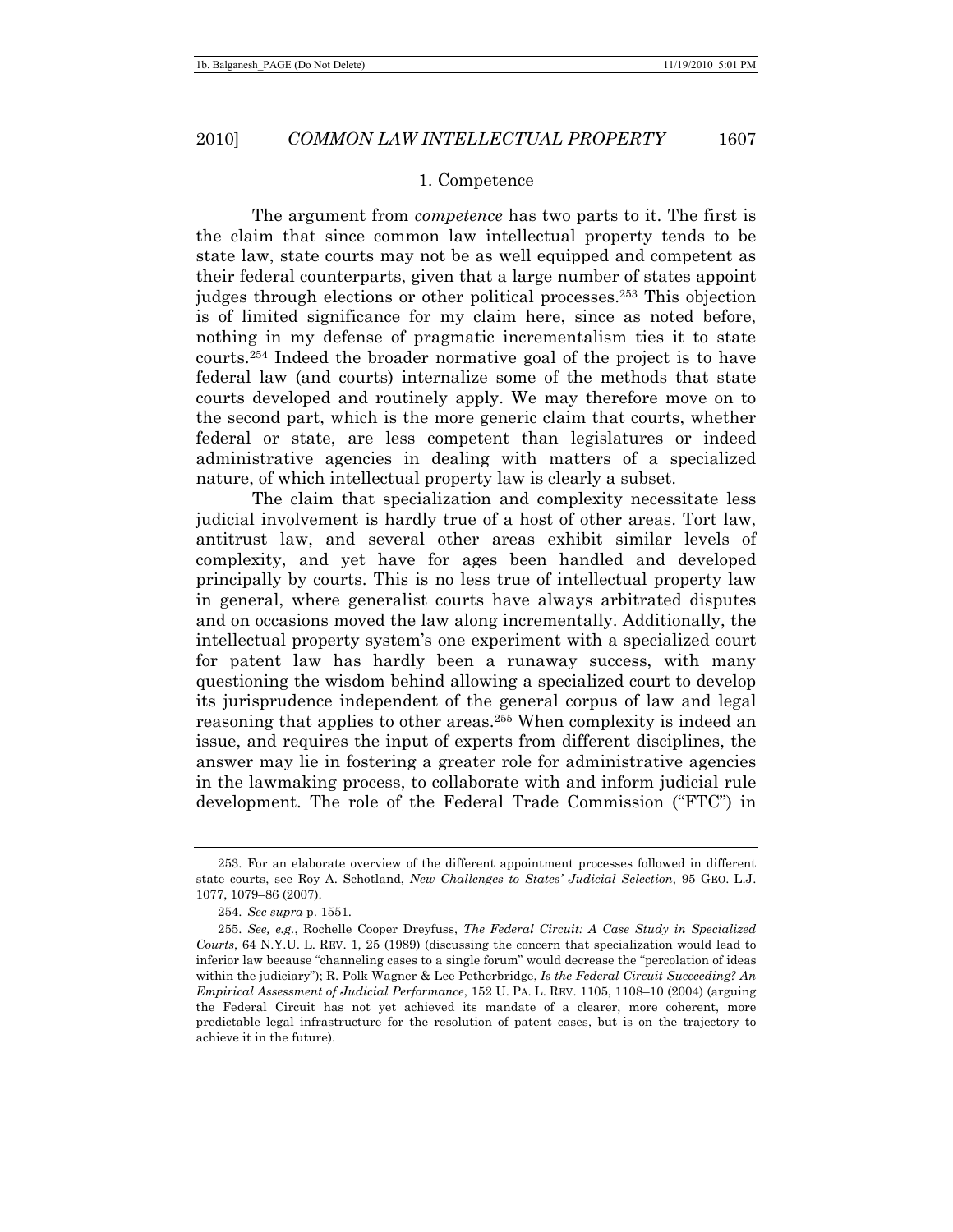### 1. Competence

The argument from *competence* has two parts to it. The first is the claim that since common law intellectual property tends to be state law, state courts may not be as well equipped and competent as their federal counterparts, given that a large number of states appoint judges through elections or other political processes.[253] This objection is of limited significance for my claim here, since as noted before, nothing in my defense of pragmatic incrementalism ties it to state courts.[254] Indeed the broader normative goal of the project is to have federal law (and courts) internalize some of the methods that state courts developed and routinely apply. We may therefore move on to the second part, which is the more generic claim that courts, whether federal or state, are less competent than legislatures or indeed administrative agencies in dealing with matters of a specialized nature, of which intellectual property law is clearly a subset.

The claim that specialization and complexity necessitate less judicial involvement is hardly true of a host of other areas. Tort law, antitrust law, and several other areas exhibit similar levels of complexity, and yet have for ages been handled and developed principally by courts. This is no less true of intellectual property law in general, where generalist courts have always arbitrated disputes and on occasions moved the law along incrementally. Additionally, the intellectual property system's one experiment with a specialized court for patent law has hardly been a runaway success, with many questioning the wisdom behind allowing a specialized court to develop its jurisprudence independent of the general corpus of law and legal reasoning that applies to other areas.[255] When complexity is indeed an issue, and requires the input of experts from different disciplines, the answer may lie in fostering a greater role for administrative agencies in the lawmaking process, to collaborate with and inform judicial rule development. The role of the Federal Trade Commission ("FTC") in

---

253. For an elaborate overview of the different appointment processes followed in different state courts, see Roy A. Schotland, *New Challenges to States' Judicial Selection*, 95 GEO. L.J. 1077, 1079–86 (2007).

254. *See supra* p. 1551.

255. *See, e.g.*, Rochelle Cooper Dreyfuss, *The Federal Circuit: A Case Study in Specialized Courts*, 64 N.Y.U. L. REV. 1, 25 (1989) (discussing the concern that specialization would lead to inferior law because "channeling cases to a single forum" would decrease the "percolation of ideas within the judiciary"); R. Polk Wagner & Lee Petherbridge, *Is the Federal Circuit Succeeding? An Empirical Assessment of Judicial Performance*, 152 U. PA. L. REV. 1105, 1108–10 (2004) (arguing the Federal Circuit has not yet achieved its mandate of a clearer, more coherent, more predictable legal infrastructure for the resolution of patent cases, but is on the trajectory to achieve it in the future).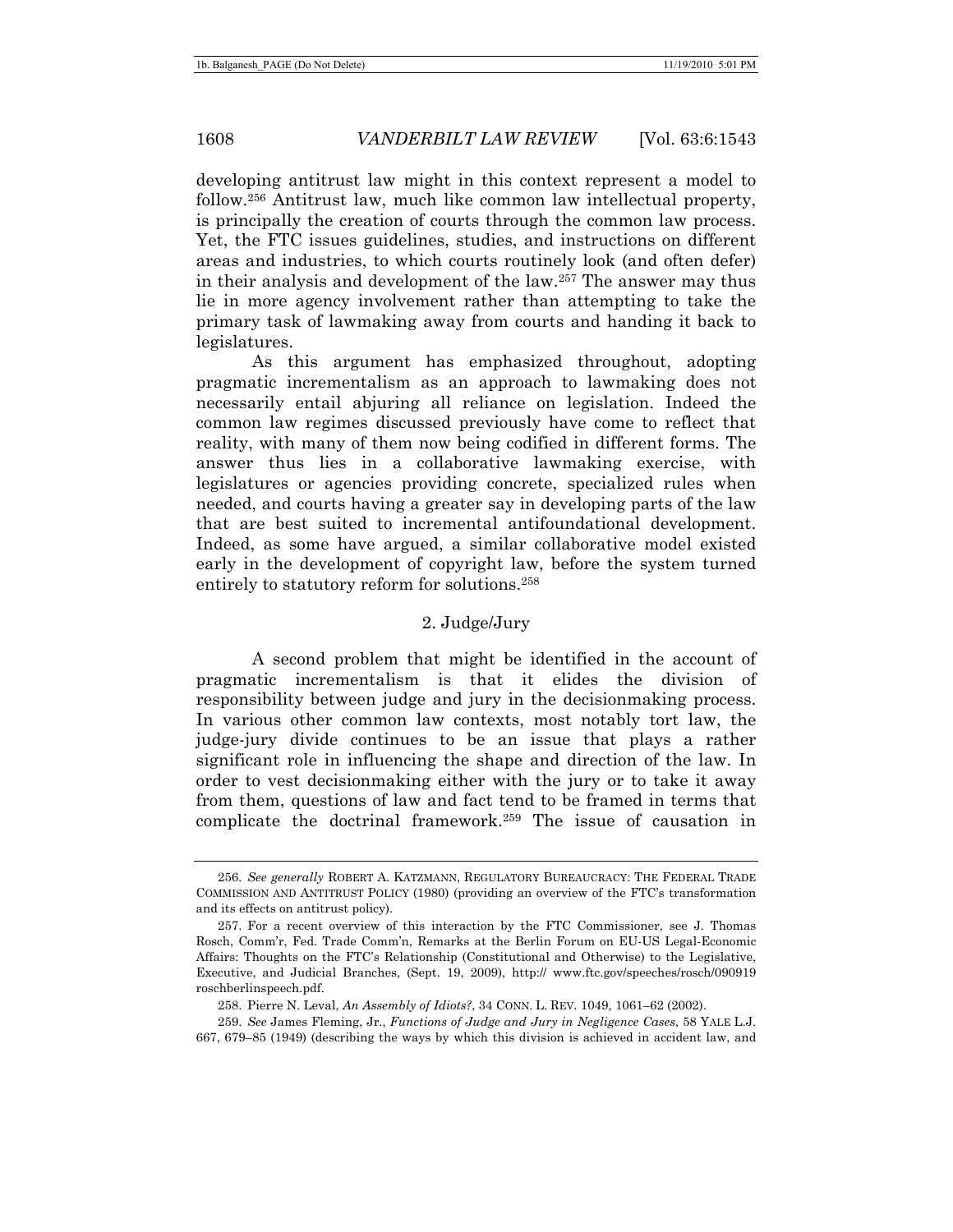developing antitrust law might in this context represent a model to follow.[256] Antitrust law, much like common law intellectual property, is principally the creation of courts through the common law process. Yet, the FTC issues guidelines, studies, and instructions on different areas and industries, to which courts routinely look (and often defer) in their analysis and development of the law.[257] The answer may thus lie in more agency involvement rather than attempting to take the primary task of lawmaking away from courts and handing it back to legislatures.

As this argument has emphasized throughout, adopting pragmatic incrementalism as an approach to lawmaking does not necessarily entail abjuring all reliance on legislation. Indeed the common law regimes discussed previously have come to reflect that reality, with many of them now being codified in different forms. The answer thus lies in a collaborative lawmaking exercise, with legislatures or agencies providing concrete, specialized rules when needed, and courts having a greater say in developing parts of the law that are best suited to incremental antifoundational development. Indeed, as some have argued, a similar collaborative model existed early in the development of copyright law, before the system turned entirely to statutory reform for solutions.[258]

### 2. Judge/Jury

A second problem that might be identified in the account of pragmatic incrementalism is that it elides the division of responsibility between judge and jury in the decisionmaking process. In various other common law contexts, most notably tort law, the judge-jury divide continues to be an issue that plays a rather significant role in influencing the shape and direction of the law. In order to vest decisionmaking either with the jury or to take it away from them, questions of law and fact tend to be framed in terms that complicate the doctrinal framework.[259] The issue of causation in

---

256. *See generally* ROBERT A. KATZMANN, REGULATORY BUREAUCRACY: THE FEDERAL TRADE COMMISSION AND ANTITRUST POLICY (1980) (providing an overview of the FTC's transformation and its effects on antitrust policy).

257. For a recent overview of this interaction by the FTC Commissioner, see J. Thomas Rosch, Comm'r, Fed. Trade Comm'n, Remarks at the Berlin Forum on EU-US Legal-Economic Affairs: Thoughts on the FTC's Relationship (Constitutional and Otherwise) to the Legislative, Executive, and Judicial Branches, (Sept. 19, 2009), http:// www.ftc.gov/speeches/rosch/090919 roschberlinspeech.pdf.

258. Pierre N. Leval, *An Assembly of Idiots?*, 34 CONN. L. REV. 1049, 1061–62 (2002).

259. *See* James Fleming, Jr., *Functions of Judge and Jury in Negligence Cases*, 58 YALE L.J. 667, 679–85 (1949) (describing the ways by which this division is achieved in accident law, and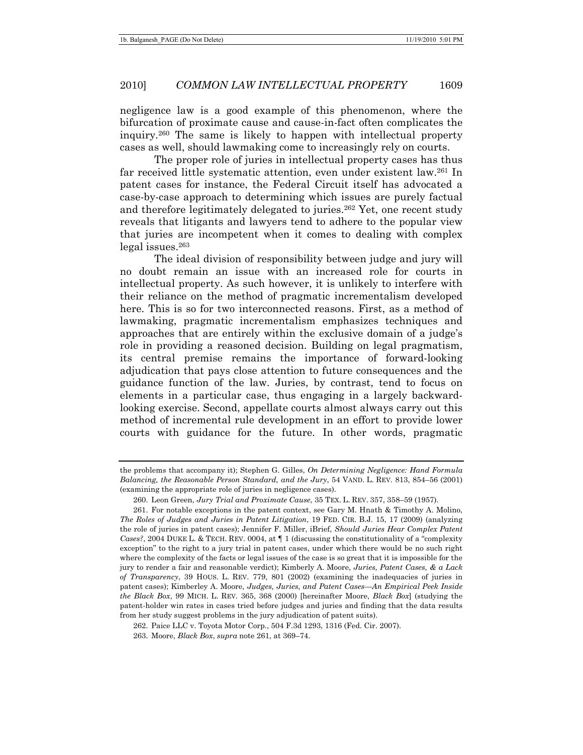negligence law is a good example of this phenomenon, where the bifurcation of proximate cause and cause-in-fact often complicates the inquiry.[260] The same is likely to happen with intellectual property cases as well, should lawmaking come to increasingly rely on courts.

The proper role of juries in intellectual property cases has thus far received little systematic attention, even under existent law.[261] In patent cases for instance, the Federal Circuit itself has advocated a case-by-case approach to determining which issues are purely factual and therefore legitimately delegated to juries.[262] Yet, one recent study reveals that litigants and lawyers tend to adhere to the popular view that juries are incompetent when it comes to dealing with complex legal issues.[263]

The ideal division of responsibility between judge and jury will no doubt remain an issue with an increased role for courts in intellectual property. As such however, it is unlikely to interfere with their reliance on the method of pragmatic incrementalism developed here. This is so for two interconnected reasons. First, as a method of lawmaking, pragmatic incrementalism emphasizes techniques and approaches that are entirely within the exclusive domain of a judge's role in providing a reasoned decision. Building on legal pragmatism, its central premise remains the importance of forward-looking adjudication that pays close attention to future consequences and the guidance function of the law. Juries, by contrast, tend to focus on elements in a particular case, thus engaging in a largely backward-looking exercise. Second, appellate courts almost always carry out this method of incremental rule development in an effort to provide lower courts with guidance for the future. In other words, pragmatic

---

the problems that accompany it); Stephen G. Gilles, *On Determining Negligence: Hand Formula Balancing, the Reasonable Person Standard, and the Jury*, 54 VAND. L. REV. 813, 854–56 (2001) (examining the appropriate role of juries in negligence cases).

260. Leon Green, *Jury Trial and Proximate Cause*, 35 TEX. L. REV. 357, 358–59 (1957).

261. For notable exceptions in the patent context, see Gary M. Hnath & Timothy A. Molino, *The Roles of Judges and Juries in Patent Litigation*, 19 FED. CIR. B.J. 15, 17 (2009) (analyzing the role of juries in patent cases); Jennifer F. Miller, iBrief, *Should Juries Hear Complex Patent Cases?*, 2004 DUKE L. & TECH. REV. 0004, at ¶ 1 (discussing the constitutionality of a "complexity exception" to the right to a jury trial in patent cases, under which there would be no such right where the complexity of the facts or legal issues of the case is so great that it is impossible for the jury to render a fair and reasonable verdict); Kimberly A. Moore, *Juries, Patent Cases, & a Lack of Transparency*, 39 HOUS. L. REV. 779, 801 (2002) (examining the inadequacies of juries in patent cases); Kimberley A. Moore, *Judges, Juries, and Patent Cases—An Empirical Peek Inside the Black Box*, 99 MICH. L. REV. 365, 368 (2000) [hereinafter Moore, *Black Box*] (studying the patent-holder win rates in cases tried before judges and juries and finding that the data results from her study suggest problems in the jury adjudication of patent suits).

262. Paice LLC v. Toyota Motor Corp., 504 F.3d 1293, 1316 (Fed. Cir. 2007).

263. Moore, *Black Box*, *supra* note 261, at 369–74.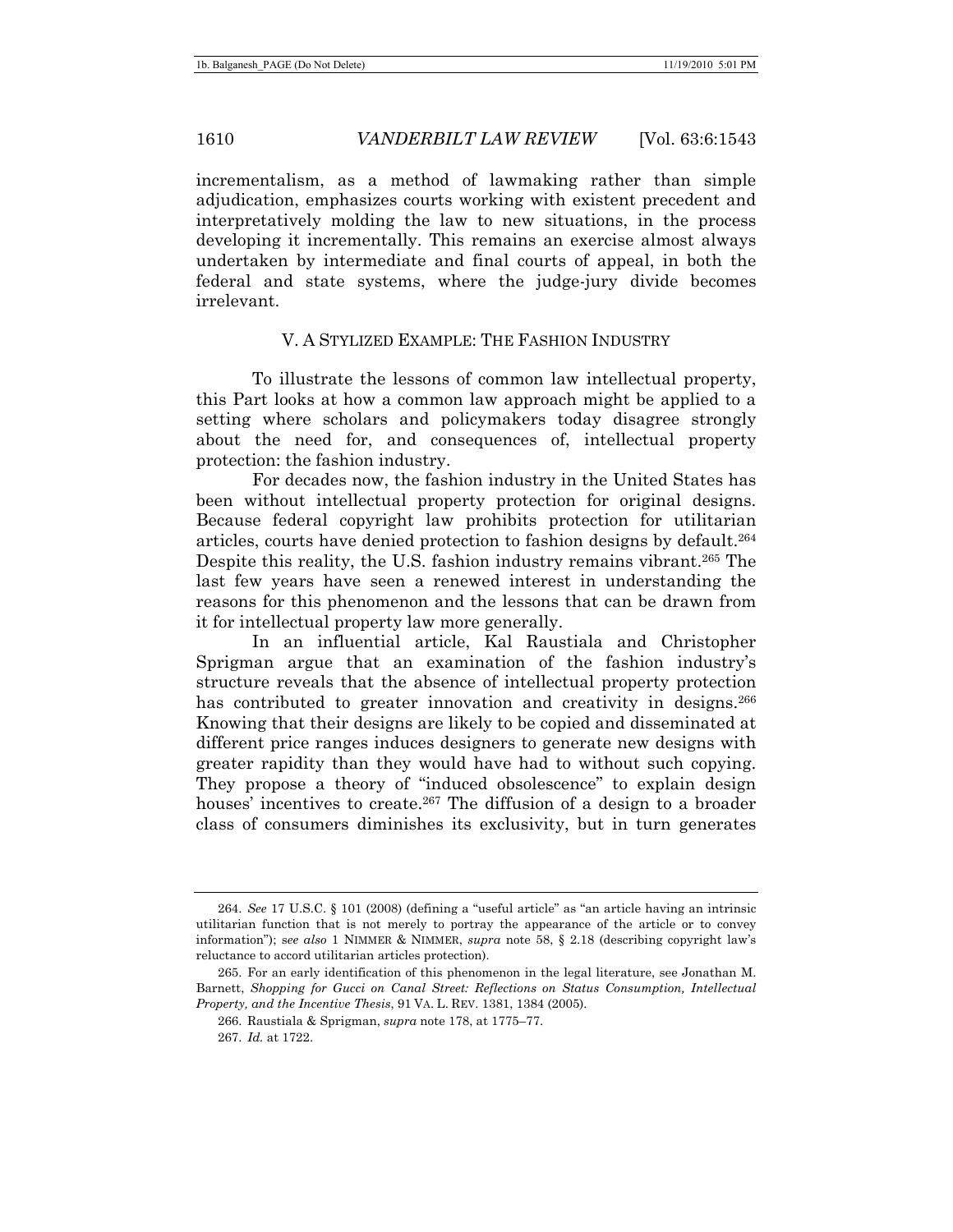incrementalism, as a method of lawmaking rather than simple adjudication, emphasizes courts working with existent precedent and interpretatively molding the law to new situations, in the process developing it incrementally. This remains an exercise almost always undertaken by intermediate and final courts of appeal, in both the federal and state systems, where the judge-jury divide becomes irrelevant.

## V. A STYLIZED EXAMPLE: THE FASHION INDUSTRY

To illustrate the lessons of common law intellectual property, this Part looks at how a common law approach might be applied to a setting where scholars and policymakers today disagree strongly about the need for, and consequences of, intellectual property protection: the fashion industry.

For decades now, the fashion industry in the United States has been without intellectual property protection for original designs. Because federal copyright law prohibits protection for utilitarian articles, courts have denied protection to fashion designs by default.[264] Despite this reality, the U.S. fashion industry remains vibrant.[265] The last few years have seen a renewed interest in understanding the reasons for this phenomenon and the lessons that can be drawn from it for intellectual property law more generally.

In an influential article, Kal Raustiala and Christopher Sprigman argue that an examination of the fashion industry's structure reveals that the absence of intellectual property protection has contributed to greater innovation and creativity in designs.[266] Knowing that their designs are likely to be copied and disseminated at different price ranges induces designers to generate new designs with greater rapidity than they would have had to without such copying. They propose a theory of "induced obsolescence" to explain design houses' incentives to create.[267] The diffusion of a design to a broader class of consumers diminishes its exclusivity, but in turn generates

---

264. *See* 17 U.S.C. § 101 (2008) (defining a "useful article" as "an article having an intrinsic utilitarian function that is not merely to portray the appearance of the article or to convey information"); *see also* 1 NIMMER & NIMMER, *supra* note 58, § 2.18 (describing copyright law's reluctance to accord utilitarian articles protection).

265. For an early identification of this phenomenon in the legal literature, see Jonathan M. Barnett, *Shopping for Gucci on Canal Street: Reflections on Status Consumption, Intellectual Property, and the Incentive Thesis*, 91 VA. L. REV. 1381, 1384 (2005).

266. Raustiala & Sprigman, *supra* note 178, at 1775–77.

267. *Id.* at 1722.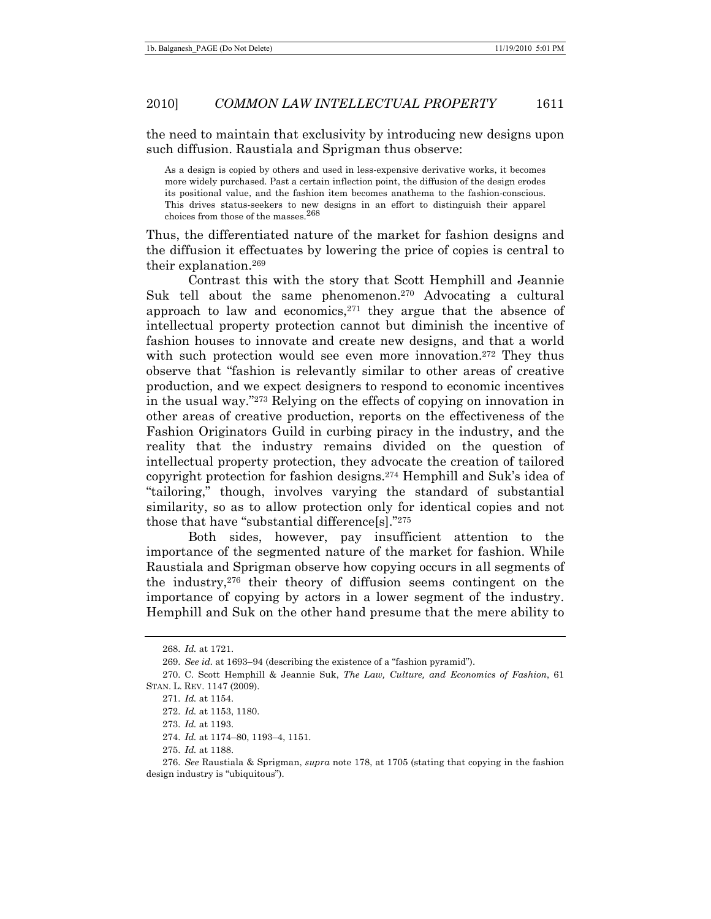the need to maintain that exclusivity by introducing new designs upon such diffusion. Raustiala and Sprigman thus observe:

> As a design is copied by others and used in less-expensive derivative works, it becomes more widely purchased. Past a certain inflection point, the diffusion of the design erodes its positional value, and the fashion item becomes anathema to the fashion-conscious. This drives status-seekers to new designs in an effort to distinguish their apparel choices from those of the masses.[268]

Thus, the differentiated nature of the market for fashion designs and the diffusion it effectuates by lowering the price of copies is central to their explanation.[269]

Contrast this with the story that Scott Hemphill and Jeannie Suk tell about the same phenomenon.[270] Advocating a cultural approach to law and economics,[271] they argue that the absence of intellectual property protection cannot but diminish the incentive of fashion houses to innovate and create new designs, and that a world with such protection would see even more innovation.[272] They thus observe that "fashion is relevantly similar to other areas of creative production, and we expect designers to respond to economic incentives in the usual way."[273] Relying on the effects of copying on innovation in other areas of creative production, reports on the effectiveness of the Fashion Originators Guild in curbing piracy in the industry, and the reality that the industry remains divided on the question of intellectual property protection, they advocate the creation of tailored copyright protection for fashion designs.[274] Hemphill and Suk's idea of "tailoring," though, involves varying the standard of substantial similarity, so as to allow protection only for identical copies and not those that have "substantial difference[s]."[275]

Both sides, however, pay insufficient attention to the importance of the segmented nature of the market for fashion. While Raustiala and Sprigman observe how copying occurs in all segments of the industry,[276] their theory of diffusion seems contingent on the importance of copying by actors in a lower segment of the industry. Hemphill and Suk on the other hand presume that the mere ability to

---

268. *Id.* at 1721.

269. *See id.* at 1693–94 (describing the existence of a "fashion pyramid").

270. C. Scott Hemphill & Jeannie Suk, *The Law, Culture, and Economics of Fashion*, 61 STAN. L. REV. 1147 (2009).

271. *Id.* at 1154.

272. *Id.* at 1153, 1180.

273. *Id.* at 1193.

274. *Id.* at 1174–80, 1193–4, 1151.

275. *Id.* at 1188.

276. *See* Raustiala & Sprigman, *supra* note 178, at 1705 (stating that copying in the fashion design industry is "ubiquitous").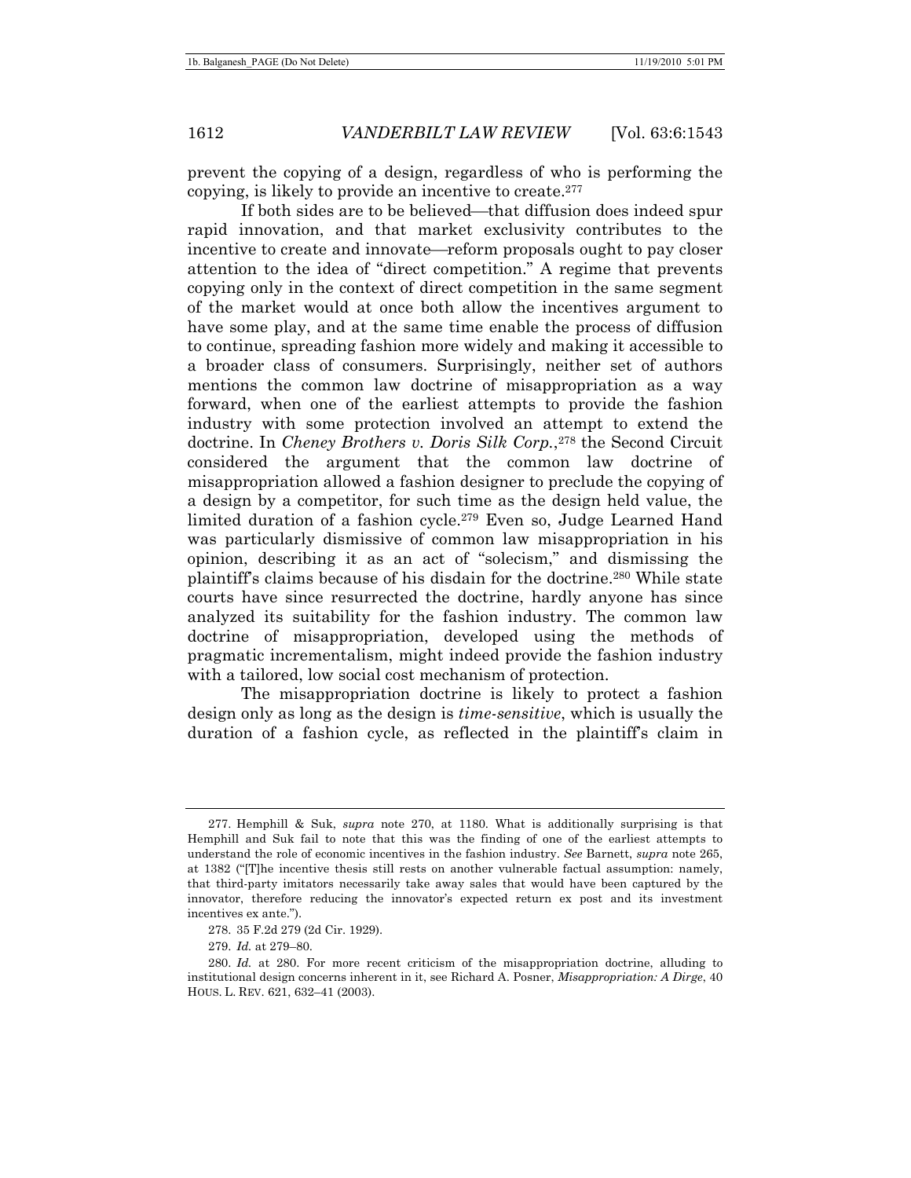prevent the copying of a design, regardless of who is performing the copying, is likely to provide an incentive to create.[277]

If both sides are to be believed—that diffusion does indeed spur rapid innovation, and that market exclusivity contributes to the incentive to create and innovate—reform proposals ought to pay closer attention to the idea of "direct competition." A regime that prevents copying only in the context of direct competition in the same segment of the market would at once both allow the incentives argument to have some play, and at the same time enable the process of diffusion to continue, spreading fashion more widely and making it accessible to a broader class of consumers. Surprisingly, neither set of authors mentions the common law doctrine of misappropriation as a way forward, when one of the earliest attempts to provide the fashion industry with some protection involved an attempt to extend the doctrine. In *Cheney Brothers v. Doris Silk Corp.*,[278] the Second Circuit considered the argument that the common law doctrine of misappropriation allowed a fashion designer to preclude the copying of a design by a competitor, for such time as the design held value, the limited duration of a fashion cycle.[279] Even so, Judge Learned Hand was particularly dismissive of common law misappropriation in his opinion, describing it as an act of "solecism," and dismissing the plaintiff's claims because of his disdain for the doctrine.[280] While state courts have since resurrected the doctrine, hardly anyone has since analyzed its suitability for the fashion industry. The common law doctrine of misappropriation, developed using the methods of pragmatic incrementalism, might indeed provide the fashion industry with a tailored, low social cost mechanism of protection.

The misappropriation doctrine is likely to protect a fashion design only as long as the design is *time-sensitive*, which is usually the duration of a fashion cycle, as reflected in the plaintiff's claim in

---

277. Hemphill & Suk, *supra* note 270, at 1180. What is additionally surprising is that Hemphill and Suk fail to note that this was the finding of one of the earliest attempts to understand the role of economic incentives in the fashion industry. *See* Barnett, *supra* note 265, at 1382 ("[T]he incentive thesis still rests on another vulnerable factual assumption: namely, that third-party imitators necessarily take away sales that would have been captured by the innovator, therefore reducing the innovator's expected return ex post and its investment incentives ex ante.").

278. 35 F.2d 279 (2d Cir. 1929).

279. *Id.* at 279–80.

280. *Id.* at 280. For more recent criticism of the misappropriation doctrine, alluding to institutional design concerns inherent in it, see Richard A. Posner, *Misappropriation: A Dirge*, 40 HOUS. L. REV. 621, 632–41 (2003).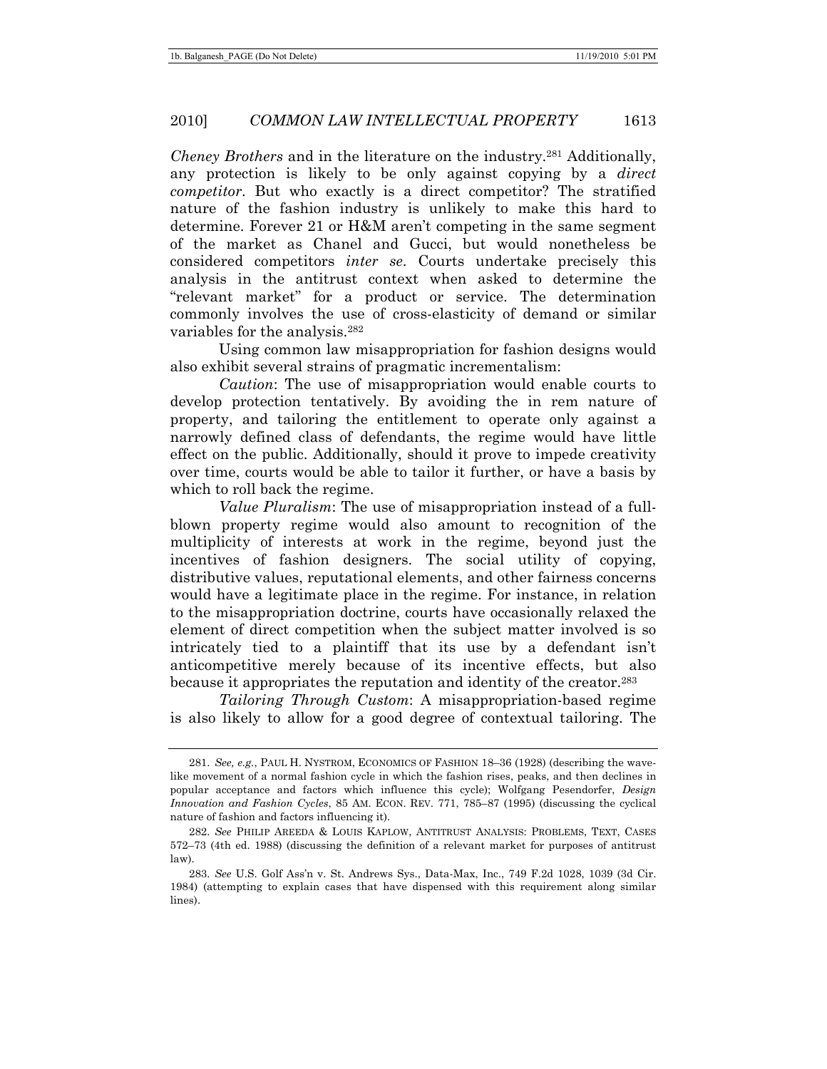*Cheney Brothers* and in the literature on the industry.[281] Additionally, any protection is likely to be only against copying by a *direct competitor*. But who exactly is a direct competitor? The stratified nature of the fashion industry is unlikely to make this hard to determine. Forever 21 or H&M aren't competing in the same segment of the market as Chanel and Gucci, but would nonetheless be considered competitors *inter se*. Courts undertake precisely this analysis in the antitrust context when asked to determine the "relevant market" for a product or service. The determination commonly involves the use of cross-elasticity of demand or similar variables for the analysis.[282]

Using common law misappropriation for fashion designs would also exhibit several strains of pragmatic incrementalism:

*Caution*: The use of misappropriation would enable courts to develop protection tentatively. By avoiding the in rem nature of property, and tailoring the entitlement to operate only against a narrowly defined class of defendants, the regime would have little effect on the public. Additionally, should it prove to impede creativity over time, courts would be able to tailor it further, or have a basis by which to roll back the regime.

*Value Pluralism*: The use of misappropriation instead of a full-blown property regime would also amount to recognition of the multiplicity of interests at work in the regime, beyond just the incentives of fashion designers. The social utility of copying, distributive values, reputational elements, and other fairness concerns would have a legitimate place in the regime. For instance, in relation to the misappropriation doctrine, courts have occasionally relaxed the element of direct competition when the subject matter involved is so intricately tied to a plaintiff that its use by a defendant isn't anticompetitive merely because of its incentive effects, but also because it appropriates the reputation and identity of the creator.[283]

*Tailoring Through Custom*: A misappropriation-based regime is also likely to allow for a good degree of contextual tailoring. The

---

281. *See, e.g.*, PAUL H. NYSTROM, ECONOMICS OF FASHION 18–36 (1928) (describing the wave-like movement of a normal fashion cycle in which the fashion rises, peaks, and then declines in popular acceptance and factors which influence this cycle); Wolfgang Pesendorfer, *Design Innovation and Fashion Cycles*, 85 AM. ECON. REV. 771, 785–87 (1995) (discussing the cyclical nature of fashion and factors influencing it).

282. *See* PHILIP AREEDA & LOUIS KAPLOW, ANTITRUST ANALYSIS: PROBLEMS, TEXT, CASES 572–73 (4th ed. 1988) (discussing the definition of a relevant market for purposes of antitrust law).

283. *See* U.S. Golf Ass'n v. St. Andrews Sys., Data-Max, Inc., 749 F.2d 1028, 1039 (3d Cir. 1984) (attempting to explain cases that have dispensed with this requirement along similar lines).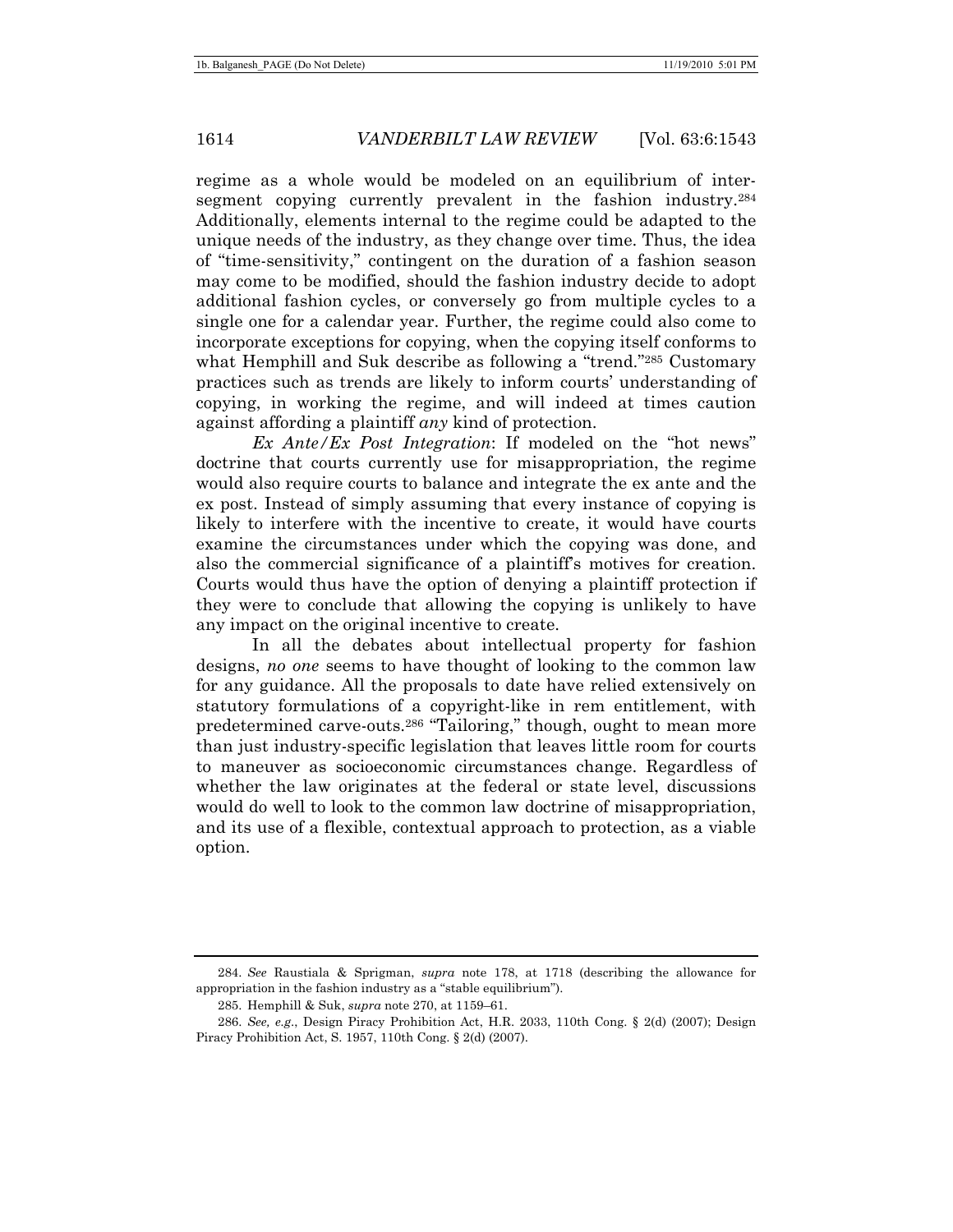regime as a whole would be modeled on an equilibrium of inter-segment copying currently prevalent in the fashion industry.[284] Additionally, elements internal to the regime could be adapted to the unique needs of the industry, as they change over time. Thus, the idea of "time-sensitivity," contingent on the duration of a fashion season may come to be modified, should the fashion industry decide to adopt additional fashion cycles, or conversely go from multiple cycles to a single one for a calendar year. Further, the regime could also come to incorporate exceptions for copying, when the copying itself conforms to what Hemphill and Suk describe as following a "trend."[285] Customary practices such as trends are likely to inform courts' understanding of copying, in working the regime, and will indeed at times caution against affording a plaintiff *any* kind of protection.

*Ex Ante/Ex Post Integration*: If modeled on the "hot news" doctrine that courts currently use for misappropriation, the regime would also require courts to balance and integrate the ex ante and the ex post. Instead of simply assuming that every instance of copying is likely to interfere with the incentive to create, it would have courts examine the circumstances under which the copying was done, and also the commercial significance of a plaintiff's motives for creation. Courts would thus have the option of denying a plaintiff protection if they were to conclude that allowing the copying is unlikely to have any impact on the original incentive to create.

In all the debates about intellectual property for fashion designs, *no one* seems to have thought of looking to the common law for any guidance. All the proposals to date have relied extensively on statutory formulations of a copyright-like in rem entitlement, with predetermined carve-outs.[286] "Tailoring," though, ought to mean more than just industry-specific legislation that leaves little room for courts to maneuver as socioeconomic circumstances change. Regardless of whether the law originates at the federal or state level, discussions would do well to look to the common law doctrine of misappropriation, and its use of a flexible, contextual approach to protection, as a viable option.

---

284. *See* Raustiala & Sprigman, *supra* note 178, at 1718 (describing the allowance for appropriation in the fashion industry as a "stable equilibrium").

285. Hemphill & Suk, *supra* note 270, at 1159–61.

286. *See, e.g.*, Design Piracy Prohibition Act, H.R. 2033, 110th Cong. § 2(d) (2007); Design Piracy Prohibition Act, S. 1957, 110th Cong. § 2(d) (2007).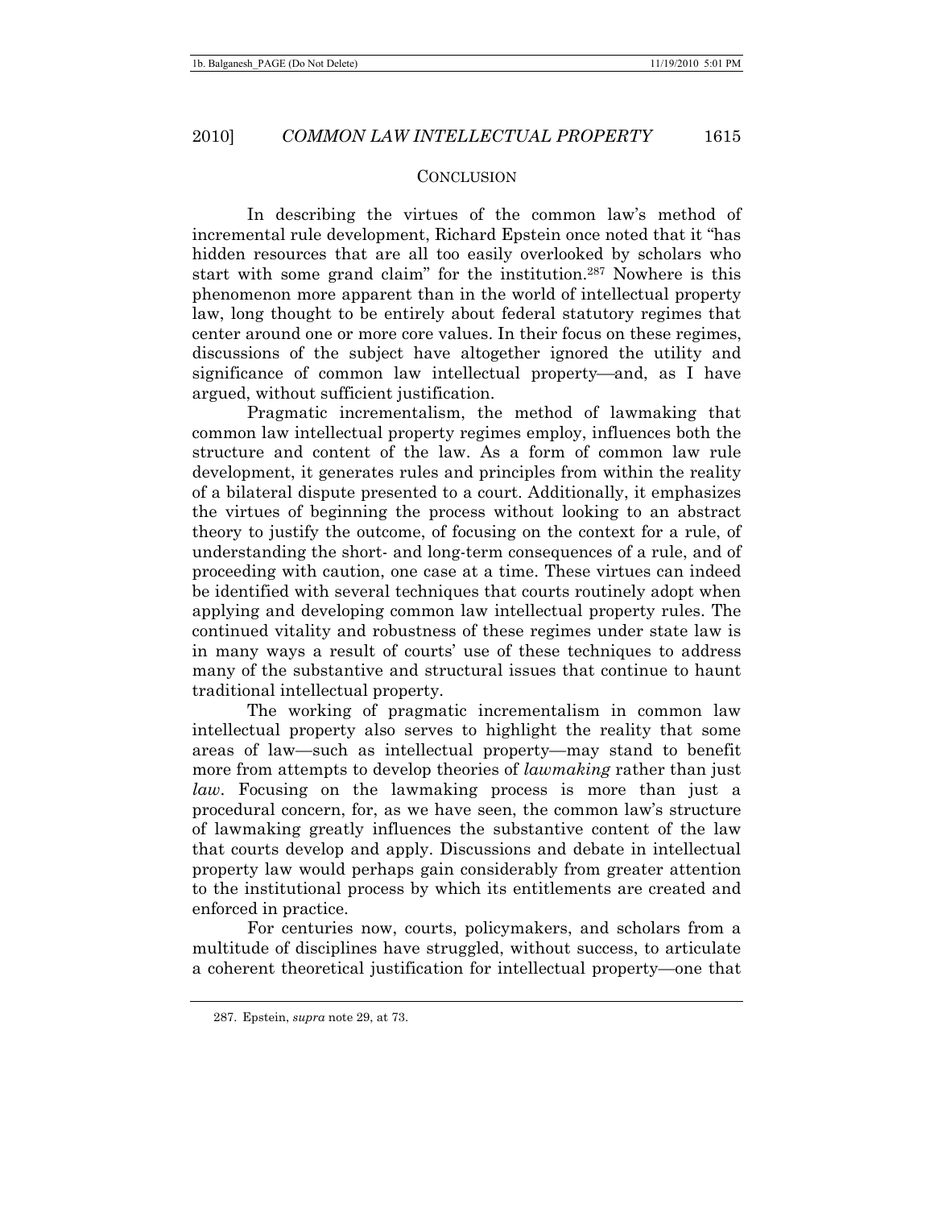## Conclusion

In describing the virtues of the common law's method of incremental rule development, Richard Epstein once noted that it "has hidden resources that are all too easily overlooked by scholars who start with some grand claim" for the institution.[287] Nowhere is this phenomenon more apparent than in the world of intellectual property law, long thought to be entirely about federal statutory regimes that center around one or more core values. In their focus on these regimes, discussions of the subject have altogether ignored the utility and significance of common law intellectual property—and, as I have argued, without sufficient justification.

Pragmatic incrementalism, the method of lawmaking that common law intellectual property regimes employ, influences both the structure and content of the law. As a form of common law rule development, it generates rules and principles from within the reality of a bilateral dispute presented to a court. Additionally, it emphasizes the virtues of beginning the process without looking to an abstract theory to justify the outcome, of focusing on the context for a rule, of understanding the short- and long-term consequences of a rule, and of proceeding with caution, one case at a time. These virtues can indeed be identified with several techniques that courts routinely adopt when applying and developing common law intellectual property rules. The continued vitality and robustness of these regimes under state law is in many ways a result of courts' use of these techniques to address many of the substantive and structural issues that continue to haunt traditional intellectual property.

The working of pragmatic incrementalism in common law intellectual property also serves to highlight the reality that some areas of law—such as intellectual property—may stand to benefit more from attempts to develop theories of *lawmaking* rather than just *law*. Focusing on the lawmaking process is more than just a procedural concern, for, as we have seen, the common law's structure of lawmaking greatly influences the substantive content of the law that courts develop and apply. Discussions and debate in intellectual property law would perhaps gain considerably from greater attention to the institutional process by which its entitlements are created and enforced in practice.

For centuries now, courts, policymakers, and scholars from a multitude of disciplines have struggled, without success, to articulate a coherent theoretical justification for intellectual property—one that

287. Epstein, *supra* note 29, at 73.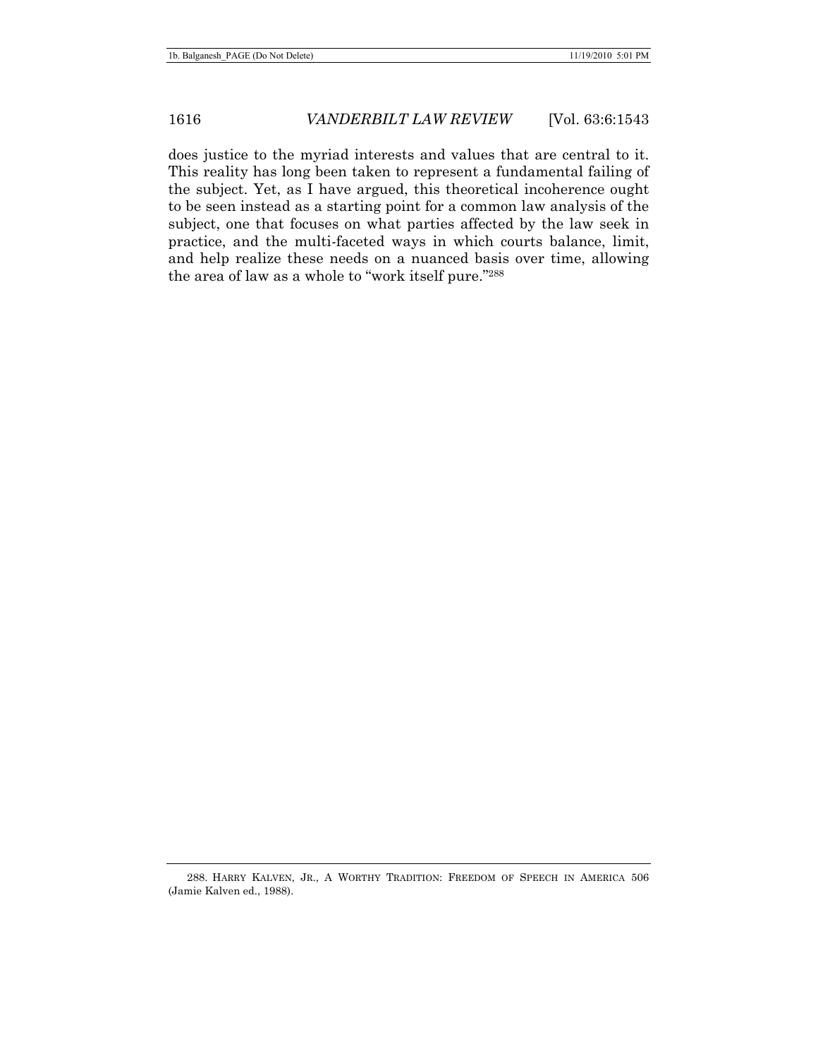does justice to the myriad interests and values that are central to it. This reality has long been taken to represent a fundamental failing of the subject. Yet, as I have argued, this theoretical incoherence ought to be seen instead as a starting point for a common law analysis of the subject, one that focuses on what parties affected by the law seek in practice, and the multi-faceted ways in which courts balance, limit, and help realize these needs on a nuanced basis over time, allowing the area of law as a whole to "work itself pure."[288]

---

288. HARRY KALVEN, JR., A WORTHY TRADITION: FREEDOM OF SPEECH IN AMERICA 506 (Jamie Kalven ed., 1988).